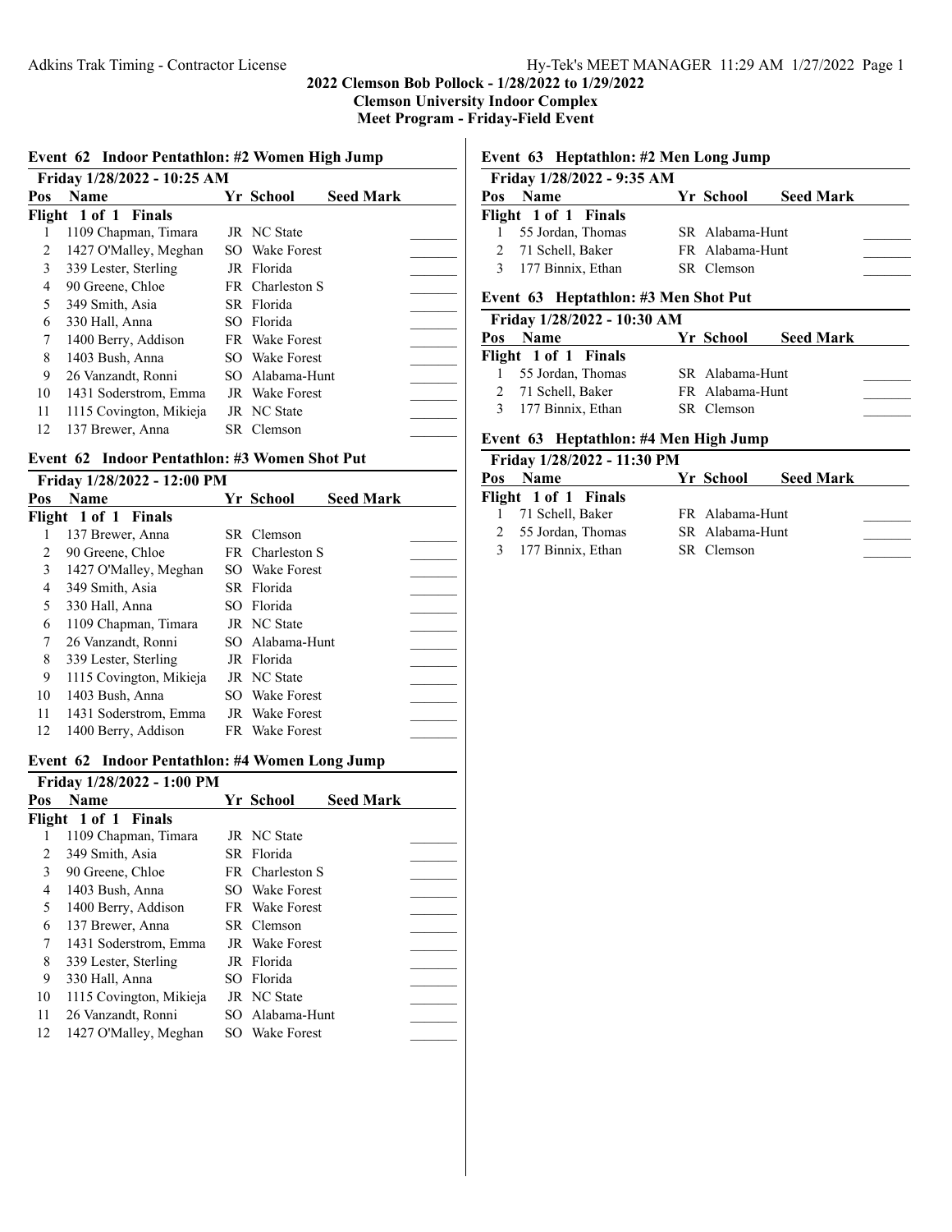# 2022 Clemson Bob Pollock - 1/28/2022 to 1/29/2022

**Clemson University Indoor Complex**

**Meet Program - Friday-Field Event**

## Event 62 Indoor Pentathlon: #2 Women High Jump

**Friday 1/28/2022 - 10:25 AM**

**Flight 1 of 1 Finals**

| Pos | Name | Yr | School | Seed Mark | |
|---|---|---|---|---|---|
| 1 | 1109 Chapman, Timara | JR | NC State | | _______ |
| 2 | 1427 O'Malley, Meghan | SO | Wake Forest | | _______ |
| 3 | 339 Lester, Sterling | JR | Florida | | _______ |
| 4 | 90 Greene, Chloe | FR | Charleston S | | _______ |
| 5 | 349 Smith, Asia | SR | Florida | | _______ |
| 6 | 330 Hall, Anna | SO | Florida | | _______ |
| 7 | 1400 Berry, Addison | FR | Wake Forest | | _______ |
| 8 | 1403 Bush, Anna | SO | Wake Forest | | _______ |
| 9 | 26 Vanzandt, Ronni | SO | Alabama-Hunt | | _______ |
| 10 | 1431 Soderstrom, Emma | JR | Wake Forest | | _______ |
| 11 | 1115 Covington, Mikieja | JR | NC State | | _______ |
| 12 | 137 Brewer, Anna | SR | Clemson | | _______ |

## Event 62 Indoor Pentathlon: #3 Women Shot Put

**Friday 1/28/2022 - 12:00 PM**

**Flight 1 of 1 Finals**

| Pos | Name | Yr | School | Seed Mark | |
|---|---|---|---|---|---|
| 1 | 137 Brewer, Anna | SR | Clemson | | _______ |
| 2 | 90 Greene, Chloe | FR | Charleston S | | _______ |
| 3 | 1427 O'Malley, Meghan | SO | Wake Forest | | _______ |
| 4 | 349 Smith, Asia | SR | Florida | | _______ |
| 5 | 330 Hall, Anna | SO | Florida | | _______ |
| 6 | 1109 Chapman, Timara | JR | NC State | | _______ |
| 7 | 26 Vanzandt, Ronni | SO | Alabama-Hunt | | _______ |
| 8 | 339 Lester, Sterling | JR | Florida | | _______ |
| 9 | 1115 Covington, Mikieja | JR | NC State | | _______ |
| 10 | 1403 Bush, Anna | SO | Wake Forest | | _______ |
| 11 | 1431 Soderstrom, Emma | JR | Wake Forest | | _______ |
| 12 | 1400 Berry, Addison | FR | Wake Forest | | _______ |

## Event 62 Indoor Pentathlon: #4 Women Long Jump

**Friday 1/28/2022 - 1:00 PM**

**Flight 1 of 1 Finals**

| Pos | Name | Yr | School | Seed Mark | |
|---|---|---|---|---|---|
| 1 | 1109 Chapman, Timara | JR | NC State | | _______ |
| 2 | 349 Smith, Asia | SR | Florida | | _______ |
| 3 | 90 Greene, Chloe | FR | Charleston S | | _______ |
| 4 | 1403 Bush, Anna | SO | Wake Forest | | _______ |
| 5 | 1400 Berry, Addison | FR | Wake Forest | | _______ |
| 6 | 137 Brewer, Anna | SR | Clemson | | _______ |
| 7 | 1431 Soderstrom, Emma | JR | Wake Forest | | _______ |
| 8 | 339 Lester, Sterling | JR | Florida | | _______ |
| 9 | 330 Hall, Anna | SO | Florida | | _______ |
| 10 | 1115 Covington, Mikieja | JR | NC State | | _______ |
| 11 | 26 Vanzandt, Ronni | SO | Alabama-Hunt | | _______ |
| 12 | 1427 O'Malley, Meghan | SO | Wake Forest | | _______ |

## Event 63 Heptathlon: #2 Men Long Jump

**Friday 1/28/2022 - 9:35 AM**

**Flight 1 of 1 Finals**

| Pos | Name | Yr | School | Seed Mark | |
|---|---|---|---|---|---|
| 1 | 55 Jordan, Thomas | SR | Alabama-Hunt | | _______ |
| 2 | 71 Schell, Baker | FR | Alabama-Hunt | | _______ |
| 3 | 177 Binnix, Ethan | SR | Clemson | | _______ |

## Event 63 Heptathlon: #3 Men Shot Put

**Friday 1/28/2022 - 10:30 AM**

**Flight 1 of 1 Finals**

| Pos | Name | Yr | School | Seed Mark | |
|---|---|---|---|---|---|
| 1 | 55 Jordan, Thomas | SR | Alabama-Hunt | | _______ |
| 2 | 71 Schell, Baker | FR | Alabama-Hunt | | _______ |
| 3 | 177 Binnix, Ethan | SR | Clemson | | _______ |

## Event 63 Heptathlon: #4 Men High Jump

**Friday 1/28/2022 - 11:30 PM**

**Flight 1 of 1 Finals**

| Pos | Name | Yr | School | Seed Mark | |
|---|---|---|---|---|---|
| 1 | 71 Schell, Baker | FR | Alabama-Hunt | | _______ |
| 2 | 55 Jordan, Thomas | SR | Alabama-Hunt | | _______ |
| 3 | 177 Binnix, Ethan | SR | Clemson | | _______ |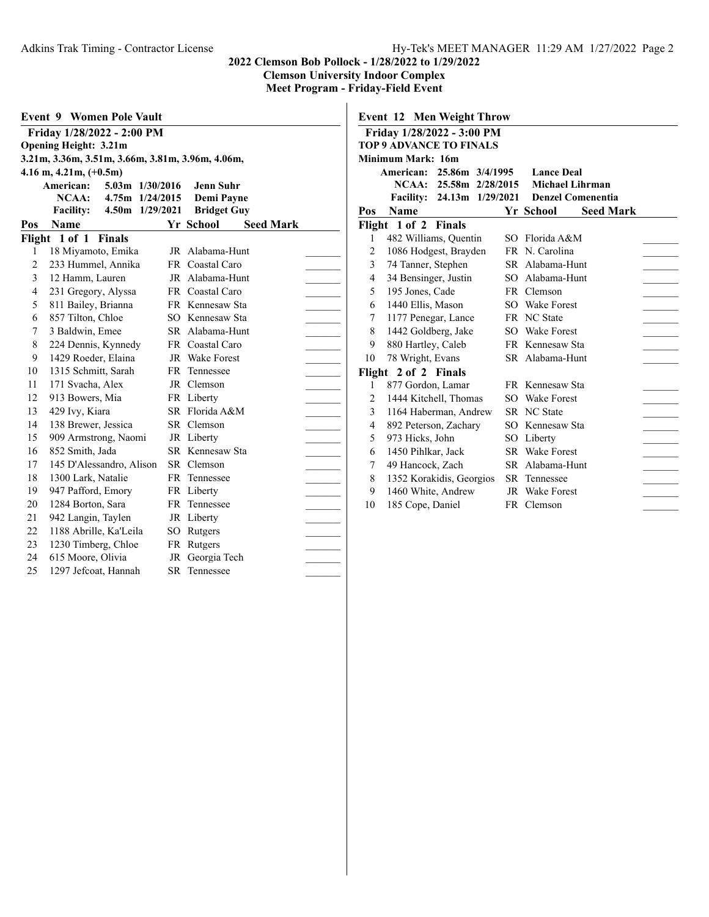**2022 Clemson Bob Pollock - 1/28/2022 to 1/29/2022**
**Clemson University Indoor Complex**
**Meet Program - Friday-Field Event**

## Event 9 Women Pole Vault

**Friday 1/28/2022 - 2:00 PM**
**Opening Height: 3.21m**
**3.21m, 3.36m, 3.51m, 3.66m, 3.81m, 3.96m, 4.06m, 4.16 m, 4.21m, (+0.5m)**

| | Mark | Date | Name |
|---|---|---|---|
| American: | 5.03m | 1/30/2016 | Jenn Suhr |
| NCAA: | 4.75m | 1/24/2015 | Demi Payne |
| Facility: | 4.50m | 1/29/2021 | Bridget Guy |

**Flight 1 of 1 Finals**

| Pos | Name | Yr | School | Seed Mark |
|---|---|---|---|---|
| 1 | 18 Miyamoto, Emika | JR | Alabama-Hunt | _______ |
| 2 | 233 Hummel, Annika | FR | Coastal Caro | _______ |
| 3 | 12 Hamm, Lauren | JR | Alabama-Hunt | _______ |
| 4 | 231 Gregory, Alyssa | FR | Coastal Caro | _______ |
| 5 | 811 Bailey, Brianna | FR | Kennesaw Sta | _______ |
| 6 | 857 Tilton, Chloe | SO | Kennesaw Sta | _______ |
| 7 | 3 Baldwin, Emee | SR | Alabama-Hunt | _______ |
| 8 | 224 Dennis, Kynnedy | FR | Coastal Caro | _______ |
| 9 | 1429 Roeder, Elaina | JR | Wake Forest | _______ |
| 10 | 1315 Schmitt, Sarah | FR | Tennessee | _______ |
| 11 | 171 Svacha, Alex | JR | Clemson | _______ |
| 12 | 913 Bowers, Mia | FR | Liberty | _______ |
| 13 | 429 Ivy, Kiara | SR | Florida A&M | _______ |
| 14 | 138 Brewer, Jessica | SR | Clemson | _______ |
| 15 | 909 Armstrong, Naomi | JR | Liberty | _______ |
| 16 | 852 Smith, Jada | SR | Kennesaw Sta | _______ |
| 17 | 145 D'Alessandro, Alison | SR | Clemson | _______ |
| 18 | 1300 Lark, Natalie | FR | Tennessee | _______ |
| 19 | 947 Pafford, Emory | FR | Liberty | _______ |
| 20 | 1284 Borton, Sara | FR | Tennessee | _______ |
| 21 | 942 Langin, Taylen | JR | Liberty | _______ |
| 22 | 1188 Abrille, Ka'Leila | SO | Rutgers | _______ |
| 23 | 1230 Timberg, Chloe | FR | Rutgers | _______ |
| 24 | 615 Moore, Olivia | JR | Georgia Tech | _______ |
| 25 | 1297 Jefcoat, Hannah | SR | Tennessee | _______ |

## Event 12 Men Weight Throw

**Friday 1/28/2022 - 3:00 PM**
**TOP 9 ADVANCE TO FINALS**
**Minimum Mark: 16m**

| | Mark | Date | Name |
|---|---|---|---|
| American: | 25.86m | 3/4/1995 | Lance Deal |
| NCAA: | 25.58m | 2/28/2015 | Michael Lihrman |
| Facility: | 24.13m | 1/29/2021 | Denzel Comenentia |

**Flight 1 of 2 Finals**

| Pos | Name | Yr | School | Seed Mark |
|---|---|---|---|---|
| 1 | 482 Williams, Quentin | SO | Florida A&M | _______ |
| 2 | 1086 Hodgest, Brayden | FR | N. Carolina | _______ |
| 3 | 74 Tanner, Stephen | SR | Alabama-Hunt | _______ |
| 4 | 34 Bensinger, Justin | SO | Alabama-Hunt | _______ |
| 5 | 195 Jones, Cade | FR | Clemson | _______ |
| 6 | 1440 Ellis, Mason | SO | Wake Forest | _______ |
| 7 | 1177 Penegar, Lance | FR | NC State | _______ |
| 8 | 1442 Goldberg, Jake | SO | Wake Forest | _______ |
| 9 | 880 Hartley, Caleb | FR | Kennesaw Sta | _______ |
| 10 | 78 Wright, Evans | SR | Alabama-Hunt | _______ |

**Flight 2 of 2 Finals**

| Pos | Name | Yr | School | Seed Mark |
|---|---|---|---|---|
| 1 | 877 Gordon, Lamar | FR | Kennesaw Sta | _______ |
| 2 | 1444 Kitchell, Thomas | SO | Wake Forest | _______ |
| 3 | 1164 Haberman, Andrew | SR | NC State | _______ |
| 4 | 892 Peterson, Zachary | SO | Kennesaw Sta | _______ |
| 5 | 973 Hicks, John | SO | Liberty | _______ |
| 6 | 1450 Pihlkar, Jack | SR | Wake Forest | _______ |
| 7 | 49 Hancock, Zach | SR | Alabama-Hunt | _______ |
| 8 | 1352 Korakidis, Georgios | SR | Tennessee | _______ |
| 9 | 1460 White, Andrew | JR | Wake Forest | _______ |
| 10 | 185 Cope, Daniel | FR | Clemson | _______ |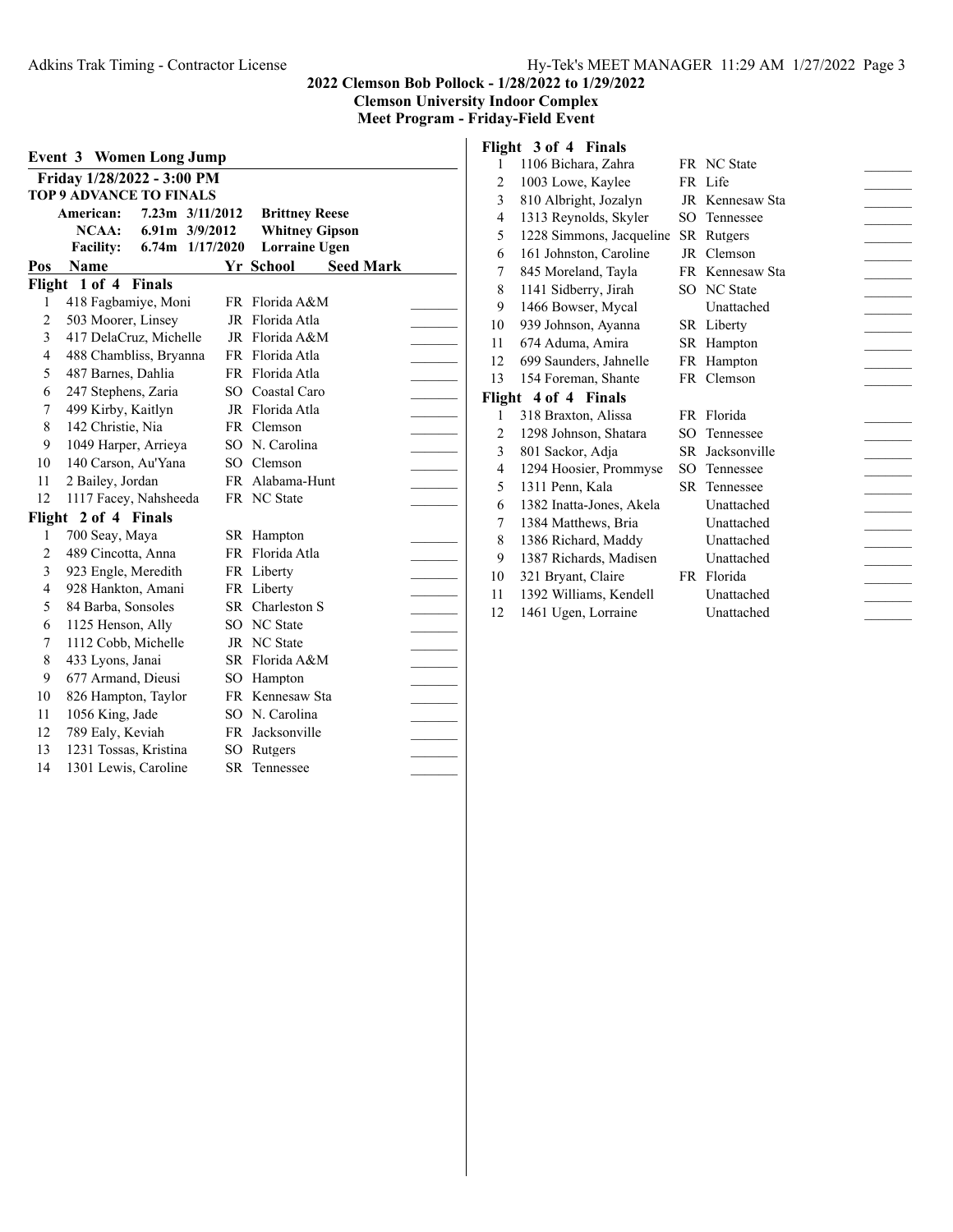## 2022 Clemson Bob Pollock - 1/28/2022 to 1/29/2022

**Clemson University Indoor Complex**

**Meet Program - Friday-Field Event**

### Event 3 Women Long Jump

**Friday 1/28/2022 - 3:00 PM**

**TOP 9 ADVANCE TO FINALS**

| | Mark | Date | Name |
|---|---|---|---|
| **American:** | 7.23m | 3/11/2012 | **Brittney Reese** |
| **NCAA:** | 6.91m | 3/9/2012 | **Whitney Gipson** |
| **Facility:** | 6.74m | 1/17/2020 | **Lorraine Ugen** |

| Pos | Name | Yr | School | Seed Mark |
|---|---|---|---|---|
| **Flight 1 of 4 Finals** | | | | |
| 1 | 418 Fagbamiye, Moni | FR | Florida A&M | _______ |
| 2 | 503 Moorer, Linsey | JR | Florida Atla | _______ |
| 3 | 417 DelaCruz, Michelle | JR | Florida A&M | _______ |
| 4 | 488 Chambliss, Bryanna | FR | Florida Atla | _______ |
| 5 | 487 Barnes, Dahlia | FR | Florida Atla | _______ |
| 6 | 247 Stephens, Zaria | SO | Coastal Caro | _______ |
| 7 | 499 Kirby, Kaitlyn | JR | Florida Atla | _______ |
| 8 | 142 Christie, Nia | FR | Clemson | _______ |
| 9 | 1049 Harper, Arrieya | SO | N. Carolina | _______ |
| 10 | 140 Carson, Au'Yana | SO | Clemson | _______ |
| 11 | 2 Bailey, Jordan | FR | Alabama-Hunt | _______ |
| 12 | 1117 Facey, Nahsheeda | FR | NC State | _______ |
| **Flight 2 of 4 Finals** | | | | |
| 1 | 700 Seay, Maya | SR | Hampton | _______ |
| 2 | 489 Cincotta, Anna | FR | Florida Atla | _______ |
| 3 | 923 Engle, Meredith | FR | Liberty | _______ |
| 4 | 928 Hankton, Amani | FR | Liberty | _______ |
| 5 | 84 Barba, Sonsoles | SR | Charleston S | _______ |
| 6 | 1125 Henson, Ally | SO | NC State | _______ |
| 7 | 1112 Cobb, Michelle | JR | NC State | _______ |
| 8 | 433 Lyons, Janai | SR | Florida A&M | _______ |
| 9 | 677 Armand, Dieusi | SO | Hampton | _______ |
| 10 | 826 Hampton, Taylor | FR | Kennesaw Sta | _______ |
| 11 | 1056 King, Jade | SO | N. Carolina | _______ |
| 12 | 789 Ealy, Keviah | FR | Jacksonville | _______ |
| 13 | 1231 Tossas, Kristina | SO | Rutgers | _______ |
| 14 | 1301 Lewis, Caroline | SR | Tennessee | _______ |
| **Flight 3 of 4 Finals** | | | | |
| 1 | 1106 Bichara, Zahra | FR | NC State | _______ |
| 2 | 1003 Lowe, Kaylee | FR | Life | _______ |
| 3 | 810 Albright, Jozalyn | JR | Kennesaw Sta | _______ |
| 4 | 1313 Reynolds, Skyler | SO | Tennessee | _______ |
| 5 | 1228 Simmons, Jacqueline | SR | Rutgers | _______ |
| 6 | 161 Johnston, Caroline | JR | Clemson | _______ |
| 7 | 845 Moreland, Tayla | FR | Kennesaw Sta | _______ |
| 8 | 1141 Sidberry, Jirah | SO | NC State | _______ |
| 9 | 1466 Bowser, Mycal | | Unattached | _______ |
| 10 | 939 Johnson, Ayanna | SR | Liberty | _______ |
| 11 | 674 Aduma, Amira | SR | Hampton | _______ |
| 12 | 699 Saunders, Jahnelle | FR | Hampton | _______ |
| 13 | 154 Foreman, Shante | FR | Clemson | _______ |
| **Flight 4 of 4 Finals** | | | | |
| 1 | 318 Braxton, Alissa | FR | Florida | _______ |
| 2 | 1298 Johnson, Shatara | SO | Tennessee | _______ |
| 3 | 801 Sackor, Adja | SR | Jacksonville | _______ |
| 4 | 1294 Hoosier, Prommyse | SO | Tennessee | _______ |
| 5 | 1311 Penn, Kala | SR | Tennessee | _______ |
| 6 | 1382 Inatta-Jones, Akela | | Unattached | _______ |
| 7 | 1384 Matthews, Bria | | Unattached | _______ |
| 8 | 1386 Richard, Maddy | | Unattached | _______ |
| 9 | 1387 Richards, Madisen | | Unattached | _______ |
| 10 | 321 Bryant, Claire | FR | Florida | _______ |
| 11 | 1392 Williams, Kendell | | Unattached | _______ |
| 12 | 1461 Ugen, Lorraine | | Unattached | _______ |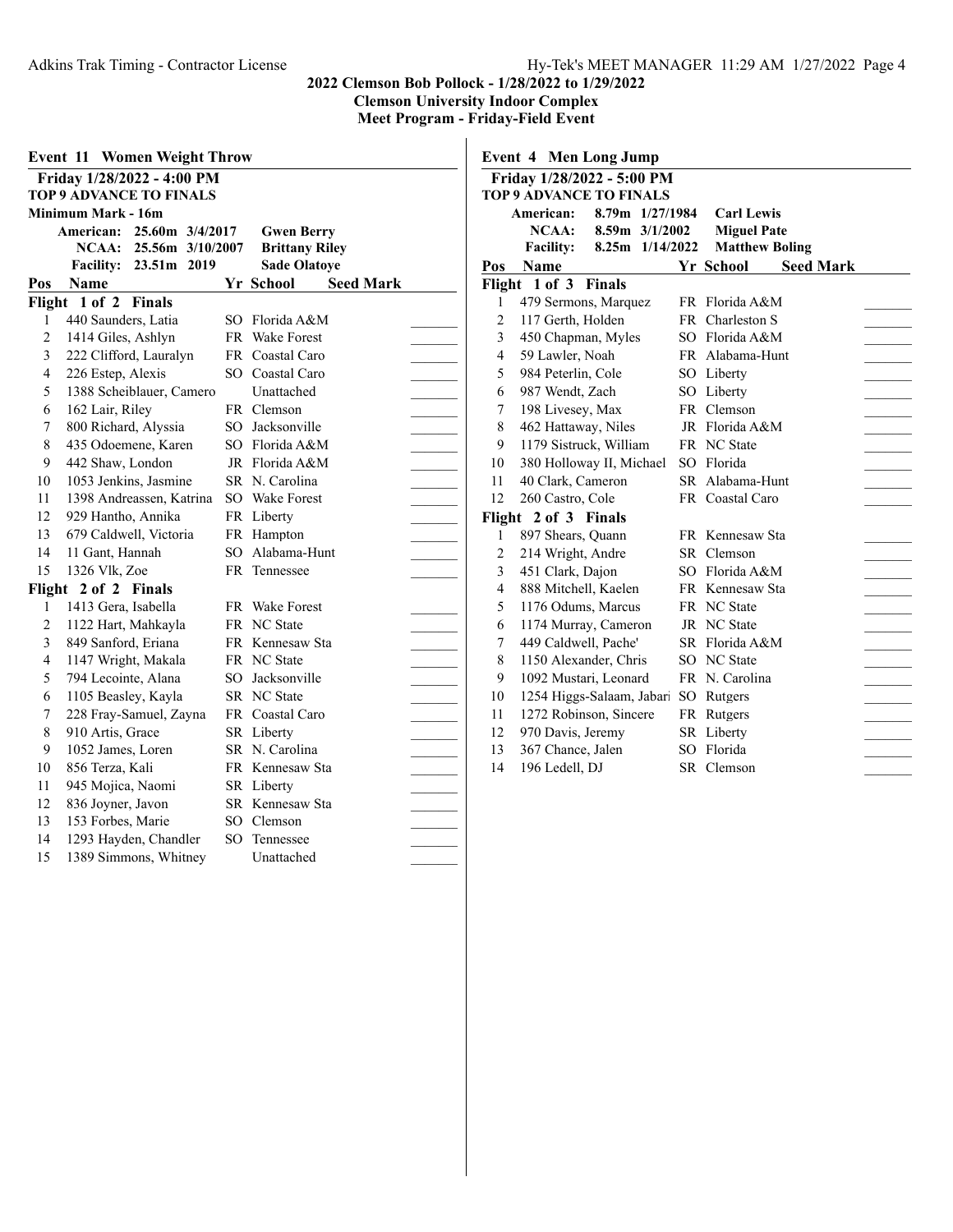**2022 Clemson Bob Pollock - 1/28/2022 to 1/29/2022**
**Clemson University Indoor Complex**
**Meet Program - Friday-Field Event**

## Event 11 Women Weight Throw

**Friday 1/28/2022 - 4:00 PM**
**TOP 9 ADVANCE TO FINALS**
**Minimum Mark - 16m**

| | Mark | Date | Name |
|---|---|---|---|
| American: | 25.60m | 3/4/2017 | Gwen Berry |
| NCAA: | 25.56m | 3/10/2007 | Brittany Riley |
| Facility: | 23.51m | 2019 | Sade Olatoye |

| Pos | Name | Yr | School | Seed Mark |
|---|---|---|---|---|
| **Flight 1 of 2 Finals** | | | | |
| 1 | 440 Saunders, Latia | SO | Florida A&M | |
| 2 | 1414 Giles, Ashlyn | FR | Wake Forest | |
| 3 | 222 Clifford, Lauralyn | FR | Coastal Caro | |
| 4 | 226 Estep, Alexis | SO | Coastal Caro | |
| 5 | 1388 Scheiblauer, Camero | | Unattached | |
| 6 | 162 Lair, Riley | FR | Clemson | |
| 7 | 800 Richard, Alyssia | SO | Jacksonville | |
| 8 | 435 Odoemene, Karen | SO | Florida A&M | |
| 9 | 442 Shaw, London | JR | Florida A&M | |
| 10 | 1053 Jenkins, Jasmine | SR | N. Carolina | |
| 11 | 1398 Andreassen, Katrina | SO | Wake Forest | |
| 12 | 929 Hantho, Annika | FR | Liberty | |
| 13 | 679 Caldwell, Victoria | FR | Hampton | |
| 14 | 11 Gant, Hannah | SO | Alabama-Hunt | |
| 15 | 1326 Vlk, Zoe | FR | Tennessee | |
| **Flight 2 of 2 Finals** | | | | |
| 1 | 1413 Gera, Isabella | FR | Wake Forest | |
| 2 | 1122 Hart, Mahkayla | FR | NC State | |
| 3 | 849 Sanford, Eriana | FR | Kennesaw Sta | |
| 4 | 1147 Wright, Makala | FR | NC State | |
| 5 | 794 Lecointe, Alana | SO | Jacksonville | |
| 6 | 1105 Beasley, Kayla | SR | NC State | |
| 7 | 228 Fray-Samuel, Zayna | FR | Coastal Caro | |
| 8 | 910 Artis, Grace | SR | Liberty | |
| 9 | 1052 James, Loren | SR | N. Carolina | |
| 10 | 856 Terza, Kali | FR | Kennesaw Sta | |
| 11 | 945 Mojica, Naomi | SR | Liberty | |
| 12 | 836 Joyner, Javon | SR | Kennesaw Sta | |
| 13 | 153 Forbes, Marie | SO | Clemson | |
| 14 | 1293 Hayden, Chandler | SO | Tennessee | |
| 15 | 1389 Simmons, Whitney | | Unattached | |

## Event 4 Men Long Jump

**Friday 1/28/2022 - 5:00 PM**
**TOP 9 ADVANCE TO FINALS**

| | Mark | Date | Name |
|---|---|---|---|
| American: | 8.79m | 1/27/1984 | Carl Lewis |
| NCAA: | 8.59m | 3/1/2002 | Miguel Pate |
| Facility: | 8.25m | 1/14/2022 | Matthew Boling |

| Pos | Name | Yr | School | Seed Mark |
|---|---|---|---|---|
| **Flight 1 of 3 Finals** | | | | |
| 1 | 479 Sermons, Marquez | FR | Florida A&M | |
| 2 | 117 Gerth, Holden | FR | Charleston S | |
| 3 | 450 Chapman, Myles | SO | Florida A&M | |
| 4 | 59 Lawler, Noah | FR | Alabama-Hunt | |
| 5 | 984 Peterlin, Cole | SO | Liberty | |
| 6 | 987 Wendt, Zach | SO | Liberty | |
| 7 | 198 Livesey, Max | FR | Clemson | |
| 8 | 462 Hattaway, Niles | JR | Florida A&M | |
| 9 | 1179 Sistruck, William | FR | NC State | |
| 10 | 380 Holloway II, Michael | SO | Florida | |
| 11 | 40 Clark, Cameron | SR | Alabama-Hunt | |
| 12 | 260 Castro, Cole | FR | Coastal Caro | |
| **Flight 2 of 3 Finals** | | | | |
| 1 | 897 Shears, Quann | FR | Kennesaw Sta | |
| 2 | 214 Wright, Andre | SR | Clemson | |
| 3 | 451 Clark, Dajon | SO | Florida A&M | |
| 4 | 888 Mitchell, Kaelen | FR | Kennesaw Sta | |
| 5 | 1176 Odums, Marcus | FR | NC State | |
| 6 | 1174 Murray, Cameron | JR | NC State | |
| 7 | 449 Caldwell, Pache' | SR | Florida A&M | |
| 8 | 1150 Alexander, Chris | SO | NC State | |
| 9 | 1092 Mustari, Leonard | FR | N. Carolina | |
| 10 | 1254 Higgs-Salaam, Jabari | SO | Rutgers | |
| 11 | 1272 Robinson, Sincere | FR | Rutgers | |
| 12 | 970 Davis, Jeremy | SR | Liberty | |
| 13 | 367 Chance, Jalen | SO | Florida | |
| 14 | 196 Ledell, DJ | SR | Clemson | |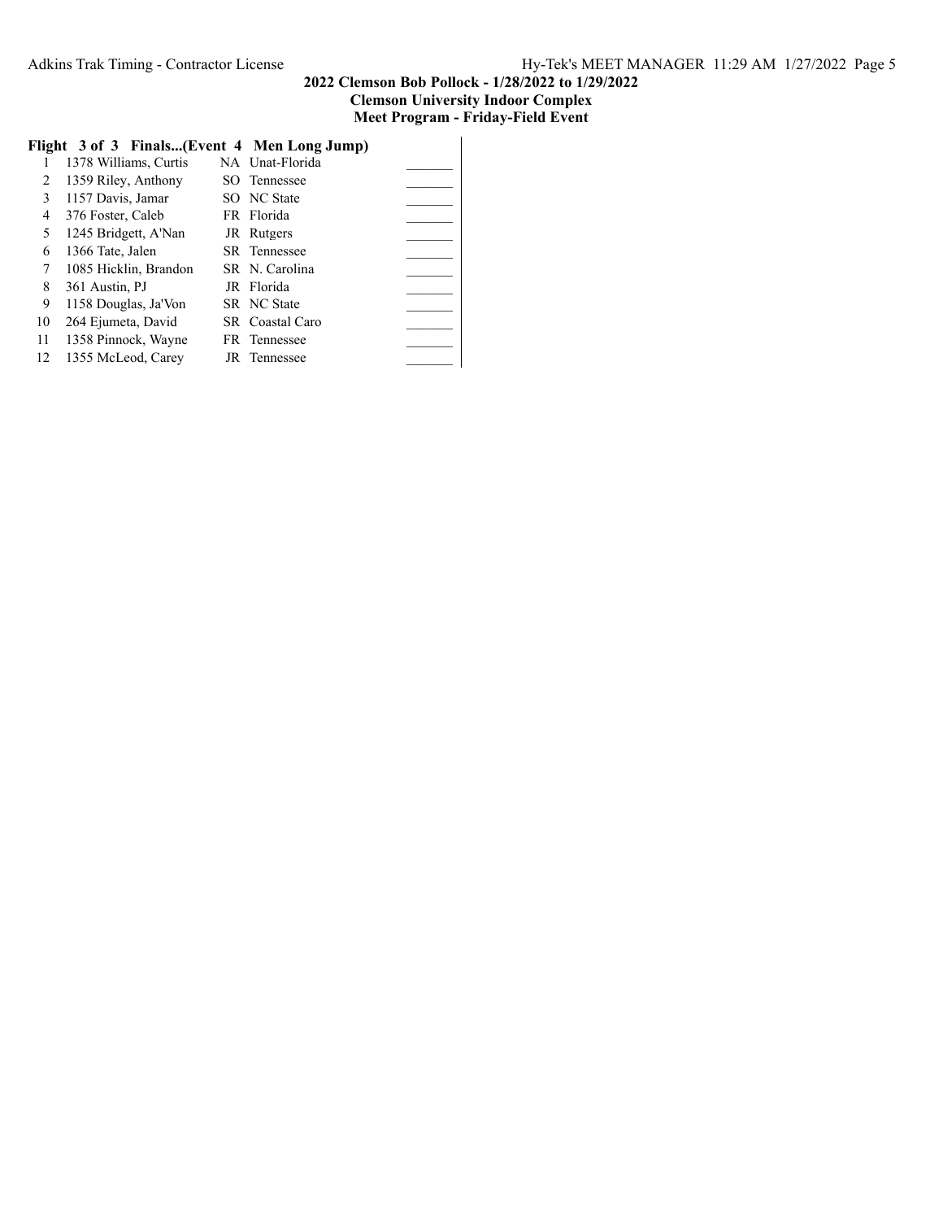**2022 Clemson Bob Pollock - 1/28/2022 to 1/29/2022**
**Clemson University Indoor Complex**
**Meet Program - Friday-Field Event**

**Flight 3 of 3 Finals...(Event 4 Men Long Jump)**

| # | Name | Yr | School | Mark |
|---|---|---|---|---|
| 1 | 1378 Williams, Curtis | NA | Unat-Florida | _______ |
| 2 | 1359 Riley, Anthony | SO | Tennessee | _______ |
| 3 | 1157 Davis, Jamar | SO | NC State | _______ |
| 4 | 376 Foster, Caleb | FR | Florida | _______ |
| 5 | 1245 Bridgett, A'Nan | JR | Rutgers | _______ |
| 6 | 1366 Tate, Jalen | SR | Tennessee | _______ |
| 7 | 1085 Hicklin, Brandon | SR | N. Carolina | _______ |
| 8 | 361 Austin, PJ | JR | Florida | _______ |
| 9 | 1158 Douglas, Ja'Von | SR | NC State | _______ |
| 10 | 264 Ejumeta, David | SR | Coastal Caro | _______ |
| 11 | 1358 Pinnock, Wayne | FR | Tennessee | _______ |
| 12 | 1355 McLeod, Carey | JR | Tennessee | _______ |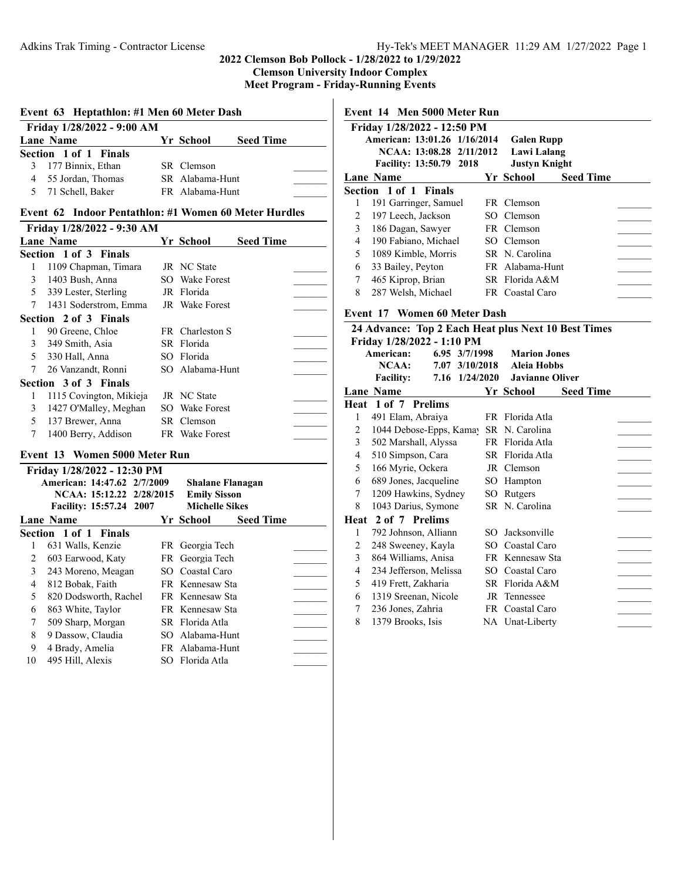## 2022 Clemson Bob Pollock - 1/28/2022 to 1/29/2022
## Clemson University Indoor Complex
## Meet Program - Friday-Running Events

### Event 63 Heptathlon: #1 Men 60 Meter Dash

Friday 1/28/2022 - 9:00 AM

| Lane | Name | Yr | School | Seed Time |
|---|---|---|---|---|
| **Section 1 of 1 Finals** | | | | |
| 3 | 177 Binnix, Ethan | SR | Clemson | |
| 4 | 55 Jordan, Thomas | SR | Alabama-Hunt | |
| 5 | 71 Schell, Baker | FR | Alabama-Hunt | |

### Event 62 Indoor Pentathlon: #1 Women 60 Meter Hurdles

Friday 1/28/2022 - 9:30 AM

| Lane | Name | Yr | School | Seed Time |
|---|---|---|---|---|
| **Section 1 of 3 Finals** | | | | |
| 1 | 1109 Chapman, Timara | JR | NC State | |
| 3 | 1403 Bush, Anna | SO | Wake Forest | |
| 5 | 339 Lester, Sterling | JR | Florida | |
| 7 | 1431 Soderstrom, Emma | JR | Wake Forest | |
| **Section 2 of 3 Finals** | | | | |
| 1 | 90 Greene, Chloe | FR | Charleston S | |
| 3 | 349 Smith, Asia | SR | Florida | |
| 5 | 330 Hall, Anna | SO | Florida | |
| 7 | 26 Vanzandt, Ronni | SO | Alabama-Hunt | |
| **Section 3 of 3 Finals** | | | | |
| 1 | 1115 Covington, Mikieja | JR | NC State | |
| 3 | 1427 O'Malley, Meghan | SO | Wake Forest | |
| 5 | 137 Brewer, Anna | SR | Clemson | |
| 7 | 1400 Berry, Addison | FR | Wake Forest | |

### Event 13 Women 5000 Meter Run

Friday 1/28/2022 - 12:30 PM

American: 14:47.62 2/7/2009 Shalane Flanagan
NCAA: 15:12.22 2/28/2015 Emily Sisson
Facility: 15:57.24 2007 Michelle Sikes

| Lane | Name | Yr | School | Seed Time |
|---|---|---|---|---|
| **Section 1 of 1 Finals** | | | | |
| 1 | 631 Walls, Kenzie | FR | Georgia Tech | |
| 2 | 603 Earwood, Katy | FR | Georgia Tech | |
| 3 | 243 Moreno, Meagan | SO | Coastal Caro | |
| 4 | 812 Bobak, Faith | FR | Kennesaw Sta | |
| 5 | 820 Dodsworth, Rachel | FR | Kennesaw Sta | |
| 6 | 863 White, Taylor | FR | Kennesaw Sta | |
| 7 | 509 Sharp, Morgan | SR | Florida Atla | |
| 8 | 9 Dassow, Claudia | SO | Alabama-Hunt | |
| 9 | 4 Brady, Amelia | FR | Alabama-Hunt | |
| 10 | 495 Hill, Alexis | SO | Florida Atla | |

### Event 14 Men 5000 Meter Run

Friday 1/28/2022 - 12:50 PM

American: 13:01.26 1/16/2014 Galen Rupp
NCAA: 13:08.28 2/11/2012 Lawi Lalang
Facility: 13:50.79 2018 Justyn Knight

| Lane | Name | Yr | School | Seed Time |
|---|---|---|---|---|
| **Section 1 of 1 Finals** | | | | |
| 1 | 191 Garringer, Samuel | FR | Clemson | |
| 2 | 197 Leech, Jackson | SO | Clemson | |
| 3 | 186 Dagan, Sawyer | FR | Clemson | |
| 4 | 190 Fabiano, Michael | SO | Clemson | |
| 5 | 1089 Kimble, Morris | SR | N. Carolina | |
| 6 | 33 Bailey, Peyton | FR | Alabama-Hunt | |
| 7 | 465 Kiprop, Brian | SR | Florida A&M | |
| 8 | 287 Welsh, Michael | FR | Coastal Caro | |

### Event 17 Women 60 Meter Dash

24 Advance: Top 2 Each Heat plus Next 10 Best Times

Friday 1/28/2022 - 1:10 PM

American: 6.95 3/7/1998 Marion Jones
NCAA: 7.07 3/10/2018 Aleia Hobbs
Facility: 7.16 1/24/2020 Javianne Oliver

| Lane | Name | Yr | School | Seed Time |
|---|---|---|---|---|
| **Heat 1 of 7 Prelims** | | | | |
| 1 | 491 Elam, Abraiya | FR | Florida Atla | |
| 2 | 1044 Debose-Epps, Kamay | SR | N. Carolina | |
| 3 | 502 Marshall, Alyssa | FR | Florida Atla | |
| 4 | 510 Simpson, Cara | SR | Florida Atla | |
| 5 | 166 Myrie, Ockera | JR | Clemson | |
| 6 | 689 Jones, Jacqueline | SO | Hampton | |
| 7 | 1209 Hawkins, Sydney | SO | Rutgers | |
| 8 | 1043 Darius, Symone | SR | N. Carolina | |
| **Heat 2 of 7 Prelims** | | | | |
| 1 | 792 Johnson, Alliann | SO | Jacksonville | |
| 2 | 248 Sweeney, Kayla | SO | Coastal Caro | |
| 3 | 864 Williams, Anisa | FR | Kennesaw Sta | |
| 4 | 234 Jefferson, Melissa | SO | Coastal Caro | |
| 5 | 419 Frett, Zakharia | SR | Florida A&M | |
| 6 | 1319 Sreenan, Nicole | JR | Tennessee | |
| 7 | 236 Jones, Zahria | FR | Coastal Caro | |
| 8 | 1379 Brooks, Isis | NA | Unat-Liberty | |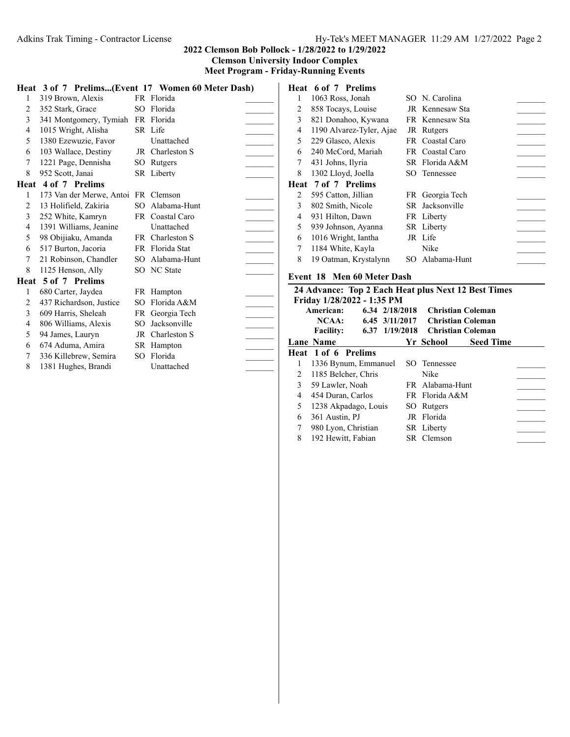## 2022 Clemson Bob Pollock - 1/28/2022 to 1/29/2022
## Clemson University Indoor Complex
## Meet Program - Friday-Running Events

### Heat 3 of 7 Prelims...(Event 17 Women 60 Meter Dash)

| Lane | Name | Yr | School | |
|---|---|---|---|---|
| 1 | 319 Brown, Alexis | FR | Florida | _______ |
| 2 | 352 Stark, Grace | SO | Florida | _______ |
| 3 | 341 Montgomery, Tymiah | FR | Florida | _______ |
| 4 | 1015 Wright, Alisha | SR | Life | _______ |
| 5 | 1380 Ezewuzie, Favor | | Unattached | _______ |
| 6 | 103 Wallace, Destiny | JR | Charleston S | _______ |
| 7 | 1221 Page, Dennisha | SO | Rutgers | _______ |
| 8 | 952 Scott, Janai | SR | Liberty | _______ |

### Heat 4 of 7 Prelims

| Lane | Name | Yr | School | |
|---|---|---|---|---|
| 1 | 173 Van der Merwe, Antoi | FR | Clemson | _______ |
| 2 | 13 Holifield, Zakiria | SO | Alabama-Hunt | _______ |
| 3 | 252 White, Kamryn | FR | Coastal Caro | _______ |
| 4 | 1391 Williams, Jeanine | | Unattached | _______ |
| 5 | 98 Obijiaku, Amanda | FR | Charleston S | _______ |
| 6 | 517 Burton, Jacoria | FR | Florida Stat | _______ |
| 7 | 21 Robinson, Chandler | SO | Alabama-Hunt | _______ |
| 8 | 1125 Henson, Ally | SO | NC State | _______ |

### Heat 5 of 7 Prelims

| Lane | Name | Yr | School | |
|---|---|---|---|---|
| 1 | 680 Carter, Jaydea | FR | Hampton | _______ |
| 2 | 437 Richardson, Justice | SO | Florida A&M | _______ |
| 3 | 609 Harris, Sheleah | FR | Georgia Tech | _______ |
| 4 | 806 Williams, Alexis | SO | Jacksonville | _______ |
| 5 | 94 James, Lauryn | JR | Charleston S | _______ |
| 6 | 674 Aduma, Amira | SR | Hampton | _______ |
| 7 | 336 Killebrew, Semira | SO | Florida | _______ |
| 8 | 1381 Hughes, Brandi | | Unattached | _______ |

### Heat 6 of 7 Prelims

| Lane | Name | Yr | School | |
|---|---|---|---|---|
| 1 | 1063 Ross, Jonah | SO | N. Carolina | _______ |
| 2 | 858 Tocays, Louise | JR | Kennesaw Sta | _______ |
| 3 | 821 Donahoo, Kywana | FR | Kennesaw Sta | _______ |
| 4 | 1190 Alvarez-Tyler, Ajae | JR | Rutgers | _______ |
| 5 | 229 Glasco, Alexis | FR | Coastal Caro | _______ |
| 6 | 240 McCord, Mariah | FR | Coastal Caro | _______ |
| 7 | 431 Johns, Ilyria | SR | Florida A&M | _______ |
| 8 | 1302 Lloyd, Joella | SO | Tennessee | _______ |

### Heat 7 of 7 Prelims

| Lane | Name | Yr | School | |
|---|---|---|---|---|
| 2 | 595 Catton, Jillian | FR | Georgia Tech | _______ |
| 3 | 802 Smith, Nicole | SR | Jacksonville | _______ |
| 4 | 931 Hilton, Dawn | FR | Liberty | _______ |
| 5 | 939 Johnson, Ayanna | SR | Liberty | _______ |
| 6 | 1016 Wright, Iantha | JR | Life | _______ |
| 7 | 1184 White, Kayla | | Nike | _______ |
| 8 | 19 Oatman, Krystalynn | SO | Alabama-Hunt | _______ |

## Event 18 Men 60 Meter Dash

**24 Advance: Top 2 Each Heat plus Next 12 Best Times**

**Friday 1/28/2022 - 1:35 PM**

| | | | |
|---|---|---|---|
| **American:** | **6.34** | **2/18/2018** | **Christian Coleman** |
| **NCAA:** | **6.45** | **3/11/2017** | **Christian Coleman** |
| **Facility:** | **6.37** | **1/19/2018** | **Christian Coleman** |

### Heat 1 of 6 Prelims

| Lane | Name | Yr | School | Seed Time |
|---|---|---|---|---|
| 1 | 1336 Bynum, Emmanuel | SO | Tennessee | _______ |
| 2 | 1185 Belcher, Chris | | Nike | _______ |
| 3 | 59 Lawler, Noah | FR | Alabama-Hunt | _______ |
| 4 | 454 Duran, Carlos | FR | Florida A&M | _______ |
| 5 | 1238 Akpadago, Louis | SO | Rutgers | _______ |
| 6 | 361 Austin, PJ | JR | Florida | _______ |
| 7 | 980 Lyon, Christian | SR | Liberty | _______ |
| 8 | 192 Hewitt, Fabian | SR | Clemson | _______ |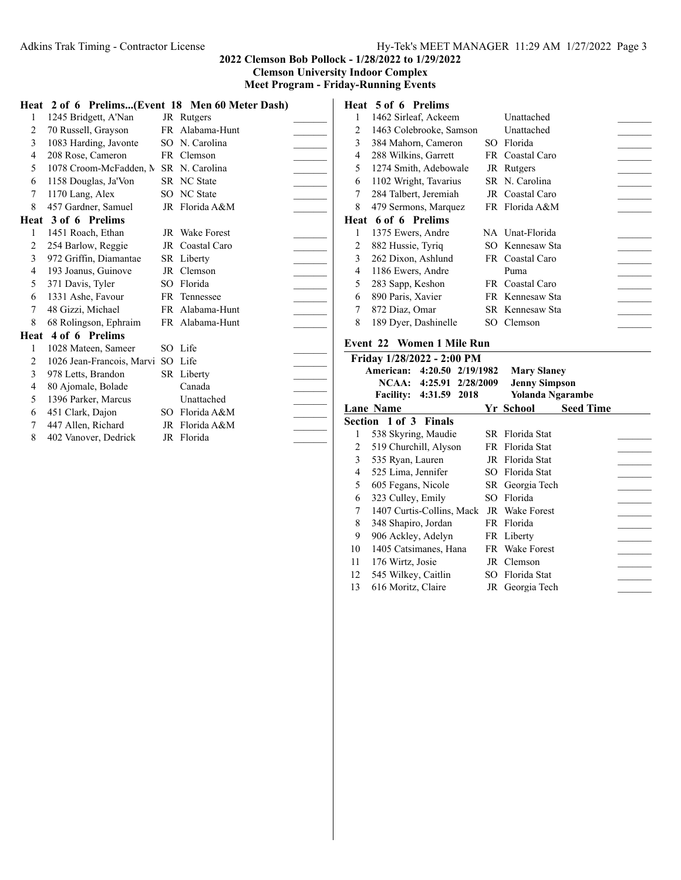## 2022 Clemson Bob Pollock - 1/28/2022 to 1/29/2022
## Clemson University Indoor Complex
## Meet Program - Friday-Running Events

### Heat 2 of 6 Prelims...(Event 18 Men 60 Meter Dash)

| Lane | Name | Yr | School | |
|---|---|---|---|---|
| 1 | 1245 Bridgett, A'Nan | JR | Rutgers | _______ |
| 2 | 70 Russell, Grayson | FR | Alabama-Hunt | _______ |
| 3 | 1083 Harding, Javonte | SO | N. Carolina | _______ |
| 4 | 208 Rose, Cameron | FR | Clemson | _______ |
| 5 | 1078 Croom-McFadden, M | SR | N. Carolina | _______ |
| 6 | 1158 Douglas, Ja'Von | SR | NC State | _______ |
| 7 | 1170 Lang, Alex | SO | NC State | _______ |
| 8 | 457 Gardner, Samuel | JR | Florida A&M | _______ |

### Heat 3 of 6 Prelims

| Lane | Name | Yr | School | |
|---|---|---|---|---|
| 1 | 1451 Roach, Ethan | JR | Wake Forest | _______ |
| 2 | 254 Barlow, Reggie | JR | Coastal Caro | _______ |
| 3 | 972 Griffin, Diamantae | SR | Liberty | _______ |
| 4 | 193 Joanus, Guinove | JR | Clemson | _______ |
| 5 | 371 Davis, Tyler | SO | Florida | _______ |
| 6 | 1331 Ashe, Favour | FR | Tennessee | _______ |
| 7 | 48 Gizzi, Michael | FR | Alabama-Hunt | _______ |
| 8 | 68 Rolingson, Ephraim | FR | Alabama-Hunt | _______ |

### Heat 4 of 6 Prelims

| Lane | Name | Yr | School | |
|---|---|---|---|---|
| 1 | 1028 Mateen, Sameer | SO | Life | _______ |
| 2 | 1026 Jean-Francois, Marvi | SO | Life | _______ |
| 3 | 978 Letts, Brandon | SR | Liberty | _______ |
| 4 | 80 Ajomale, Bolade | | Canada | _______ |
| 5 | 1396 Parker, Marcus | | Unattached | _______ |
| 6 | 451 Clark, Dajon | SO | Florida A&M | _______ |
| 7 | 447 Allen, Richard | JR | Florida A&M | _______ |
| 8 | 402 Vanover, Dedrick | JR | Florida | _______ |

### Heat 5 of 6 Prelims

| Lane | Name | Yr | School | |
|---|---|---|---|---|
| 1 | 1462 Sirleaf, Ackeem | | Unattached | _______ |
| 2 | 1463 Colebrooke, Samson | | Unattached | _______ |
| 3 | 384 Mahorn, Cameron | SO | Florida | _______ |
| 4 | 288 Wilkins, Garrett | FR | Coastal Caro | _______ |
| 5 | 1274 Smith, Adebowale | JR | Rutgers | _______ |
| 6 | 1102 Wright, Tavarius | SR | N. Carolina | _______ |
| 7 | 284 Talbert, Jeremiah | JR | Coastal Caro | _______ |
| 8 | 479 Sermons, Marquez | FR | Florida A&M | _______ |

### Heat 6 of 6 Prelims

| Lane | Name | Yr | School | |
|---|---|---|---|---|
| 1 | 1375 Ewers, Andre | NA | Unat-Florida | _______ |
| 2 | 882 Hussie, Tyriq | SO | Kennesaw Sta | _______ |
| 3 | 262 Dixon, Ashlund | FR | Coastal Caro | _______ |
| 4 | 1186 Ewers, Andre | | Puma | _______ |
| 5 | 283 Sapp, Keshon | FR | Coastal Caro | _______ |
| 6 | 890 Paris, Xavier | FR | Kennesaw Sta | _______ |
| 7 | 872 Diaz, Omar | SR | Kennesaw Sta | _______ |
| 8 | 189 Dyer, Dashinelle | SO | Clemson | _______ |

### Event 22 Women 1 Mile Run

**Friday 1/28/2022 - 2:00 PM**

| | | | |
|---|---|---|---|
| **American:** | **4:20.50** | **2/19/1982** | **Mary Slaney** |
| **NCAA:** | **4:25.91** | **2/28/2009** | **Jenny Simpson** |
| **Facility:** | **4:31.59** | **2018** | **Yolanda Ngarambe** |

**Section 1 of 3 Finals**

| Lane | Name | Yr | School | Seed Time |
|---|---|---|---|---|
| 1 | 538 Skyring, Maudie | SR | Florida Stat | _______ |
| 2 | 519 Churchill, Alyson | FR | Florida Stat | _______ |
| 3 | 535 Ryan, Lauren | JR | Florida Stat | _______ |
| 4 | 525 Lima, Jennifer | SO | Florida Stat | _______ |
| 5 | 605 Fegans, Nicole | SR | Georgia Tech | _______ |
| 6 | 323 Culley, Emily | SO | Florida | _______ |
| 7 | 1407 Curtis-Collins, Mack | JR | Wake Forest | _______ |
| 8 | 348 Shapiro, Jordan | FR | Florida | _______ |
| 9 | 906 Ackley, Adelyn | FR | Liberty | _______ |
| 10 | 1405 Catsimanes, Hana | FR | Wake Forest | _______ |
| 11 | 176 Wirtz, Josie | JR | Clemson | _______ |
| 12 | 545 Wilkey, Caitlin | SO | Florida Stat | _______ |
| 13 | 616 Moritz, Claire | JR | Georgia Tech | _______ |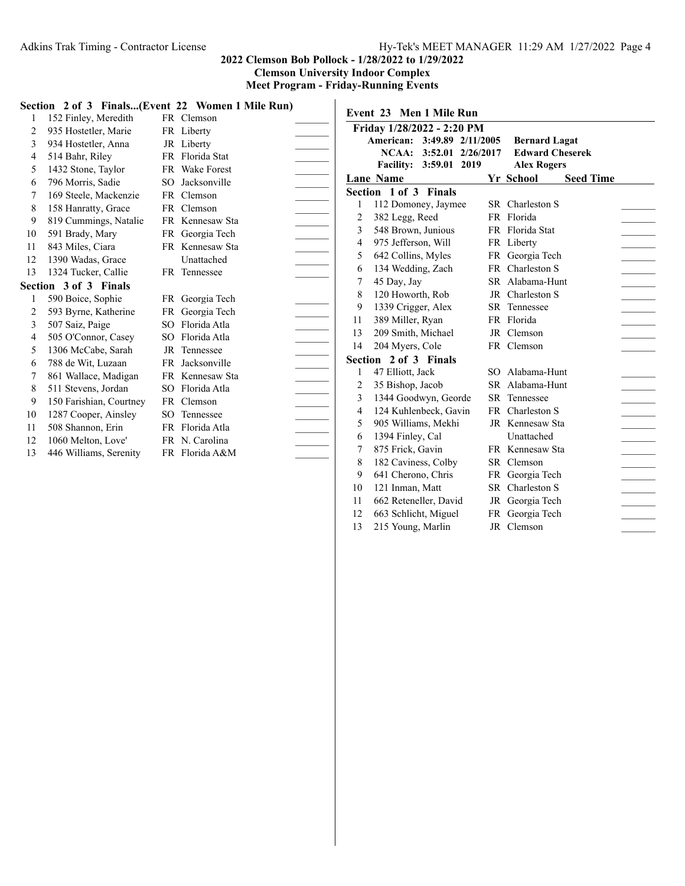## 2022 Clemson Bob Pollock - 1/28/2022 to 1/29/2022
## Clemson University Indoor Complex
## Meet Program - Friday-Running Events

### Section 2 of 3 Finals...(Event 22 Women 1 Mile Run)

| Lane | Name | Yr | School | Seed Time |
|---|---|---|---|---|
| 1 | 152 Finley, Meredith | FR | Clemson | |
| 2 | 935 Hostetler, Marie | FR | Liberty | |
| 3 | 934 Hostetler, Anna | JR | Liberty | |
| 4 | 514 Bahr, Riley | FR | Florida Stat | |
| 5 | 1432 Stone, Taylor | FR | Wake Forest | |
| 6 | 796 Morris, Sadie | SO | Jacksonville | |
| 7 | 169 Steele, Mackenzie | FR | Clemson | |
| 8 | 158 Hanratty, Grace | FR | Clemson | |
| 9 | 819 Cummings, Natalie | FR | Kennesaw Sta | |
| 10 | 591 Brady, Mary | FR | Georgia Tech | |
| 11 | 843 Miles, Ciara | FR | Kennesaw Sta | |
| 12 | 1390 Wadas, Grace | | Unattached | |
| 13 | 1324 Tucker, Callie | FR | Tennessee | |

### Section 3 of 3 Finals

| Lane | Name | Yr | School | Seed Time |
|---|---|---|---|---|
| 1 | 590 Boice, Sophie | FR | Georgia Tech | |
| 2 | 593 Byrne, Katherine | FR | Georgia Tech | |
| 3 | 507 Saiz, Paige | SO | Florida Atla | |
| 4 | 505 O'Connor, Casey | SO | Florida Atla | |
| 5 | 1306 McCabe, Sarah | JR | Tennessee | |
| 6 | 788 de Wit, Luzaan | FR | Jacksonville | |
| 7 | 861 Wallace, Madigan | FR | Kennesaw Sta | |
| 8 | 511 Stevens, Jordan | SO | Florida Atla | |
| 9 | 150 Farishian, Courtney | FR | Clemson | |
| 10 | 1287 Cooper, Ainsley | SO | Tennessee | |
| 11 | 508 Shannon, Erin | FR | Florida Atla | |
| 12 | 1060 Melton, Love' | FR | N. Carolina | |
| 13 | 446 Williams, Serenity | FR | Florida A&M | |

### Event 23 Men 1 Mile Run

**Friday 1/28/2022 - 2:20 PM**

| | | | |
|---|---|---|---|
| American: | 3:49.89 | 2/11/2005 | Bernard Lagat |
| NCAA: | 3:52.01 | 2/26/2017 | Edward Cheserek |
| Facility: | 3:59.01 | 2019 | Alex Rogers |

### Section 1 of 3 Finals

| Lane | Name | Yr | School | Seed Time |
|---|---|---|---|---|
| 1 | 112 Domoney, Jaymee | SR | Charleston S | |
| 2 | 382 Legg, Reed | FR | Florida | |
| 3 | 548 Brown, Junious | FR | Florida Stat | |
| 4 | 975 Jefferson, Will | FR | Liberty | |
| 5 | 642 Collins, Myles | FR | Georgia Tech | |
| 6 | 134 Wedding, Zach | FR | Charleston S | |
| 7 | 45 Day, Jay | SR | Alabama-Hunt | |
| 8 | 120 Howorth, Rob | JR | Charleston S | |
| 9 | 1339 Crigger, Alex | SR | Tennessee | |
| 11 | 389 Miller, Ryan | FR | Florida | |
| 13 | 209 Smith, Michael | JR | Clemson | |
| 14 | 204 Myers, Cole | FR | Clemson | |

### Section 2 of 3 Finals

| Lane | Name | Yr | School | Seed Time |
|---|---|---|---|---|
| 1 | 47 Elliott, Jack | SO | Alabama-Hunt | |
| 2 | 35 Bishop, Jacob | SR | Alabama-Hunt | |
| 3 | 1344 Goodwyn, Georde | SR | Tennessee | |
| 4 | 124 Kuhlenbeck, Gavin | FR | Charleston S | |
| 5 | 905 Williams, Mekhi | JR | Kennesaw Sta | |
| 6 | 1394 Finley, Cal | | Unattached | |
| 7 | 875 Frick, Gavin | FR | Kennesaw Sta | |
| 8 | 182 Caviness, Colby | SR | Clemson | |
| 9 | 641 Cherono, Chris | FR | Georgia Tech | |
| 10 | 121 Inman, Matt | SR | Charleston S | |
| 11 | 662 Reteneller, David | JR | Georgia Tech | |
| 12 | 663 Schlicht, Miguel | FR | Georgia Tech | |
| 13 | 215 Young, Marlin | JR | Clemson | |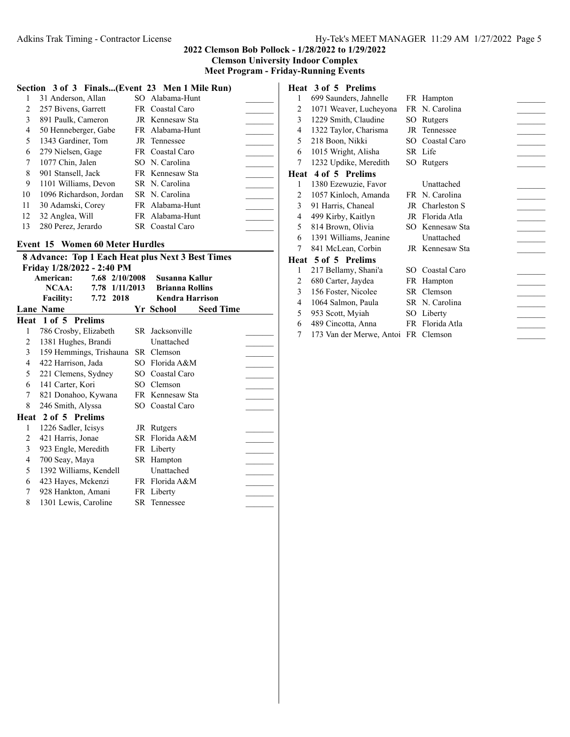## 2022 Clemson Bob Pollock - 1/28/2022 to 1/29/2022

**Clemson University Indoor Complex**

**Meet Program - Friday-Running Events**

### Section 3 of 3 Finals...(Event 23 Men 1 Mile Run)

| | Name | Yr | School | |
|---|---|---|---|---|
| 1 | 31 Anderson, Allan | SO | Alabama-Hunt | _______ |
| 2 | 257 Bivens, Garrett | FR | Coastal Caro | _______ |
| 3 | 891 Paulk, Cameron | JR | Kennesaw Sta | _______ |
| 4 | 50 Henneberger, Gabe | FR | Alabama-Hunt | _______ |
| 5 | 1343 Gardiner, Tom | JR | Tennessee | _______ |
| 6 | 279 Nielsen, Gage | FR | Coastal Caro | _______ |
| 7 | 1077 Chin, Jalen | SO | N. Carolina | _______ |
| 8 | 901 Stansell, Jack | FR | Kennesaw Sta | _______ |
| 9 | 1101 Williams, Devon | SR | N. Carolina | _______ |
| 10 | 1096 Richardson, Jordan | SR | N. Carolina | _______ |
| 11 | 30 Adamski, Corey | FR | Alabama-Hunt | _______ |
| 12 | 32 Anglea, Will | FR | Alabama-Hunt | _______ |
| 13 | 280 Perez, Jerardo | SR | Coastal Caro | _______ |

### Event 15 Women 60 Meter Hurdles

**8 Advance: Top 1 Each Heat plus Next 3 Best Times**

**Friday 1/28/2022 - 2:40 PM**

| | | | |
|---|---|---|---|
| **American:** | 7.68 | 2/10/2008 | Susanna Kallur |
| **NCAA:** | 7.78 | 1/11/2013 | Brianna Rollins |
| **Facility:** | 7.72 | 2018 | Kendra Harrison |

| Lane | Name | Yr | School | Seed Time |
|---|---|---|---|---|
| **Heat 1 of 5 Prelims** | | | | |
| 1 | 786 Crosby, Elizabeth | SR | Jacksonville | _______ |
| 2 | 1381 Hughes, Brandi | | Unattached | _______ |
| 3 | 159 Hemmings, Trishauna | SR | Clemson | _______ |
| 4 | 422 Harrison, Jada | SO | Florida A&M | _______ |
| 5 | 221 Clemens, Sydney | SO | Coastal Caro | _______ |
| 6 | 141 Carter, Kori | SO | Clemson | _______ |
| 7 | 821 Donahoo, Kywana | FR | Kennesaw Sta | _______ |
| 8 | 246 Smith, Alyssa | SO | Coastal Caro | _______ |
| **Heat 2 of 5 Prelims** | | | | |
| 1 | 1226 Sadler, Icisys | JR | Rutgers | _______ |
| 2 | 421 Harris, Jonae | SR | Florida A&M | _______ |
| 3 | 923 Engle, Meredith | FR | Liberty | _______ |
| 4 | 700 Seay, Maya | SR | Hampton | _______ |
| 5 | 1392 Williams, Kendell | | Unattached | _______ |
| 6 | 423 Hayes, Mckenzi | FR | Florida A&M | _______ |
| 7 | 928 Hankton, Amani | FR | Liberty | _______ |
| 8 | 1301 Lewis, Caroline | SR | Tennessee | _______ |
| **Heat 3 of 5 Prelims** | | | | |
| 1 | 699 Saunders, Jahnelle | FR | Hampton | _______ |
| 2 | 1071 Weaver, Lucheyona | FR | N. Carolina | _______ |
| 3 | 1229 Smith, Claudine | SO | Rutgers | _______ |
| 4 | 1322 Taylor, Charisma | JR | Tennessee | _______ |
| 5 | 218 Boon, Nikki | SO | Coastal Caro | _______ |
| 6 | 1015 Wright, Alisha | SR | Life | _______ |
| 7 | 1232 Updike, Meredith | SO | Rutgers | _______ |
| **Heat 4 of 5 Prelims** | | | | |
| 1 | 1380 Ezewuzie, Favor | | Unattached | _______ |
| 2 | 1057 Kinloch, Amanda | FR | N. Carolina | _______ |
| 3 | 91 Harris, Chaneal | JR | Charleston S | _______ |
| 4 | 499 Kirby, Kaitlyn | JR | Florida Atla | _______ |
| 5 | 814 Brown, Olivia | SO | Kennesaw Sta | _______ |
| 6 | 1391 Williams, Jeanine | | Unattached | _______ |
| 7 | 841 McLean, Corbin | JR | Kennesaw Sta | _______ |
| **Heat 5 of 5 Prelims** | | | | |
| 1 | 217 Bellamy, Shani'a | SO | Coastal Caro | _______ |
| 2 | 680 Carter, Jaydea | FR | Hampton | _______ |
| 3 | 156 Foster, Nicolee | SR | Clemson | _______ |
| 4 | 1064 Salmon, Paula | SR | N. Carolina | _______ |
| 5 | 953 Scott, Myiah | SO | Liberty | _______ |
| 6 | 489 Cincotta, Anna | FR | Florida Atla | _______ |
| 7 | 173 Van der Merwe, Antoi | FR | Clemson | _______ |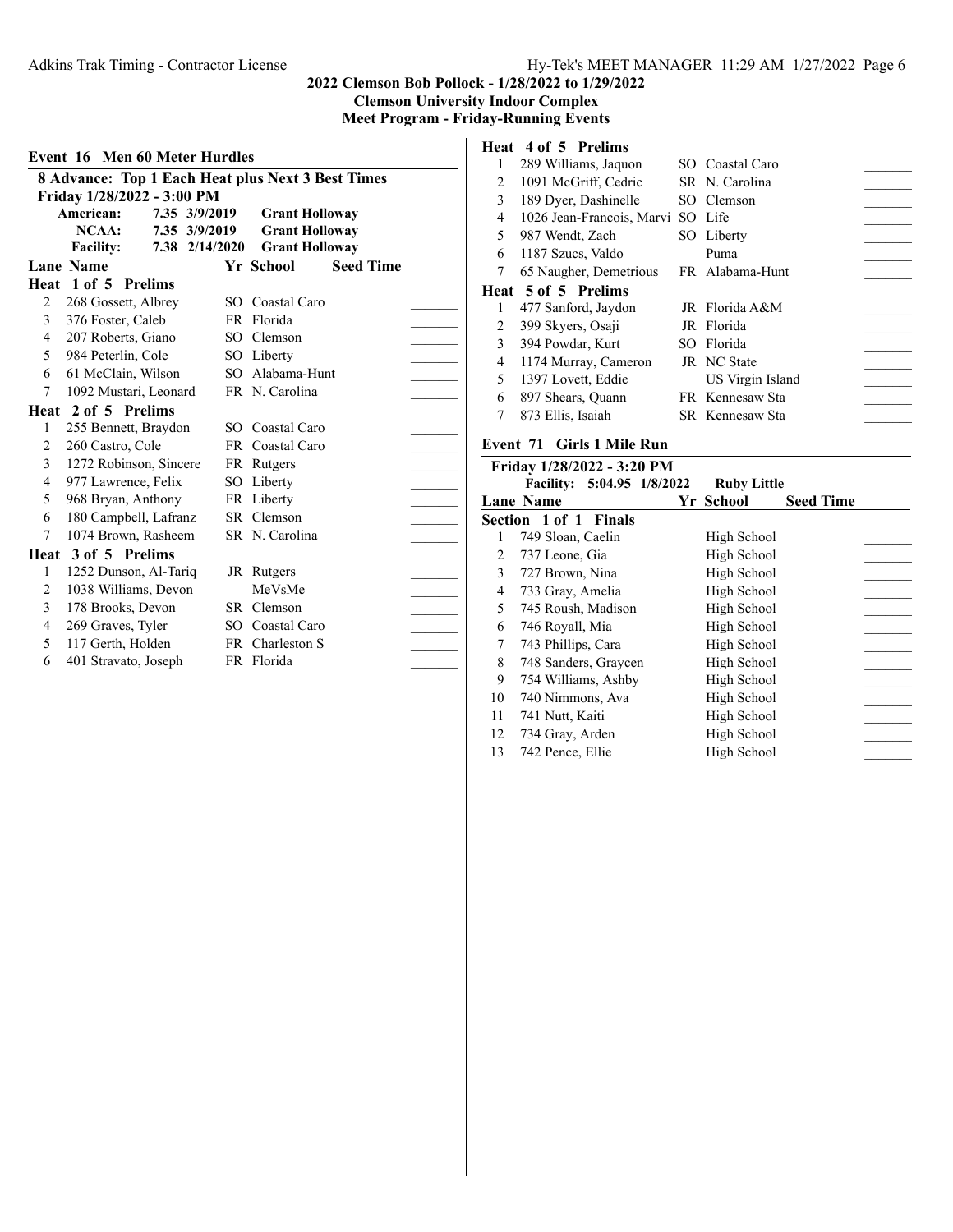**2022 Clemson Bob Pollock - 1/28/2022 to 1/29/2022**
**Clemson University Indoor Complex**
**Meet Program - Friday-Running Events**

## Event 16 Men 60 Meter Hurdles

**8 Advance: Top 1 Each Heat plus Next 3 Best Times**

**Friday 1/28/2022 - 3:00 PM**

| | | | |
|---|---|---|---|
| American: | 7.35 | 3/9/2019 | Grant Holloway |
| NCAA: | 7.35 | 3/9/2019 | Grant Holloway |
| Facility: | 7.38 | 2/14/2020 | Grant Holloway |

| Lane | Name | Yr | School | Seed Time |
|---|---|---|---|---|
| **Heat 1 of 5 Prelims** | | | | |
| 2 | 268 Gossett, Albrey | SO | Coastal Caro | _______ |
| 3 | 376 Foster, Caleb | FR | Florida | _______ |
| 4 | 207 Roberts, Giano | SO | Clemson | _______ |
| 5 | 984 Peterlin, Cole | SO | Liberty | _______ |
| 6 | 61 McClain, Wilson | SO | Alabama-Hunt | _______ |
| 7 | 1092 Mustari, Leonard | FR | N. Carolina | _______ |
| **Heat 2 of 5 Prelims** | | | | |
| 1 | 255 Bennett, Braydon | SO | Coastal Caro | _______ |
| 2 | 260 Castro, Cole | FR | Coastal Caro | _______ |
| 3 | 1272 Robinson, Sincere | FR | Rutgers | _______ |
| 4 | 977 Lawrence, Felix | SO | Liberty | _______ |
| 5 | 968 Bryan, Anthony | FR | Liberty | _______ |
| 6 | 180 Campbell, Lafranz | SR | Clemson | _______ |
| 7 | 1074 Brown, Rasheem | SR | N. Carolina | _______ |
| **Heat 3 of 5 Prelims** | | | | |
| 1 | 1252 Dunson, Al-Tariq | JR | Rutgers | _______ |
| 2 | 1038 Williams, Devon | | MeVsMe | _______ |
| 3 | 178 Brooks, Devon | SR | Clemson | _______ |
| 4 | 269 Graves, Tyler | SO | Coastal Caro | _______ |
| 5 | 117 Gerth, Holden | FR | Charleston S | _______ |
| 6 | 401 Stravato, Joseph | FR | Florida | _______ |
| **Heat 4 of 5 Prelims** | | | | |
| 1 | 289 Williams, Jaquon | SO | Coastal Caro | _______ |
| 2 | 1091 McGriff, Cedric | SR | N. Carolina | _______ |
| 3 | 189 Dyer, Dashinelle | SO | Clemson | _______ |
| 4 | 1026 Jean-Francois, Marvi | SO | Life | _______ |
| 5 | 987 Wendt, Zach | SO | Liberty | _______ |
| 6 | 1187 Szucs, Valdo | | Puma | _______ |
| 7 | 65 Naugher, Demetrious | FR | Alabama-Hunt | _______ |
| **Heat 5 of 5 Prelims** | | | | |
| 1 | 477 Sanford, Jaydon | JR | Florida A&M | _______ |
| 2 | 399 Skyers, Osaji | JR | Florida | _______ |
| 3 | 394 Powdar, Kurt | SO | Florida | _______ |
| 4 | 1174 Murray, Cameron | JR | NC State | _______ |
| 5 | 1397 Lovett, Eddie | | US Virgin Island | _______ |
| 6 | 897 Shears, Quann | FR | Kennesaw Sta | _______ |
| 7 | 873 Ellis, Isaiah | SR | Kennesaw Sta | _______ |

## Event 71 Girls 1 Mile Run

**Friday 1/28/2022 - 3:20 PM**

| | | | |
|---|---|---|---|
| Facility: | 5:04.95 | 1/8/2022 | Ruby Little |

| Lane | Name | Yr | School | Seed Time |
|---|---|---|---|---|
| **Section 1 of 1 Finals** | | | | |
| 1 | 749 Sloan, Caelin | | High School | _______ |
| 2 | 737 Leone, Gia | | High School | _______ |
| 3 | 727 Brown, Nina | | High School | _______ |
| 4 | 733 Gray, Amelia | | High School | _______ |
| 5 | 745 Roush, Madison | | High School | _______ |
| 6 | 746 Royall, Mia | | High School | _______ |
| 7 | 743 Phillips, Cara | | High School | _______ |
| 8 | 748 Sanders, Graycen | | High School | _______ |
| 9 | 754 Williams, Ashby | | High School | _______ |
| 10 | 740 Nimmons, Ava | | High School | _______ |
| 11 | 741 Nutt, Kaiti | | High School | _______ |
| 12 | 734 Gray, Arden | | High School | _______ |
| 13 | 742 Pence, Ellie | | High School | _______ |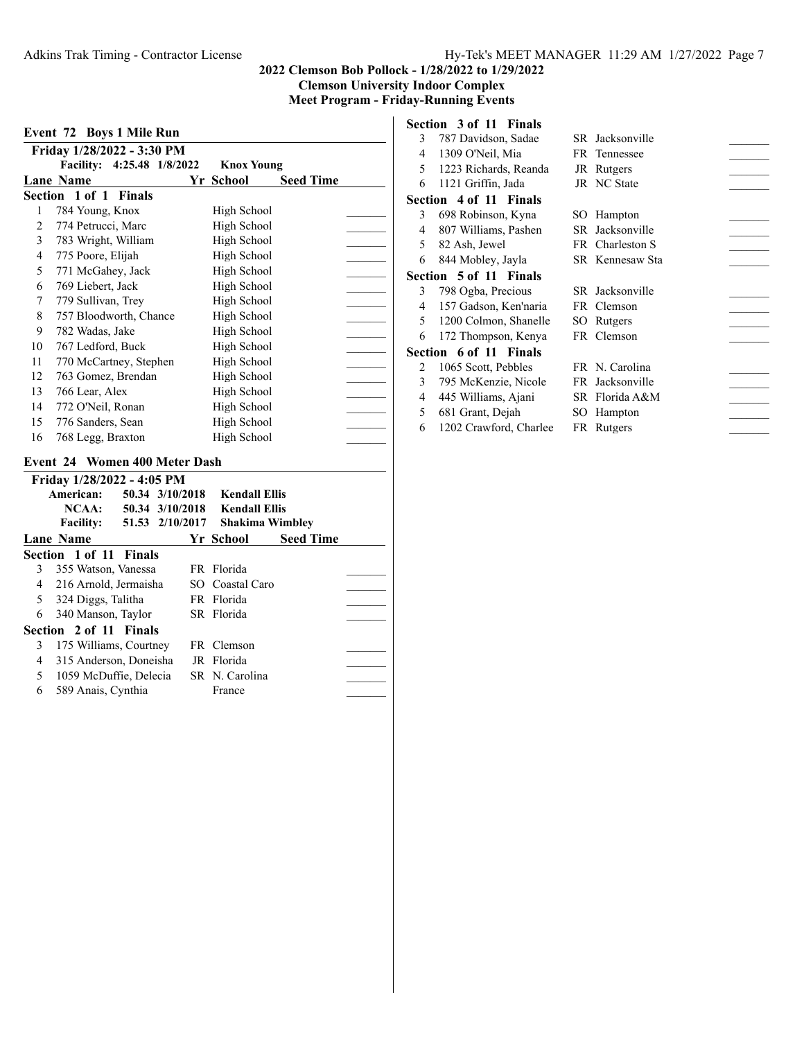## 2022 Clemson Bob Pollock - 1/28/2022 to 1/29/2022

**Clemson University Indoor Complex**

**Meet Program - Friday-Running Events**

### Event 72 Boys 1 Mile Run

**Friday 1/28/2022 - 3:30 PM**

**Facility: 4:25.48 1/8/2022 Knox Young**

**Section 1 of 1 Finals**

| Lane | Name | Yr | School | Seed Time |
|---|---|---|---|---|
| 1 | 784 Young, Knox | | High School | |
| 2 | 774 Petrucci, Marc | | High School | |
| 3 | 783 Wright, William | | High School | |
| 4 | 775 Poore, Elijah | | High School | |
| 5 | 771 McGahey, Jack | | High School | |
| 6 | 769 Liebert, Jack | | High School | |
| 7 | 779 Sullivan, Trey | | High School | |
| 8 | 757 Bloodworth, Chance | | High School | |
| 9 | 782 Wadas, Jake | | High School | |
| 10 | 767 Ledford, Buck | | High School | |
| 11 | 770 McCartney, Stephen | | High School | |
| 12 | 763 Gomez, Brendan | | High School | |
| 13 | 766 Lear, Alex | | High School | |
| 14 | 772 O'Neil, Ronan | | High School | |
| 15 | 776 Sanders, Sean | | High School | |
| 16 | 768 Legg, Braxton | | High School | |

### Event 24 Women 400 Meter Dash

**Friday 1/28/2022 - 4:05 PM**

**American: 50.34 3/10/2018 Kendall Ellis**
**NCAA: 50.34 3/10/2018 Kendall Ellis**
**Facility: 51.53 2/10/2017 Shakima Wimbley**

| Lane | Name | Yr | School | Seed Time |
|---|---|---|---|---|
| **Section 1 of 11 Finals** | | | | |
| 3 | 355 Watson, Vanessa | FR | Florida | |
| 4 | 216 Arnold, Jermaisha | SO | Coastal Caro | |
| 5 | 324 Diggs, Talitha | FR | Florida | |
| 6 | 340 Manson, Taylor | SR | Florida | |
| **Section 2 of 11 Finals** | | | | |
| 3 | 175 Williams, Courtney | FR | Clemson | |
| 4 | 315 Anderson, Doneisha | JR | Florida | |
| 5 | 1059 McDuffie, Delecia | SR | N. Carolina | |
| 6 | 589 Anais, Cynthia | | France | |
| **Section 3 of 11 Finals** | | | | |
| 3 | 787 Davidson, Sadae | SR | Jacksonville | |
| 4 | 1309 O'Neil, Mia | FR | Tennessee | |
| 5 | 1223 Richards, Reanda | JR | Rutgers | |
| 6 | 1121 Griffin, Jada | JR | NC State | |
| **Section 4 of 11 Finals** | | | | |
| 3 | 698 Robinson, Kyna | SO | Hampton | |
| 4 | 807 Williams, Pashen | SR | Jacksonville | |
| 5 | 82 Ash, Jewel | FR | Charleston S | |
| 6 | 844 Mobley, Jayla | SR | Kennesaw Sta | |
| **Section 5 of 11 Finals** | | | | |
| 3 | 798 Ogba, Precious | SR | Jacksonville | |
| 4 | 157 Gadson, Ken'naria | FR | Clemson | |
| 5 | 1200 Colmon, Shanelle | SO | Rutgers | |
| 6 | 172 Thompson, Kenya | FR | Clemson | |
| **Section 6 of 11 Finals** | | | | |
| 2 | 1065 Scott, Pebbles | FR | N. Carolina | |
| 3 | 795 McKenzie, Nicole | FR | Jacksonville | |
| 4 | 445 Williams, Ajani | SR | Florida A&M | |
| 5 | 681 Grant, Dejah | SO | Hampton | |
| 6 | 1202 Crawford, Charlee | FR | Rutgers | |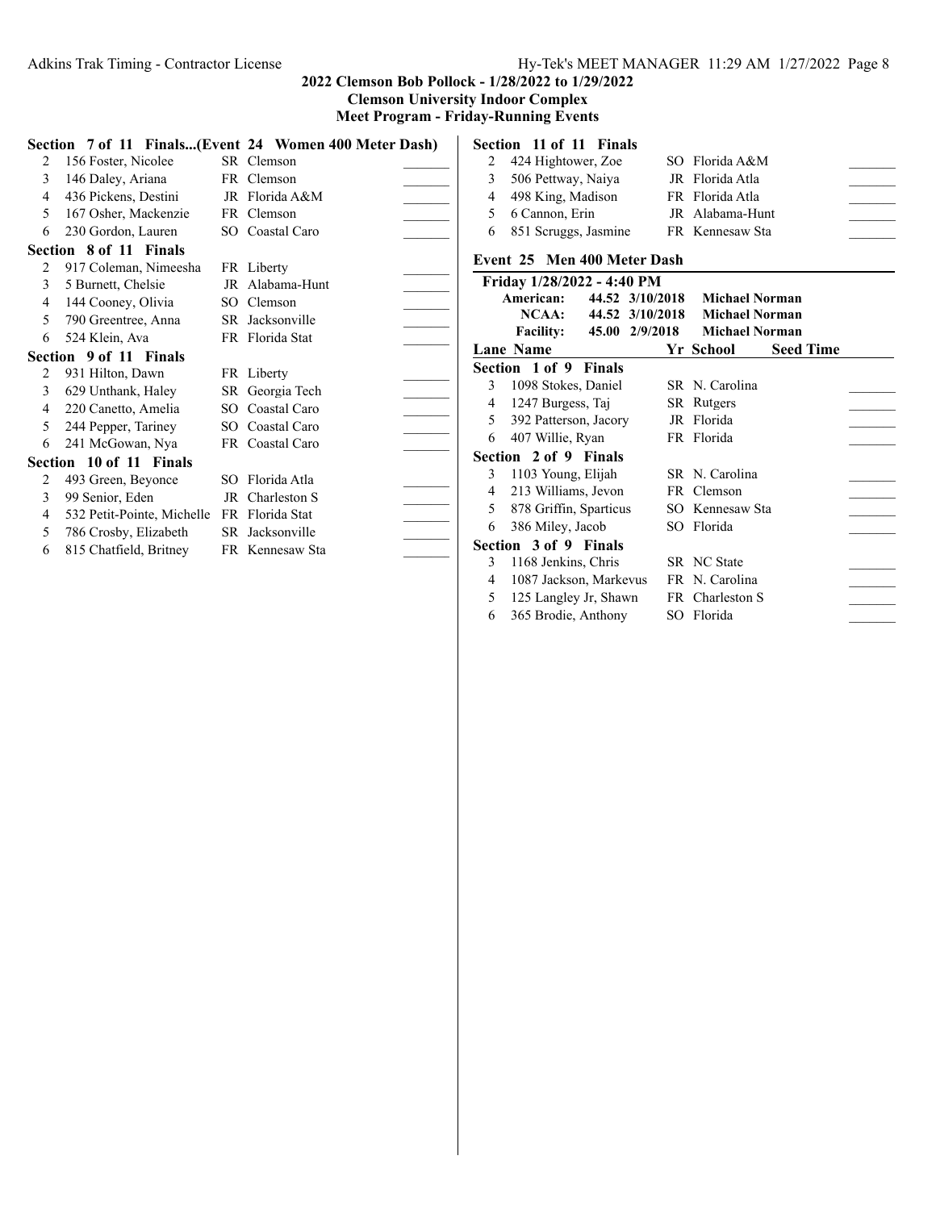## 2022 Clemson Bob Pollock - 1/28/2022 to 1/29/2022

**Clemson University Indoor Complex**

**Meet Program - Friday-Running Events**

### Section 7 of 11 Finals...(Event 24 Women 400 Meter Dash)

| Lane | Name | Yr | School | Seed Time |
|---|---|---|---|---|
| 2 | 156 Foster, Nicolee | SR | Clemson | _______ |
| 3 | 146 Daley, Ariana | FR | Clemson | _______ |
| 4 | 436 Pickens, Destini | JR | Florida A&M | _______ |
| 5 | 167 Osher, Mackenzie | FR | Clemson | _______ |
| 6 | 230 Gordon, Lauren | SO | Coastal Caro | _______ |

### Section 8 of 11 Finals

| Lane | Name | Yr | School | Seed Time |
|---|---|---|---|---|
| 2 | 917 Coleman, Nimeesha | FR | Liberty | _______ |
| 3 | 5 Burnett, Chelsie | JR | Alabama-Hunt | _______ |
| 4 | 144 Cooney, Olivia | SO | Clemson | _______ |
| 5 | 790 Greentree, Anna | SR | Jacksonville | _______ |
| 6 | 524 Klein, Ava | FR | Florida Stat | _______ |

### Section 9 of 11 Finals

| Lane | Name | Yr | School | Seed Time |
|---|---|---|---|---|
| 2 | 931 Hilton, Dawn | FR | Liberty | _______ |
| 3 | 629 Unthank, Haley | SR | Georgia Tech | _______ |
| 4 | 220 Canetto, Amelia | SO | Coastal Caro | _______ |
| 5 | 244 Pepper, Tariney | SO | Coastal Caro | _______ |
| 6 | 241 McGowan, Nya | FR | Coastal Caro | _______ |

### Section 10 of 11 Finals

| Lane | Name | Yr | School | Seed Time |
|---|---|---|---|---|
| 2 | 493 Green, Beyonce | SO | Florida Atla | _______ |
| 3 | 99 Senior, Eden | JR | Charleston S | _______ |
| 4 | 532 Petit-Pointe, Michelle | FR | Florida Stat | _______ |
| 5 | 786 Crosby, Elizabeth | SR | Jacksonville | _______ |
| 6 | 815 Chatfield, Britney | FR | Kennesaw Sta | _______ |

### Section 11 of 11 Finals

| Lane | Name | Yr | School | Seed Time |
|---|---|---|---|---|
| 2 | 424 Hightower, Zoe | SO | Florida A&M | _______ |
| 3 | 506 Pettway, Naiya | JR | Florida Atla | _______ |
| 4 | 498 King, Madison | FR | Florida Atla | _______ |
| 5 | 6 Cannon, Erin | JR | Alabama-Hunt | _______ |
| 6 | 851 Scruggs, Jasmine | FR | Kennesaw Sta | _______ |

## Event 25 Men 400 Meter Dash

**Friday 1/28/2022 - 4:40 PM**

| | | | |
|---|---|---|---|
| **American:** | 44.52 | 3/10/2018 | Michael Norman |
| **NCAA:** | 44.52 | 3/10/2018 | Michael Norman |
| **Facility:** | 45.00 | 2/9/2018 | Michael Norman |

### Section 1 of 9 Finals

| Lane | Name | Yr | School | Seed Time |
|---|---|---|---|---|
| 3 | 1098 Stokes, Daniel | SR | N. Carolina | _______ |
| 4 | 1247 Burgess, Taj | SR | Rutgers | _______ |
| 5 | 392 Patterson, Jacory | JR | Florida | _______ |
| 6 | 407 Willie, Ryan | FR | Florida | _______ |

### Section 2 of 9 Finals

| Lane | Name | Yr | School | Seed Time |
|---|---|---|---|---|
| 3 | 1103 Young, Elijah | SR | N. Carolina | _______ |
| 4 | 213 Williams, Jevon | FR | Clemson | _______ |
| 5 | 878 Griffin, Sparticus | SO | Kennesaw Sta | _______ |
| 6 | 386 Miley, Jacob | SO | Florida | _______ |

### Section 3 of 9 Finals

| Lane | Name | Yr | School | Seed Time |
|---|---|---|---|---|
| 3 | 1168 Jenkins, Chris | SR | NC State | _______ |
| 4 | 1087 Jackson, Markevus | FR | N. Carolina | _______ |
| 5 | 125 Langley Jr, Shawn | FR | Charleston S | _______ |
| 6 | 365 Brodie, Anthony | SO | Florida | _______ |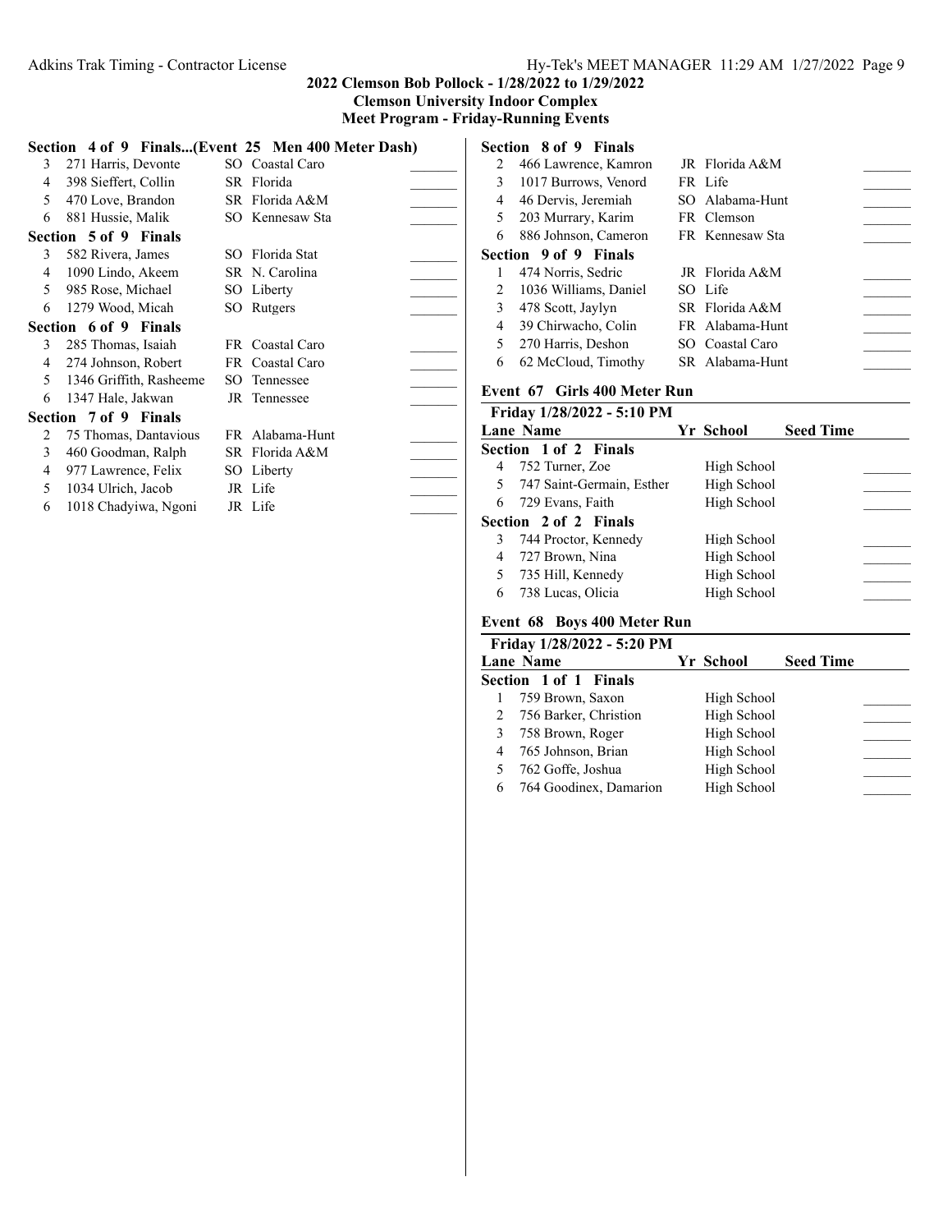## 2022 Clemson Bob Pollock - 1/28/2022 to 1/29/2022
### Clemson University Indoor Complex
### Meet Program - Friday-Running Events

**Section 4 of 9 Finals...(Event 25 Men 400 Meter Dash)**

| Lane | Name | Yr | School | Seed Time |
|---|---|---|---|---|
| 3 | 271 Harris, Devonte | SO | Coastal Caro | _______ |
| 4 | 398 Sieffert, Collin | SR | Florida | _______ |
| 5 | 470 Love, Brandon | SR | Florida A&M | _______ |
| 6 | 881 Hussie, Malik | SO | Kennesaw Sta | _______ |

**Section 5 of 9 Finals**

| Lane | Name | Yr | School | Seed Time |
|---|---|---|---|---|
| 3 | 582 Rivera, James | SO | Florida Stat | _______ |
| 4 | 1090 Lindo, Akeem | SR | N. Carolina | _______ |
| 5 | 985 Rose, Michael | SO | Liberty | _______ |
| 6 | 1279 Wood, Micah | SO | Rutgers | _______ |

**Section 6 of 9 Finals**

| Lane | Name | Yr | School | Seed Time |
|---|---|---|---|---|
| 3 | 285 Thomas, Isaiah | FR | Coastal Caro | _______ |
| 4 | 274 Johnson, Robert | FR | Coastal Caro | _______ |
| 5 | 1346 Griffith, Rasheeme | SO | Tennessee | _______ |
| 6 | 1347 Hale, Jakwan | JR | Tennessee | _______ |

**Section 7 of 9 Finals**

| Lane | Name | Yr | School | Seed Time |
|---|---|---|---|---|
| 2 | 75 Thomas, Dantavious | FR | Alabama-Hunt | _______ |
| 3 | 460 Goodman, Ralph | SR | Florida A&M | _______ |
| 4 | 977 Lawrence, Felix | SO | Liberty | _______ |
| 5 | 1034 Ulrich, Jacob | JR | Life | _______ |
| 6 | 1018 Chadyiwa, Ngoni | JR | Life | _______ |

**Section 8 of 9 Finals**

| Lane | Name | Yr | School | Seed Time |
|---|---|---|---|---|
| 2 | 466 Lawrence, Kamron | JR | Florida A&M | _______ |
| 3 | 1017 Burrows, Venord | FR | Life | _______ |
| 4 | 46 Dervis, Jeremiah | SO | Alabama-Hunt | _______ |
| 5 | 203 Murrary, Karim | FR | Clemson | _______ |
| 6 | 886 Johnson, Cameron | FR | Kennesaw Sta | _______ |

**Section 9 of 9 Finals**

| Lane | Name | Yr | School | Seed Time |
|---|---|---|---|---|
| 1 | 474 Norris, Sedric | JR | Florida A&M | _______ |
| 2 | 1036 Williams, Daniel | SO | Life | _______ |
| 3 | 478 Scott, Jaylyn | SR | Florida A&M | _______ |
| 4 | 39 Chirwacho, Colin | FR | Alabama-Hunt | _______ |
| 5 | 270 Harris, Deshon | SO | Coastal Caro | _______ |
| 6 | 62 McCloud, Timothy | SR | Alabama-Hunt | _______ |

### Event 67 Girls 400 Meter Run

**Friday 1/28/2022 - 5:10 PM**

| Lane | Name | Yr | School | Seed Time |
|---|---|---|---|---|
| **Section 1 of 2 Finals** | | | | |
| 4 | 752 Turner, Zoe | | High School | _______ |
| 5 | 747 Saint-Germain, Esther | | High School | _______ |
| 6 | 729 Evans, Faith | | High School | _______ |
| **Section 2 of 2 Finals** | | | | |
| 3 | 744 Proctor, Kennedy | | High School | _______ |
| 4 | 727 Brown, Nina | | High School | _______ |
| 5 | 735 Hill, Kennedy | | High School | _______ |
| 6 | 738 Lucas, Olicia | | High School | _______ |

### Event 68 Boys 400 Meter Run

**Friday 1/28/2022 - 5:20 PM**

| Lane | Name | Yr | School | Seed Time |
|---|---|---|---|---|
| **Section 1 of 1 Finals** | | | | |
| 1 | 759 Brown, Saxon | | High School | _______ |
| 2 | 756 Barker, Christion | | High School | _______ |
| 3 | 758 Brown, Roger | | High School | _______ |
| 4 | 765 Johnson, Brian | | High School | _______ |
| 5 | 762 Goffe, Joshua | | High School | _______ |
| 6 | 764 Goodinex, Damarion | | High School | _______ |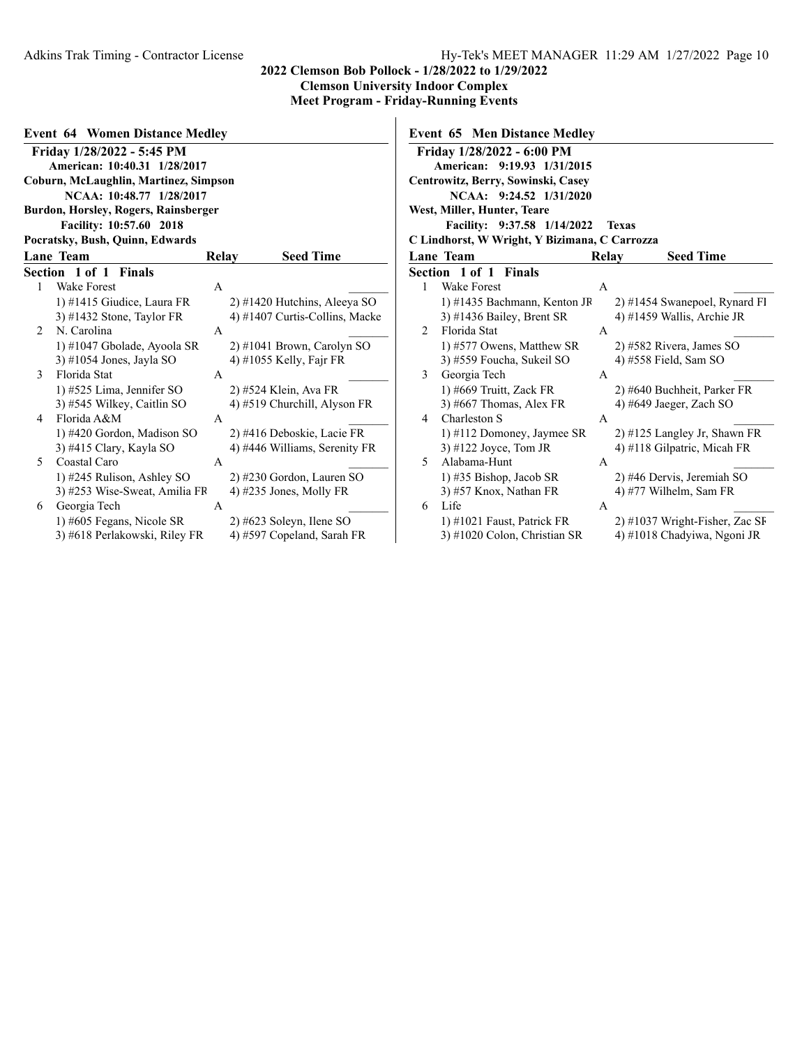## 2022 Clemson Bob Pollock - 1/28/2022 to 1/29/2022

### Clemson University Indoor Complex

### Meet Program - Friday-Running Events

### Event 64 Women Distance Medley

**Friday 1/28/2022 - 5:45 PM**

American: 10:40.31 1/28/2017
Coburn, McLaughlin, Martinez, Simpson
NCAA: 10:48.77 1/28/2017
Burdon, Horsley, Rogers, Rainsberger
Facility: 10:57.60 2018
Pocratsky, Bush, Quinn, Edwards

| Lane | Team | Relay | Seed Time |
|---|---|---|---|
| **Section 1 of 1 Finals** | | | |
| 1 | Wake Forest | A | _______ |
| | 1) #1415 Giudice, Laura FR; 2) #1420 Hutchins, Aleeya SO; 3) #1432 Stone, Taylor FR; 4) #1407 Curtis-Collins, Macke | | |
| 2 | N. Carolina | A | _______ |
| | 1) #1047 Gbolade, Ayoola SR; 2) #1041 Brown, Carolyn SO; 3) #1054 Jones, Jayla SO; 4) #1055 Kelly, Fajr FR | | |
| 3 | Florida Stat | A | _______ |
| | 1) #525 Lima, Jennifer SO; 2) #524 Klein, Ava FR; 3) #545 Wilkey, Caitlin SO; 4) #519 Churchill, Alyson FR | | |
| 4 | Florida A&M | A | _______ |
| | 1) #420 Gordon, Madison SO; 2) #416 Deboskie, Lacie FR; 3) #415 Clary, Kayla SO; 4) #446 Williams, Serenity FR | | |
| 5 | Coastal Caro | A | _______ |
| | 1) #245 Rulison, Ashley SO; 2) #230 Gordon, Lauren SO; 3) #253 Wise-Sweat, Amilia FR; 4) #235 Jones, Molly FR | | |
| 6 | Georgia Tech | A | _______ |
| | 1) #605 Fegans, Nicole SR; 2) #623 Soleyn, Ilene SO; 3) #618 Perlakowski, Riley FR; 4) #597 Copeland, Sarah FR | | |

### Event 65 Men Distance Medley

**Friday 1/28/2022 - 6:00 PM**

American: 9:19.93 1/31/2015
Centrowitz, Berry, Sowinski, Casey
NCAA: 9:24.52 1/31/2020
West, Miller, Hunter, Teare
Facility: 9:37.58 1/14/2022 Texas
C Lindhorst, W Wright, Y Bizimana, C Carrozza

| Lane | Team | Relay | Seed Time |
|---|---|---|---|
| **Section 1 of 1 Finals** | | | |
| 1 | Wake Forest | A | _______ |
| | 1) #1435 Bachmann, Kenton JR; 2) #1454 Swanepoel, Rynard FI; 3) #1436 Bailey, Brent SR; 4) #1459 Wallis, Archie JR | | |
| 2 | Florida Stat | A | _______ |
| | 1) #577 Owens, Matthew SR; 2) #582 Rivera, James SO; 3) #559 Foucha, Sukeil SO; 4) #558 Field, Sam SO | | |
| 3 | Georgia Tech | A | _______ |
| | 1) #669 Truitt, Zack FR; 2) #640 Buchheit, Parker FR; 3) #667 Thomas, Alex FR; 4) #649 Jaeger, Zach SO | | |
| 4 | Charleston S | A | _______ |
| | 1) #112 Domoney, Jaymee SR; 2) #125 Langley Jr, Shawn FR; 3) #122 Joyce, Tom JR; 4) #118 Gilpatric, Micah FR | | |
| 5 | Alabama-Hunt | A | _______ |
| | 1) #35 Bishop, Jacob SR; 2) #46 Dervis, Jeremiah SO; 3) #57 Knox, Nathan FR; 4) #77 Wilhelm, Sam FR | | |
| 6 | Life | A | _______ |
| | 1) #1021 Faust, Patrick FR; 2) #1037 Wright-Fisher, Zac SF; 3) #1020 Colon, Christian SR; 4) #1018 Chadyiwa, Ngoni JR | | |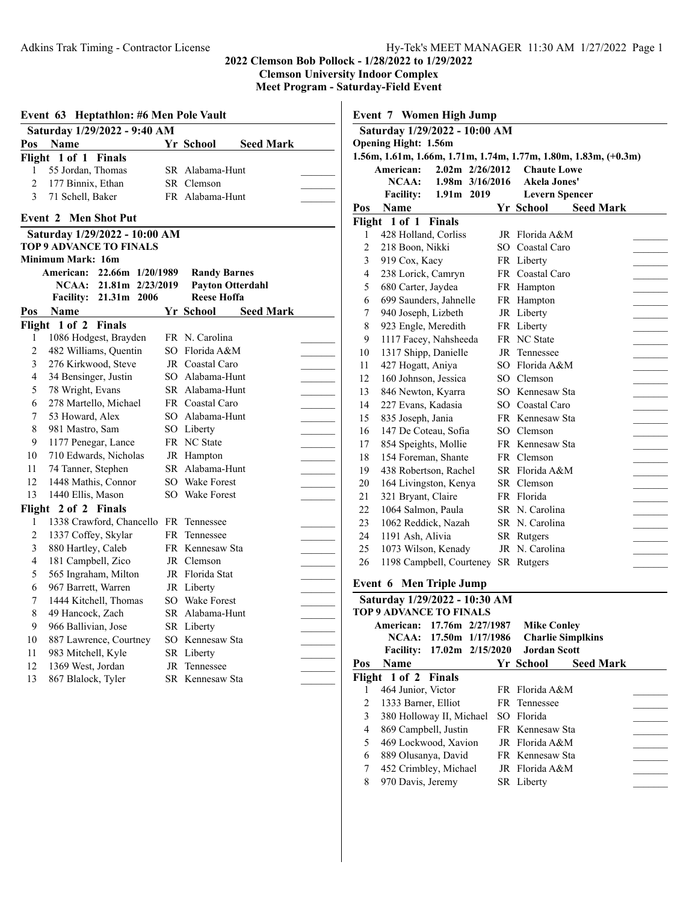**2022 Clemson Bob Pollock - 1/28/2022 to 1/29/2022**
**Clemson University Indoor Complex**
**Meet Program - Saturday-Field Event**

## Event 63 Heptathlon: #6 Men Pole Vault

**Saturday 1/29/2022 - 9:40 AM**

| Pos | Name | Yr | School | Seed Mark |
|---|---|---|---|---|
| **Flight 1 of 1 Finals** | | | | |
| 1 | 55 Jordan, Thomas | SR | Alabama-Hunt | _______ |
| 2 | 177 Binnix, Ethan | SR | Clemson | _______ |
| 3 | 71 Schell, Baker | FR | Alabama-Hunt | _______ |

## Event 2 Men Shot Put

**Saturday 1/29/2022 - 10:00 AM**
**TOP 9 ADVANCE TO FINALS**
**Minimum Mark: 16m**

| | | | |
|---|---|---|---|
| American: | 22.66m | 1/20/1989 | Randy Barnes |
| NCAA: | 21.81m | 2/23/2019 | Payton Otterdahl |
| Facility: | 21.31m | 2006 | Reese Hoffa |

| Pos | Name | Yr | School | Seed Mark |
|---|---|---|---|---|
| **Flight 1 of 2 Finals** | | | | |
| 1 | 1086 Hodgest, Brayden | FR | N. Carolina | _______ |
| 2 | 482 Williams, Quentin | SO | Florida A&M | _______ |
| 3 | 276 Kirkwood, Steve | JR | Coastal Caro | _______ |
| 4 | 34 Bensinger, Justin | SO | Alabama-Hunt | _______ |
| 5 | 78 Wright, Evans | SR | Alabama-Hunt | _______ |
| 6 | 278 Martello, Michael | FR | Coastal Caro | _______ |
| 7 | 53 Howard, Alex | SO | Alabama-Hunt | _______ |
| 8 | 981 Mastro, Sam | SO | Liberty | _______ |
| 9 | 1177 Penegar, Lance | FR | NC State | _______ |
| 10 | 710 Edwards, Nicholas | JR | Hampton | _______ |
| 11 | 74 Tanner, Stephen | SR | Alabama-Hunt | _______ |
| 12 | 1448 Mathis, Connor | SO | Wake Forest | _______ |
| 13 | 1440 Ellis, Mason | SO | Wake Forest | _______ |
| **Flight 2 of 2 Finals** | | | | |
| 1 | 1338 Crawford, Chancello | FR | Tennessee | _______ |
| 2 | 1337 Coffey, Skylar | FR | Tennessee | _______ |
| 3 | 880 Hartley, Caleb | FR | Kennesaw Sta | _______ |
| 4 | 181 Campbell, Zico | JR | Clemson | _______ |
| 5 | 565 Ingraham, Milton | JR | Florida Stat | _______ |
| 6 | 967 Barrett, Warren | JR | Liberty | _______ |
| 7 | 1444 Kitchell, Thomas | SO | Wake Forest | _______ |
| 8 | 49 Hancock, Zach | SR | Alabama-Hunt | _______ |
| 9 | 966 Ballivian, Jose | SR | Liberty | _______ |
| 10 | 887 Lawrence, Courtney | SO | Kennesaw Sta | _______ |
| 11 | 983 Mitchell, Kyle | SR | Liberty | _______ |
| 12 | 1369 West, Jordan | JR | Tennessee | _______ |
| 13 | 867 Blalock, Tyler | SR | Kennesaw Sta | _______ |

## Event 7 Women High Jump

**Saturday 1/29/2022 - 10:00 AM**
**Opening Hight: 1.56m**
**1.56m, 1.61m, 1.66m, 1.71m, 1.74m, 1.77m, 1.80m, 1.83m, (+0.3m)**

| | | | |
|---|---|---|---|
| American: | 2.02m | 2/26/2012 | Chaute Lowe |
| NCAA: | 1.98m | 3/16/2016 | Akela Jones' |
| Facility: | 1.91m | 2019 | Levern Spencer |

| Pos | Name | Yr | School | Seed Mark |
|---|---|---|---|---|
| **Flight 1 of 1 Finals** | | | | |
| 1 | 428 Holland, Corliss | JR | Florida A&M | _______ |
| 2 | 218 Boon, Nikki | SO | Coastal Caro | _______ |
| 3 | 919 Cox, Kacy | FR | Liberty | _______ |
| 4 | 238 Lorick, Camryn | FR | Coastal Caro | _______ |
| 5 | 680 Carter, Jaydea | FR | Hampton | _______ |
| 6 | 699 Saunders, Jahnelle | FR | Hampton | _______ |
| 7 | 940 Joseph, Lizbeth | JR | Liberty | _______ |
| 8 | 923 Engle, Meredith | FR | Liberty | _______ |
| 9 | 1117 Facey, Nahsheeda | FR | NC State | _______ |
| 10 | 1317 Shipp, Danielle | JR | Tennessee | _______ |
| 11 | 427 Hogatt, Aniya | SO | Florida A&M | _______ |
| 12 | 160 Johnson, Jessica | SO | Clemson | _______ |
| 13 | 846 Newton, Kyarra | SO | Kennesaw Sta | _______ |
| 14 | 227 Evans, Kadasia | SO | Coastal Caro | _______ |
| 15 | 835 Joseph, Jania | FR | Kennesaw Sta | _______ |
| 16 | 147 De Coteau, Sofia | SO | Clemson | _______ |
| 17 | 854 Speights, Mollie | FR | Kennesaw Sta | _______ |
| 18 | 154 Foreman, Shante | FR | Clemson | _______ |
| 19 | 438 Robertson, Rachel | SR | Florida A&M | _______ |
| 20 | 164 Livingston, Kenya | SR | Clemson | _______ |
| 21 | 321 Bryant, Claire | FR | Florida | _______ |
| 22 | 1064 Salmon, Paula | SR | N. Carolina | _______ |
| 23 | 1062 Reddick, Nazah | SR | N. Carolina | _______ |
| 24 | 1191 Ash, Alivia | SR | Rutgers | _______ |
| 25 | 1073 Wilson, Kenady | JR | N. Carolina | _______ |
| 26 | 1198 Campbell, Courteney | SR | Rutgers | _______ |

## Event 6 Men Triple Jump

**Saturday 1/29/2022 - 10:30 AM**
**TOP 9 ADVANCE TO FINALS**

| | | | |
|---|---|---|---|
| American: | 17.76m | 2/27/1987 | Mike Conley |
| NCAA: | 17.50m | 1/17/1986 | Charlie Simplkins |
| Facility: | 17.02m | 2/15/2020 | Jordan Scott |

| Pos | Name | Yr | School | Seed Mark |
|---|---|---|---|---|
| **Flight 1 of 2 Finals** | | | | |
| 1 | 464 Junior, Victor | FR | Florida A&M | _______ |
| 2 | 1333 Barner, Elliot | FR | Tennessee | _______ |
| 3 | 380 Holloway II, Michael | SO | Florida | _______ |
| 4 | 869 Campbell, Justin | FR | Kennesaw Sta | _______ |
| 5 | 469 Lockwood, Xavion | JR | Florida A&M | _______ |
| 6 | 889 Olusanya, David | FR | Kennesaw Sta | _______ |
| 7 | 452 Crimbley, Michael | JR | Florida A&M | _______ |
| 8 | 970 Davis, Jeremy | SR | Liberty | _______ |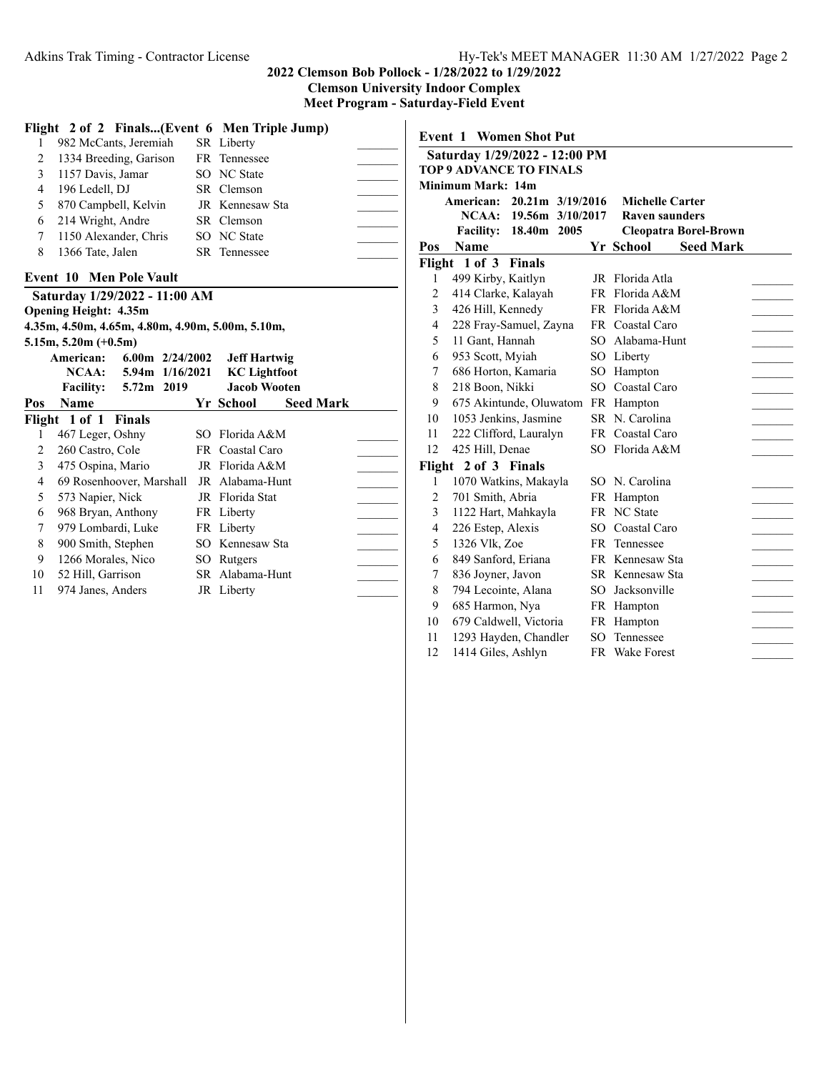## 2022 Clemson Bob Pollock - 1/28/2022 to 1/29/2022
## Clemson University Indoor Complex
## Meet Program - Saturday-Field Event

### Flight 2 of 2 Finals...(Event 6 Men Triple Jump)

| Pos | Name | Yr | School | Seed Mark |
|---|---|---|---|---|
| 1 | 982 McCants, Jeremiah | SR | Liberty | |
| 2 | 1334 Breeding, Garison | FR | Tennessee | |
| 3 | 1157 Davis, Jamar | SO | NC State | |
| 4 | 196 Ledell, DJ | SR | Clemson | |
| 5 | 870 Campbell, Kelvin | JR | Kennesaw Sta | |
| 6 | 214 Wright, Andre | SR | Clemson | |
| 7 | 1150 Alexander, Chris | SO | NC State | |
| 8 | 1366 Tate, Jalen | SR | Tennessee | |

### Event 10 Men Pole Vault

**Saturday 1/29/2022 - 11:00 AM**

**Opening Height: 4.35m**

**4.35m, 4.50m, 4.65m, 4.80m, 4.90m, 5.00m, 5.10m, 5.15m, 5.20m (+0.5m)**

| | | | |
|---|---|---|---|
| American: | 6.00m | 2/24/2002 | Jeff Hartwig |
| NCAA: | 5.94m | 1/16/2021 | KC Lightfoot |
| Facility: | 5.72m | 2019 | Jacob Wooten |

**Flight 1 of 1 Finals**

| Pos | Name | Yr | School | Seed Mark |
|---|---|---|---|---|
| 1 | 467 Leger, Oshny | SO | Florida A&M | |
| 2 | 260 Castro, Cole | FR | Coastal Caro | |
| 3 | 475 Ospina, Mario | JR | Florida A&M | |
| 4 | 69 Rosenhoover, Marshall | JR | Alabama-Hunt | |
| 5 | 573 Napier, Nick | JR | Florida Stat | |
| 6 | 968 Bryan, Anthony | FR | Liberty | |
| 7 | 979 Lombardi, Luke | FR | Liberty | |
| 8 | 900 Smith, Stephen | SO | Kennesaw Sta | |
| 9 | 1266 Morales, Nico | SO | Rutgers | |
| 10 | 52 Hill, Garrison | SR | Alabama-Hunt | |
| 11 | 974 Janes, Anders | JR | Liberty | |

### Event 1 Women Shot Put

**Saturday 1/29/2022 - 12:00 PM**

**TOP 9 ADVANCE TO FINALS**

**Minimum Mark: 14m**

| | | | |
|---|---|---|---|
| American: | 20.21m | 3/19/2016 | Michelle Carter |
| NCAA: | 19.56m | 3/10/2017 | Raven saunders |
| Facility: | 18.40m | 2005 | Cleopatra Borel-Brown |

**Flight 1 of 3 Finals**

| Pos | Name | Yr | School | Seed Mark |
|---|---|---|---|---|
| 1 | 499 Kirby, Kaitlyn | JR | Florida Atla | |
| 2 | 414 Clarke, Kalayah | FR | Florida A&M | |
| 3 | 426 Hill, Kennedy | FR | Florida A&M | |
| 4 | 228 Fray-Samuel, Zayna | FR | Coastal Caro | |
| 5 | 11 Gant, Hannah | SO | Alabama-Hunt | |
| 6 | 953 Scott, Myiah | SO | Liberty | |
| 7 | 686 Horton, Kamaria | SO | Hampton | |
| 8 | 218 Boon, Nikki | SO | Coastal Caro | |
| 9 | 675 Akintunde, Oluwatom | FR | Hampton | |
| 10 | 1053 Jenkins, Jasmine | SR | N. Carolina | |
| 11 | 222 Clifford, Lauralyn | FR | Coastal Caro | |
| 12 | 425 Hill, Denae | SO | Florida A&M | |

**Flight 2 of 3 Finals**

| Pos | Name | Yr | School | Seed Mark |
|---|---|---|---|---|
| 1 | 1070 Watkins, Makayla | SO | N. Carolina | |
| 2 | 701 Smith, Abria | FR | Hampton | |
| 3 | 1122 Hart, Mahkayla | FR | NC State | |
| 4 | 226 Estep, Alexis | SO | Coastal Caro | |
| 5 | 1326 Vlk, Zoe | FR | Tennessee | |
| 6 | 849 Sanford, Eriana | FR | Kennesaw Sta | |
| 7 | 836 Joyner, Javon | SR | Kennesaw Sta | |
| 8 | 794 Lecointe, Alana | SO | Jacksonville | |
| 9 | 685 Harmon, Nya | FR | Hampton | |
| 10 | 679 Caldwell, Victoria | FR | Hampton | |
| 11 | 1293 Hayden, Chandler | SO | Tennessee | |
| 12 | 1414 Giles, Ashlyn | FR | Wake Forest | |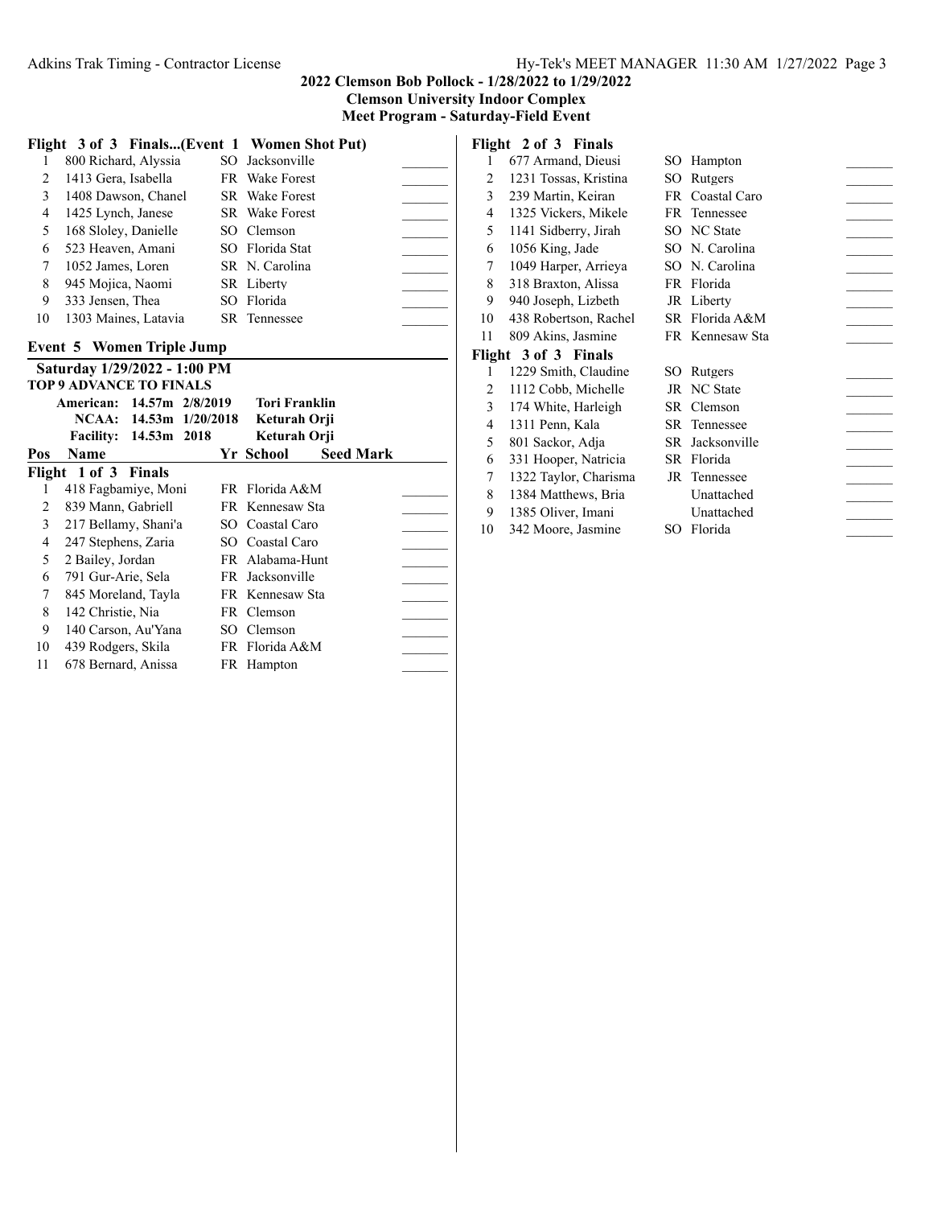## 2022 Clemson Bob Pollock - 1/28/2022 to 1/29/2022
### Clemson University Indoor Complex
### Meet Program - Saturday-Field Event

**Flight 3 of 3 Finals...(Event 1 Women Shot Put)**

| Pos | Name | Yr | School | Seed Mark |
|---|---|---|---|---|
| 1 | 800 Richard, Alyssia | SO | Jacksonville | _______ |
| 2 | 1413 Gera, Isabella | FR | Wake Forest | _______ |
| 3 | 1408 Dawson, Chanel | SR | Wake Forest | _______ |
| 4 | 1425 Lynch, Janese | SR | Wake Forest | _______ |
| 5 | 168 Sloley, Danielle | SO | Clemson | _______ |
| 6 | 523 Heaven, Amani | SO | Florida Stat | _______ |
| 7 | 1052 James, Loren | SR | N. Carolina | _______ |
| 8 | 945 Mojica, Naomi | SR | Liberty | _______ |
| 9 | 333 Jensen, Thea | SO | Florida | _______ |
| 10 | 1303 Maines, Latavia | SR | Tennessee | _______ |

### Event 5 Women Triple Jump

**Saturday 1/29/2022 - 1:00 PM**

**TOP 9 ADVANCE TO FINALS**

| | | | |
|---|---|---|---|
| **American:** | 14.57m | 2/8/2019 | Tori Franklin |
| **NCAA:** | 14.53m | 1/20/2018 | Keturah Orji |
| **Facility:** | 14.53m | 2018 | Keturah Orji |

**Flight 1 of 3 Finals**

| Pos | Name | Yr | School | Seed Mark |
|---|---|---|---|---|
| 1 | 418 Fagbamiye, Moni | FR | Florida A&M | _______ |
| 2 | 839 Mann, Gabriell | FR | Kennesaw Sta | _______ |
| 3 | 217 Bellamy, Shani'a | SO | Coastal Caro | _______ |
| 4 | 247 Stephens, Zaria | SO | Coastal Caro | _______ |
| 5 | 2 Bailey, Jordan | FR | Alabama-Hunt | _______ |
| 6 | 791 Gur-Arie, Sela | FR | Jacksonville | _______ |
| 7 | 845 Moreland, Tayla | FR | Kennesaw Sta | _______ |
| 8 | 142 Christie, Nia | FR | Clemson | _______ |
| 9 | 140 Carson, Au'Yana | SO | Clemson | _______ |
| 10 | 439 Rodgers, Skila | FR | Florida A&M | _______ |
| 11 | 678 Bernard, Anissa | FR | Hampton | _______ |

**Flight 2 of 3 Finals**

| Pos | Name | Yr | School | Seed Mark |
|---|---|---|---|---|
| 1 | 677 Armand, Dieusi | SO | Hampton | _______ |
| 2 | 1231 Tossas, Kristina | SO | Rutgers | _______ |
| 3 | 239 Martin, Keiran | FR | Coastal Caro | _______ |
| 4 | 1325 Vickers, Mikele | FR | Tennessee | _______ |
| 5 | 1141 Sidberry, Jirah | SO | NC State | _______ |
| 6 | 1056 King, Jade | SO | N. Carolina | _______ |
| 7 | 1049 Harper, Arrieya | SO | N. Carolina | _______ |
| 8 | 318 Braxton, Alissa | FR | Florida | _______ |
| 9 | 940 Joseph, Lizbeth | JR | Liberty | _______ |
| 10 | 438 Robertson, Rachel | SR | Florida A&M | _______ |
| 11 | 809 Akins, Jasmine | FR | Kennesaw Sta | _______ |

**Flight 3 of 3 Finals**

| Pos | Name | Yr | School | Seed Mark |
|---|---|---|---|---|
| 1 | 1229 Smith, Claudine | SO | Rutgers | _______ |
| 2 | 1112 Cobb, Michelle | JR | NC State | _______ |
| 3 | 174 White, Harleigh | SR | Clemson | _______ |
| 4 | 1311 Penn, Kala | SR | Tennessee | _______ |
| 5 | 801 Sackor, Adja | SR | Jacksonville | _______ |
| 6 | 331 Hooper, Natricia | SR | Florida | _______ |
| 7 | 1322 Taylor, Charisma | JR | Tennessee | _______ |
| 8 | 1384 Matthews, Bria | | Unattached | _______ |
| 9 | 1385 Oliver, Imani | | Unattached | _______ |
| 10 | 342 Moore, Jasmine | SO | Florida | _______ |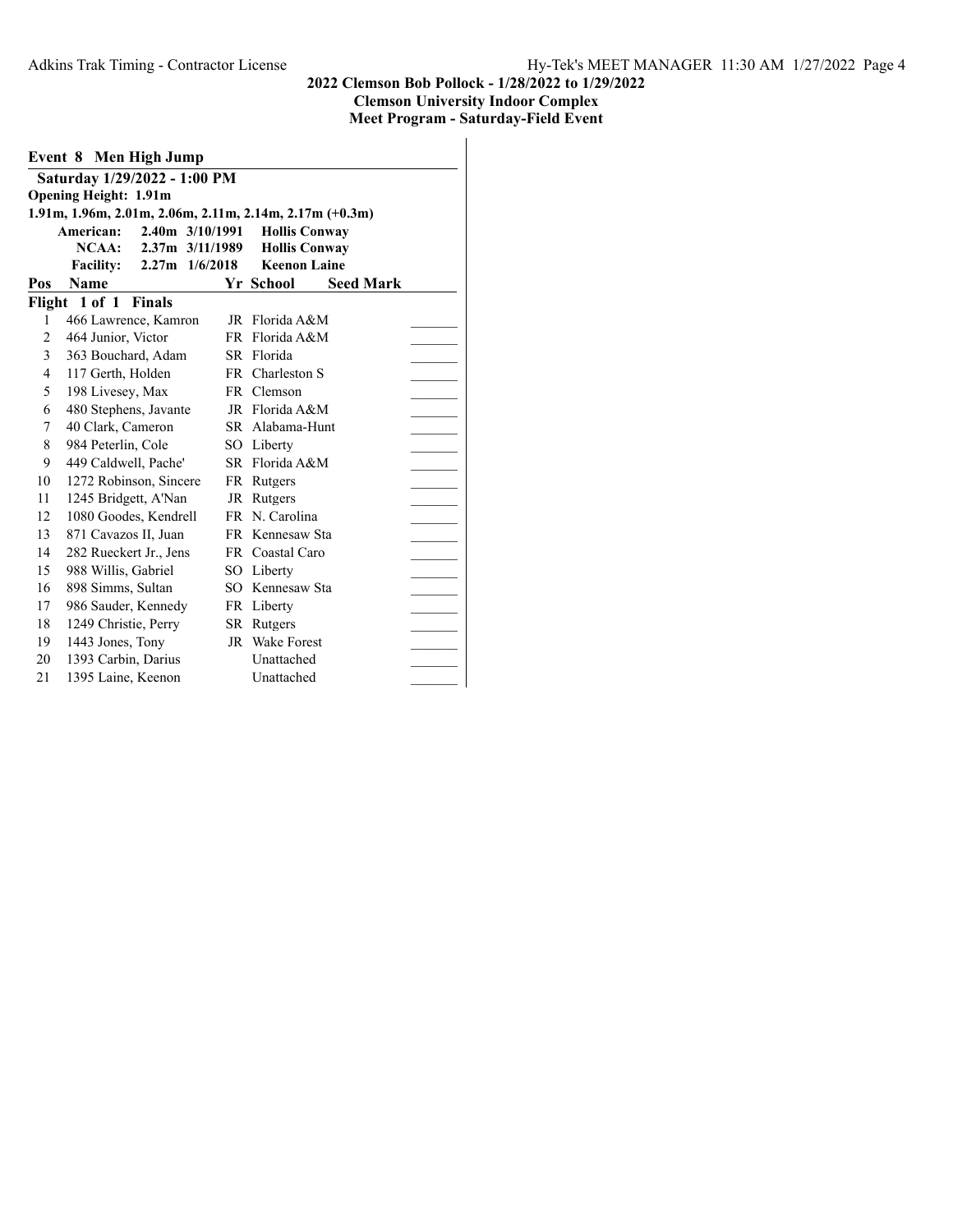**2022 Clemson Bob Pollock - 1/28/2022 to 1/29/2022**
**Clemson University Indoor Complex**
**Meet Program - Saturday-Field Event**

## Event 8 Men High Jump

**Saturday 1/29/2022 - 1:00 PM**

**Opening Height: 1.91m**

**1.91m, 1.96m, 2.01m, 2.06m, 2.11m, 2.14m, 2.17m (+0.3m)**

| | | | |
|---|---|---|---|
| **American:** | 2.40m | 3/10/1991 | **Hollis Conway** |
| **NCAA:** | 2.37m | 3/11/1989 | **Hollis Conway** |
| **Facility:** | 2.27m | 1/6/2018 | **Keenon Laine** |

**Flight 1 of 1 Finals**

| Pos | Name | Yr | School | Seed Mark | |
|---|---|---|---|---|---|
| 1 | 466 Lawrence, Kamron | JR | Florida A&M | | _______ |
| 2 | 464 Junior, Victor | FR | Florida A&M | | _______ |
| 3 | 363 Bouchard, Adam | SR | Florida | | _______ |
| 4 | 117 Gerth, Holden | FR | Charleston S | | _______ |
| 5 | 198 Livesey, Max | FR | Clemson | | _______ |
| 6 | 480 Stephens, Javante | JR | Florida A&M | | _______ |
| 7 | 40 Clark, Cameron | SR | Alabama-Hunt | | _______ |
| 8 | 984 Peterlin, Cole | SO | Liberty | | _______ |
| 9 | 449 Caldwell, Pache' | SR | Florida A&M | | _______ |
| 10 | 1272 Robinson, Sincere | FR | Rutgers | | _______ |
| 11 | 1245 Bridgett, A'Nan | JR | Rutgers | | _______ |
| 12 | 1080 Goodes, Kendrell | FR | N. Carolina | | _______ |
| 13 | 871 Cavazos II, Juan | FR | Kennesaw Sta | | _______ |
| 14 | 282 Rueckert Jr., Jens | FR | Coastal Caro | | _______ |
| 15 | 988 Willis, Gabriel | SO | Liberty | | _______ |
| 16 | 898 Simms, Sultan | SO | Kennesaw Sta | | _______ |
| 17 | 986 Sauder, Kennedy | FR | Liberty | | _______ |
| 18 | 1249 Christie, Perry | SR | Rutgers | | _______ |
| 19 | 1443 Jones, Tony | JR | Wake Forest | | _______ |
| 20 | 1393 Carbin, Darius | | Unattached | | _______ |
| 21 | 1395 Laine, Keenon | | Unattached | | _______ |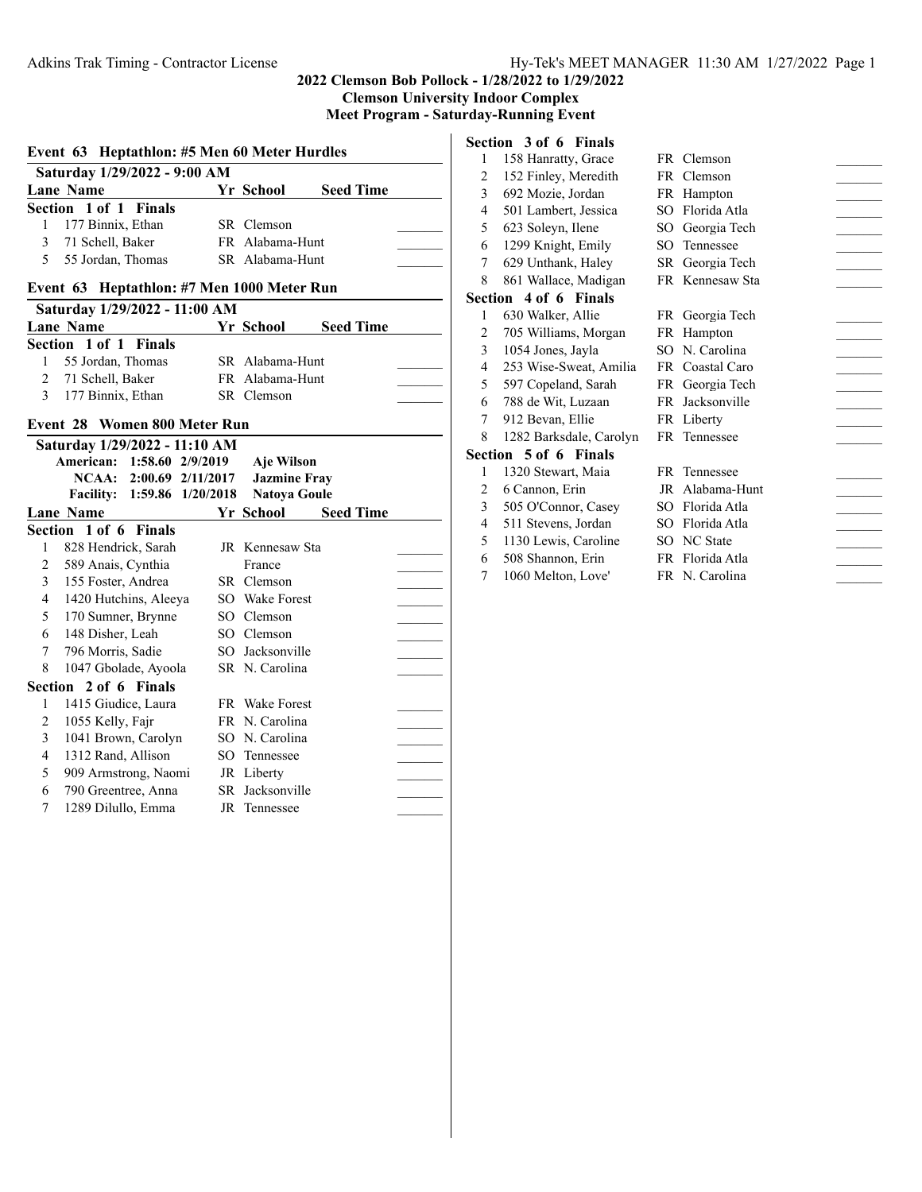**2022 Clemson Bob Pollock - 1/28/2022 to 1/29/2022**
**Clemson University Indoor Complex**
**Meet Program - Saturday-Running Event**

## Event 63 Heptathlon: #5 Men 60 Meter Hurdles

**Saturday 1/29/2022 - 9:00 AM**

| Lane | Name | Yr | School | Seed Time |
|---|---|---|---|---|
| **Section 1 of 1 Finals** | | | | |
| 1 | 177 Binnix, Ethan | SR | Clemson | _______ |
| 3 | 71 Schell, Baker | FR | Alabama-Hunt | _______ |
| 5 | 55 Jordan, Thomas | SR | Alabama-Hunt | _______ |

## Event 63 Heptathlon: #7 Men 1000 Meter Run

**Saturday 1/29/2022 - 11:00 AM**

| Lane | Name | Yr | School | Seed Time |
|---|---|---|---|---|
| **Section 1 of 1 Finals** | | | | |
| 1 | 55 Jordan, Thomas | SR | Alabama-Hunt | _______ |
| 2 | 71 Schell, Baker | FR | Alabama-Hunt | _______ |
| 3 | 177 Binnix, Ethan | SR | Clemson | _______ |

## Event 28 Women 800 Meter Run

**Saturday 1/29/2022 - 11:10 AM**

American: 1:58.60 2/9/2019 Aje Wilson
NCAA: 2:00.69 2/11/2017 Jazmine Fray
Facility: 1:59.86 1/20/2018 Natoya Goule

| Lane | Name | Yr | School | Seed Time |
|---|---|---|---|---|
| **Section 1 of 6 Finals** | | | | |
| 1 | 828 Hendrick, Sarah | JR | Kennesaw Sta | _______ |
| 2 | 589 Anais, Cynthia | | France | _______ |
| 3 | 155 Foster, Andrea | SR | Clemson | _______ |
| 4 | 1420 Hutchins, Aleeya | SO | Wake Forest | _______ |
| 5 | 170 Sumner, Brynne | SO | Clemson | _______ |
| 6 | 148 Disher, Leah | SO | Clemson | _______ |
| 7 | 796 Morris, Sadie | SO | Jacksonville | _______ |
| 8 | 1047 Gbolade, Ayoola | SR | N. Carolina | _______ |
| **Section 2 of 6 Finals** | | | | |
| 1 | 1415 Giudice, Laura | FR | Wake Forest | _______ |
| 2 | 1055 Kelly, Fajr | FR | N. Carolina | _______ |
| 3 | 1041 Brown, Carolyn | SO | N. Carolina | _______ |
| 4 | 1312 Rand, Allison | SO | Tennessee | _______ |
| 5 | 909 Armstrong, Naomi | JR | Liberty | _______ |
| 6 | 790 Greentree, Anna | SR | Jacksonville | _______ |
| 7 | 1289 Dilullo, Emma | JR | Tennessee | _______ |
| **Section 3 of 6 Finals** | | | | |
| 1 | 158 Hanratty, Grace | FR | Clemson | _______ |
| 2 | 152 Finley, Meredith | FR | Clemson | _______ |
| 3 | 692 Mozie, Jordan | FR | Hampton | _______ |
| 4 | 501 Lambert, Jessica | SO | Florida Atla | _______ |
| 5 | 623 Soleyn, Ilene | SO | Georgia Tech | _______ |
| 6 | 1299 Knight, Emily | SO | Tennessee | _______ |
| 7 | 629 Unthank, Haley | SR | Georgia Tech | _______ |
| 8 | 861 Wallace, Madigan | FR | Kennesaw Sta | _______ |
| **Section 4 of 6 Finals** | | | | |
| 1 | 630 Walker, Allie | FR | Georgia Tech | _______ |
| 2 | 705 Williams, Morgan | FR | Hampton | _______ |
| 3 | 1054 Jones, Jayla | SO | N. Carolina | _______ |
| 4 | 253 Wise-Sweat, Amilia | FR | Coastal Caro | _______ |
| 5 | 597 Copeland, Sarah | FR | Georgia Tech | _______ |
| 6 | 788 de Wit, Luzaan | FR | Jacksonville | _______ |
| 7 | 912 Bevan, Ellie | FR | Liberty | _______ |
| 8 | 1282 Barksdale, Carolyn | FR | Tennessee | _______ |
| **Section 5 of 6 Finals** | | | | |
| 1 | 1320 Stewart, Maia | FR | Tennessee | _______ |
| 2 | 6 Cannon, Erin | JR | Alabama-Hunt | _______ |
| 3 | 505 O'Connor, Casey | SO | Florida Atla | _______ |
| 4 | 511 Stevens, Jordan | SO | Florida Atla | _______ |
| 5 | 1130 Lewis, Caroline | SO | NC State | _______ |
| 6 | 508 Shannon, Erin | FR | Florida Atla | _______ |
| 7 | 1060 Melton, Love' | FR | N. Carolina | _______ |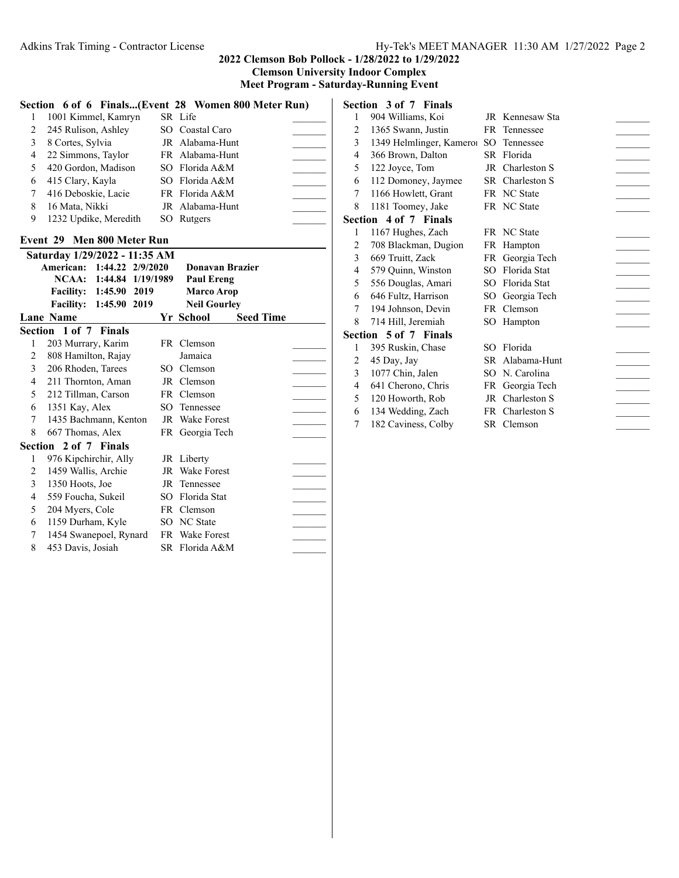## 2022 Clemson Bob Pollock - 1/28/2022 to 1/29/2022

**Clemson University Indoor Complex**

**Meet Program - Saturday-Running Event**

### Section 6 of 6 Finals...(Event 28 Women 800 Meter Run)

| Lane | Name | Yr | School | Seed Time |
|---|---|---|---|---|
| 1 | 1001 Kimmel, Kamryn | SR | Life | _______ |
| 2 | 245 Rulison, Ashley | SO | Coastal Caro | _______ |
| 3 | 8 Cortes, Sylvia | JR | Alabama-Hunt | _______ |
| 4 | 22 Simmons, Taylor | FR | Alabama-Hunt | _______ |
| 5 | 420 Gordon, Madison | SO | Florida A&M | _______ |
| 6 | 415 Clary, Kayla | SO | Florida A&M | _______ |
| 7 | 416 Deboskie, Lacie | FR | Florida A&M | _______ |
| 8 | 16 Mata, Nikki | JR | Alabama-Hunt | _______ |
| 9 | 1232 Updike, Meredith | SO | Rutgers | _______ |

### Event 29 Men 800 Meter Run

**Saturday 1/29/2022 - 11:35 AM**

| Record | Time | Date | Holder |
|---|---|---|---|
| American: | 1:44.22 | 2/9/2020 | Donavan Brazier |
| NCAA: | 1:44.84 | 1/19/1989 | Paul Ereng |
| Facility: | 1:45.90 | 2019 | Marco Arop |
| Facility: | 1:45.90 | 2019 | Neil Gourley |

#### Section 1 of 7 Finals

| Lane | Name | Yr | School | Seed Time |
|---|---|---|---|---|
| 1 | 203 Murrary, Karim | FR | Clemson | _______ |
| 2 | 808 Hamilton, Rajay | | Jamaica | _______ |
| 3 | 206 Rhoden, Tarees | SO | Clemson | _______ |
| 4 | 211 Thornton, Aman | JR | Clemson | _______ |
| 5 | 212 Tillman, Carson | FR | Clemson | _______ |
| 6 | 1351 Kay, Alex | SO | Tennessee | _______ |
| 7 | 1435 Bachmann, Kenton | JR | Wake Forest | _______ |
| 8 | 667 Thomas, Alex | FR | Georgia Tech | _______ |

#### Section 2 of 7 Finals

| Lane | Name | Yr | School | Seed Time |
|---|---|---|---|---|
| 1 | 976 Kipchirchir, Ally | JR | Liberty | _______ |
| 2 | 1459 Wallis, Archie | JR | Wake Forest | _______ |
| 3 | 1350 Hoots, Joe | JR | Tennessee | _______ |
| 4 | 559 Foucha, Sukeil | SO | Florida Stat | _______ |
| 5 | 204 Myers, Cole | FR | Clemson | _______ |
| 6 | 1159 Durham, Kyle | SO | NC State | _______ |
| 7 | 1454 Swanepoel, Rynard | FR | Wake Forest | _______ |
| 8 | 453 Davis, Josiah | SR | Florida A&M | _______ |

#### Section 3 of 7 Finals

| Lane | Name | Yr | School | Seed Time |
|---|---|---|---|---|
| 1 | 904 Williams, Koi | JR | Kennesaw Sta | _______ |
| 2 | 1365 Swann, Justin | FR | Tennessee | _______ |
| 3 | 1349 Helmlinger, Kameroı | SO | Tennessee | _______ |
| 4 | 366 Brown, Dalton | SR | Florida | _______ |
| 5 | 122 Joyce, Tom | JR | Charleston S | _______ |
| 6 | 112 Domoney, Jaymee | SR | Charleston S | _______ |
| 7 | 1166 Howlett, Grant | FR | NC State | _______ |
| 8 | 1181 Toomey, Jake | FR | NC State | _______ |

#### Section 4 of 7 Finals

| Lane | Name | Yr | School | Seed Time |
|---|---|---|---|---|
| 1 | 1167 Hughes, Zach | FR | NC State | _______ |
| 2 | 708 Blackman, Dugion | FR | Hampton | _______ |
| 3 | 669 Truitt, Zack | FR | Georgia Tech | _______ |
| 4 | 579 Quinn, Winston | SO | Florida Stat | _______ |
| 5 | 556 Douglas, Amari | SO | Florida Stat | _______ |
| 6 | 646 Fultz, Harrison | SO | Georgia Tech | _______ |
| 7 | 194 Johnson, Devin | FR | Clemson | _______ |
| 8 | 714 Hill, Jeremiah | SO | Hampton | _______ |

#### Section 5 of 7 Finals

| Lane | Name | Yr | School | Seed Time |
|---|---|---|---|---|
| 1 | 395 Ruskin, Chase | SO | Florida | _______ |
| 2 | 45 Day, Jay | SR | Alabama-Hunt | _______ |
| 3 | 1077 Chin, Jalen | SO | N. Carolina | _______ |
| 4 | 641 Cherono, Chris | FR | Georgia Tech | _______ |
| 5 | 120 Howorth, Rob | JR | Charleston S | _______ |
| 6 | 134 Wedding, Zach | FR | Charleston S | _______ |
| 7 | 182 Caviness, Colby | SR | Clemson | _______ |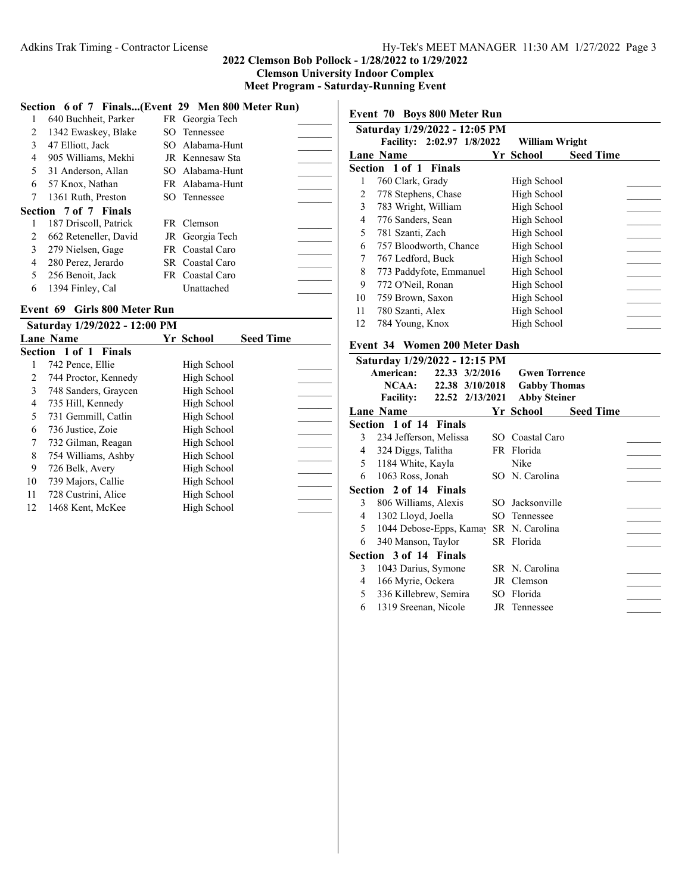## 2022 Clemson Bob Pollock - 1/28/2022 to 1/29/2022

**Clemson University Indoor Complex**

**Meet Program - Saturday-Running Event**

### Section 6 of 7 Finals...(Event 29 Men 800 Meter Run)

| Lane | Name | Yr | School | |
|---|---|---|---|---|
| 1 | 640 Buchheit, Parker | FR | Georgia Tech | _______ |
| 2 | 1342 Ewaskey, Blake | SO | Tennessee | _______ |
| 3 | 47 Elliott, Jack | SO | Alabama-Hunt | _______ |
| 4 | 905 Williams, Mekhi | JR | Kennesaw Sta | _______ |
| 5 | 31 Anderson, Allan | SO | Alabama-Hunt | _______ |
| 6 | 57 Knox, Nathan | FR | Alabama-Hunt | _______ |
| 7 | 1361 Ruth, Preston | SO | Tennessee | _______ |

### Section 7 of 7 Finals

| Lane | Name | Yr | School | |
|---|---|---|---|---|
| 1 | 187 Driscoll, Patrick | FR | Clemson | _______ |
| 2 | 662 Reteneller, David | JR | Georgia Tech | _______ |
| 3 | 279 Nielsen, Gage | FR | Coastal Caro | _______ |
| 4 | 280 Perez, Jerardo | SR | Coastal Caro | _______ |
| 5 | 256 Benoit, Jack | FR | Coastal Caro | _______ |
| 6 | 1394 Finley, Cal | | Unattached | _______ |

### Event 69 Girls 800 Meter Run

**Saturday 1/29/2022 - 12:00 PM**

| Lane | Name | Yr | School | Seed Time |
|---|---|---|---|---|
| **Section 1 of 1 Finals** | | | | |
| 1 | 742 Pence, Ellie | | High School | _______ |
| 2 | 744 Proctor, Kennedy | | High School | _______ |
| 3 | 748 Sanders, Graycen | | High School | _______ |
| 4 | 735 Hill, Kennedy | | High School | _______ |
| 5 | 731 Gemmill, Catlin | | High School | _______ |
| 6 | 736 Justice, Zoie | | High School | _______ |
| 7 | 732 Gilman, Reagan | | High School | _______ |
| 8 | 754 Williams, Ashby | | High School | _______ |
| 9 | 726 Belk, Avery | | High School | _______ |
| 10 | 739 Majors, Callie | | High School | _______ |
| 11 | 728 Custrini, Alice | | High School | _______ |
| 12 | 1468 Kent, McKee | | High School | _______ |

### Event 70 Boys 800 Meter Run

**Saturday 1/29/2022 - 12:05 PM**

**Facility: 2:02.97 1/8/2022 William Wright**

| Lane | Name | Yr | School | Seed Time |
|---|---|---|---|---|
| **Section 1 of 1 Finals** | | | | |
| 1 | 760 Clark, Grady | | High School | _______ |
| 2 | 778 Stephens, Chase | | High School | _______ |
| 3 | 783 Wright, William | | High School | _______ |
| 4 | 776 Sanders, Sean | | High School | _______ |
| 5 | 781 Szanti, Zach | | High School | _______ |
| 6 | 757 Bloodworth, Chance | | High School | _______ |
| 7 | 767 Ledford, Buck | | High School | _______ |
| 8 | 773 Paddyfote, Emmanuel | | High School | _______ |
| 9 | 772 O'Neil, Ronan | | High School | _______ |
| 10 | 759 Brown, Saxon | | High School | _______ |
| 11 | 780 Szanti, Alex | | High School | _______ |
| 12 | 784 Young, Knox | | High School | _______ |

### Event 34 Women 200 Meter Dash

**Saturday 1/29/2022 - 12:15 PM**

| | | | |
|---|---|---|---|
| **American:** | 22.33 | 3/2/2016 | **Gwen Torrence** |
| **NCAA:** | 22.38 | 3/10/2018 | **Gabby Thomas** |
| **Facility:** | 22.52 | 2/13/2021 | **Abby Steiner** |

| Lane | Name | Yr | School | Seed Time |
|---|---|---|---|---|
| **Section 1 of 14 Finals** | | | | |
| 3 | 234 Jefferson, Melissa | SO | Coastal Caro | _______ |
| 4 | 324 Diggs, Talitha | FR | Florida | _______ |
| 5 | 1184 White, Kayla | | Nike | _______ |
| 6 | 1063 Ross, Jonah | SO | N. Carolina | _______ |
| **Section 2 of 14 Finals** | | | | |
| 3 | 806 Williams, Alexis | SO | Jacksonville | _______ |
| 4 | 1302 Lloyd, Joella | SO | Tennessee | _______ |
| 5 | 1044 Debose-Epps, Kamay | SR | N. Carolina | _______ |
| 6 | 340 Manson, Taylor | SR | Florida | _______ |
| **Section 3 of 14 Finals** | | | | |
| 3 | 1043 Darius, Symone | SR | N. Carolina | _______ |
| 4 | 166 Myrie, Ockera | JR | Clemson | _______ |
| 5 | 336 Killebrew, Semira | SO | Florida | _______ |
| 6 | 1319 Sreenan, Nicole | JR | Tennessee | _______ |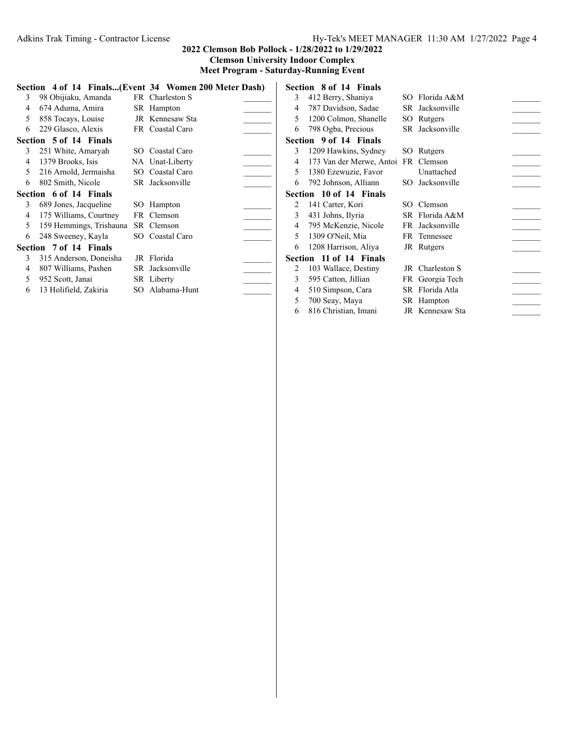## 2022 Clemson Bob Pollock - 1/28/2022 to 1/29/2022
## Clemson University Indoor Complex
## Meet Program - Saturday-Running Event

**Section 4 of 14 Finals...(Event 34 Women 200 Meter Dash)**

| Lane | Name | Year | School | |
|---|---|---|---|---|
| 3 | 98 Obijiaku, Amanda | FR | Charleston S | _______ |
| 4 | 674 Aduma, Amira | SR | Hampton | _______ |
| 5 | 858 Tocays, Louise | JR | Kennesaw Sta | _______ |
| 6 | 229 Glasco, Alexis | FR | Coastal Caro | _______ |

**Section 5 of 14 Finals**

| Lane | Name | Year | School | |
|---|---|---|---|---|
| 3 | 251 White, Amaryah | SO | Coastal Caro | _______ |
| 4 | 1379 Brooks, Isis | NA | Unat-Liberty | _______ |
| 5 | 216 Arnold, Jermaisha | SO | Coastal Caro | _______ |
| 6 | 802 Smith, Nicole | SR | Jacksonville | _______ |

**Section 6 of 14 Finals**

| Lane | Name | Year | School | |
|---|---|---|---|---|
| 3 | 689 Jones, Jacqueline | SO | Hampton | _______ |
| 4 | 175 Williams, Courtney | FR | Clemson | _______ |
| 5 | 159 Hemmings, Trishauna | SR | Clemson | _______ |
| 6 | 248 Sweeney, Kayla | SO | Coastal Caro | _______ |

**Section 7 of 14 Finals**

| Lane | Name | Year | School | |
|---|---|---|---|---|
| 3 | 315 Anderson, Doneisha | JR | Florida | _______ |
| 4 | 807 Williams, Pashen | SR | Jacksonville | _______ |
| 5 | 952 Scott, Janai | SR | Liberty | _______ |
| 6 | 13 Holifield, Zakiria | SO | Alabama-Hunt | _______ |

**Section 8 of 14 Finals**

| Lane | Name | Year | School | |
|---|---|---|---|---|
| 3 | 412 Berry, Shaniya | SO | Florida A&M | _______ |
| 4 | 787 Davidson, Sadae | SR | Jacksonville | _______ |
| 5 | 1200 Colmon, Shanelle | SO | Rutgers | _______ |
| 6 | 798 Ogba, Precious | SR | Jacksonville | _______ |

**Section 9 of 14 Finals**

| Lane | Name | Year | School | |
|---|---|---|---|---|
| 3 | 1209 Hawkins, Sydney | SO | Rutgers | _______ |
| 4 | 173 Van der Merwe, Antoi | FR | Clemson | _______ |
| 5 | 1380 Ezewuzie, Favor | | Unattached | _______ |
| 6 | 792 Johnson, Alliann | SO | Jacksonville | _______ |

**Section 10 of 14 Finals**

| Lane | Name | Year | School | |
|---|---|---|---|---|
| 2 | 141 Carter, Kori | SO | Clemson | _______ |
| 3 | 431 Johns, Ilyria | SR | Florida A&M | _______ |
| 4 | 795 McKenzie, Nicole | FR | Jacksonville | _______ |
| 5 | 1309 O'Neil, Mia | FR | Tennessee | _______ |
| 6 | 1208 Harrison, Aliya | JR | Rutgers | _______ |

**Section 11 of 14 Finals**

| Lane | Name | Year | School | |
|---|---|---|---|---|
| 2 | 103 Wallace, Destiny | JR | Charleston S | _______ |
| 3 | 595 Catton, Jillian | FR | Georgia Tech | _______ |
| 4 | 510 Simpson, Cara | SR | Florida Atla | _______ |
| 5 | 700 Seay, Maya | SR | Hampton | _______ |
| 6 | 816 Christian, Imani | JR | Kennesaw Sta | _______ |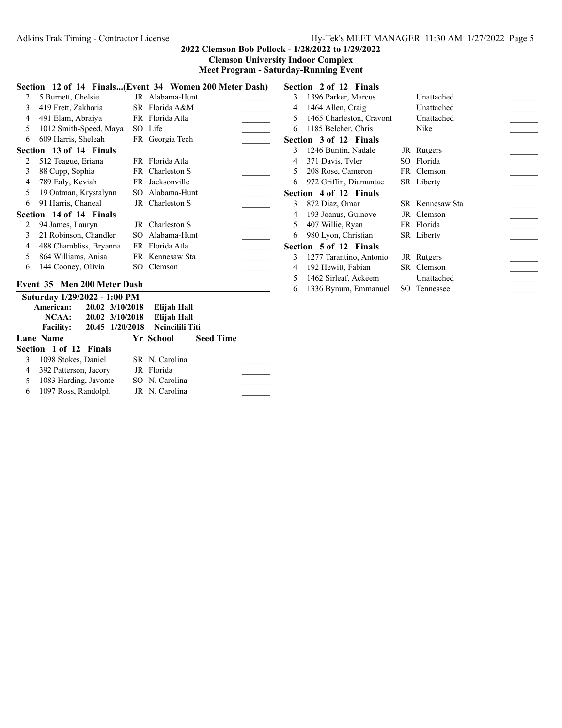### Section 12 of 14 Finals...(Event 34 Women 200 Meter Dash)

| Lane | Name | Yr | School | Seed Time |
|---|---|---|---|---|
| 2 | 5 Burnett, Chelsie | JR | Alabama-Hunt | _______ |
| 3 | 419 Frett, Zakharia | SR | Florida A&M | _______ |
| 4 | 491 Elam, Abraiya | FR | Florida Atla | _______ |
| 5 | 1012 Smith-Speed, Maya | SO | Life | _______ |
| 6 | 609 Harris, Sheleah | FR | Georgia Tech | _______ |

### Section 13 of 14 Finals

| Lane | Name | Yr | School | Seed Time |
|---|---|---|---|---|
| 2 | 512 Teague, Eriana | FR | Florida Atla | _______ |
| 3 | 88 Cupp, Sophia | FR | Charleston S | _______ |
| 4 | 789 Ealy, Keviah | FR | Jacksonville | _______ |
| 5 | 19 Oatman, Krystalynn | SO | Alabama-Hunt | _______ |
| 6 | 91 Harris, Chaneal | JR | Charleston S | _______ |

### Section 14 of 14 Finals

| Lane | Name | Yr | School | Seed Time |
|---|---|---|---|---|
| 2 | 94 James, Lauryn | JR | Charleston S | _______ |
| 3 | 21 Robinson, Chandler | SO | Alabama-Hunt | _______ |
| 4 | 488 Chambliss, Bryanna | FR | Florida Atla | _______ |
| 5 | 864 Williams, Anisa | FR | Kennesaw Sta | _______ |
| 6 | 144 Cooney, Olivia | SO | Clemson | _______ |

## Event 35 Men 200 Meter Dash

**Saturday 1/29/2022 - 1:00 PM**

| | | | |
|---|---|---|---|
| **American:** | 20.02 | 3/10/2018 | **Elijah Hall** |
| **NCAA:** | 20.02 | 3/10/2018 | **Elijah Hall** |
| **Facility:** | 20.45 | 1/20/2018 | **Ncincilili Titi** |

### Section 1 of 12 Finals

| Lane | Name | Yr | School | Seed Time |
|---|---|---|---|---|
| 3 | 1098 Stokes, Daniel | SR | N. Carolina | _______ |
| 4 | 392 Patterson, Jacory | JR | Florida | _______ |
| 5 | 1083 Harding, Javonte | SO | N. Carolina | _______ |
| 6 | 1097 Ross, Randolph | JR | N. Carolina | _______ |

### Section 2 of 12 Finals

| Lane | Name | Yr | School | Seed Time |
|---|---|---|---|---|
| 3 | 1396 Parker, Marcus | | Unattached | _______ |
| 4 | 1464 Allen, Craig | | Unattached | _______ |
| 5 | 1465 Charleston, Cravont | | Unattached | _______ |
| 6 | 1185 Belcher, Chris | | Nike | _______ |

### Section 3 of 12 Finals

| Lane | Name | Yr | School | Seed Time |
|---|---|---|---|---|
| 3 | 1246 Buntin, Nadale | JR | Rutgers | _______ |
| 4 | 371 Davis, Tyler | SO | Florida | _______ |
| 5 | 208 Rose, Cameron | FR | Clemson | _______ |
| 6 | 972 Griffin, Diamantae | SR | Liberty | _______ |

### Section 4 of 12 Finals

| Lane | Name | Yr | School | Seed Time |
|---|---|---|---|---|
| 3 | 872 Diaz, Omar | SR | Kennesaw Sta | _______ |
| 4 | 193 Joanus, Guinove | JR | Clemson | _______ |
| 5 | 407 Willie, Ryan | FR | Florida | _______ |
| 6 | 980 Lyon, Christian | SR | Liberty | _______ |

### Section 5 of 12 Finals

| Lane | Name | Yr | School | Seed Time |
|---|---|---|---|---|
| 3 | 1277 Tarantino, Antonio | JR | Rutgers | _______ |
| 4 | 192 Hewitt, Fabian | SR | Clemson | _______ |
| 5 | 1462 Sirleaf, Ackeem | | Unattached | _______ |
| 6 | 1336 Bynum, Emmanuel | SO | Tennessee | _______ |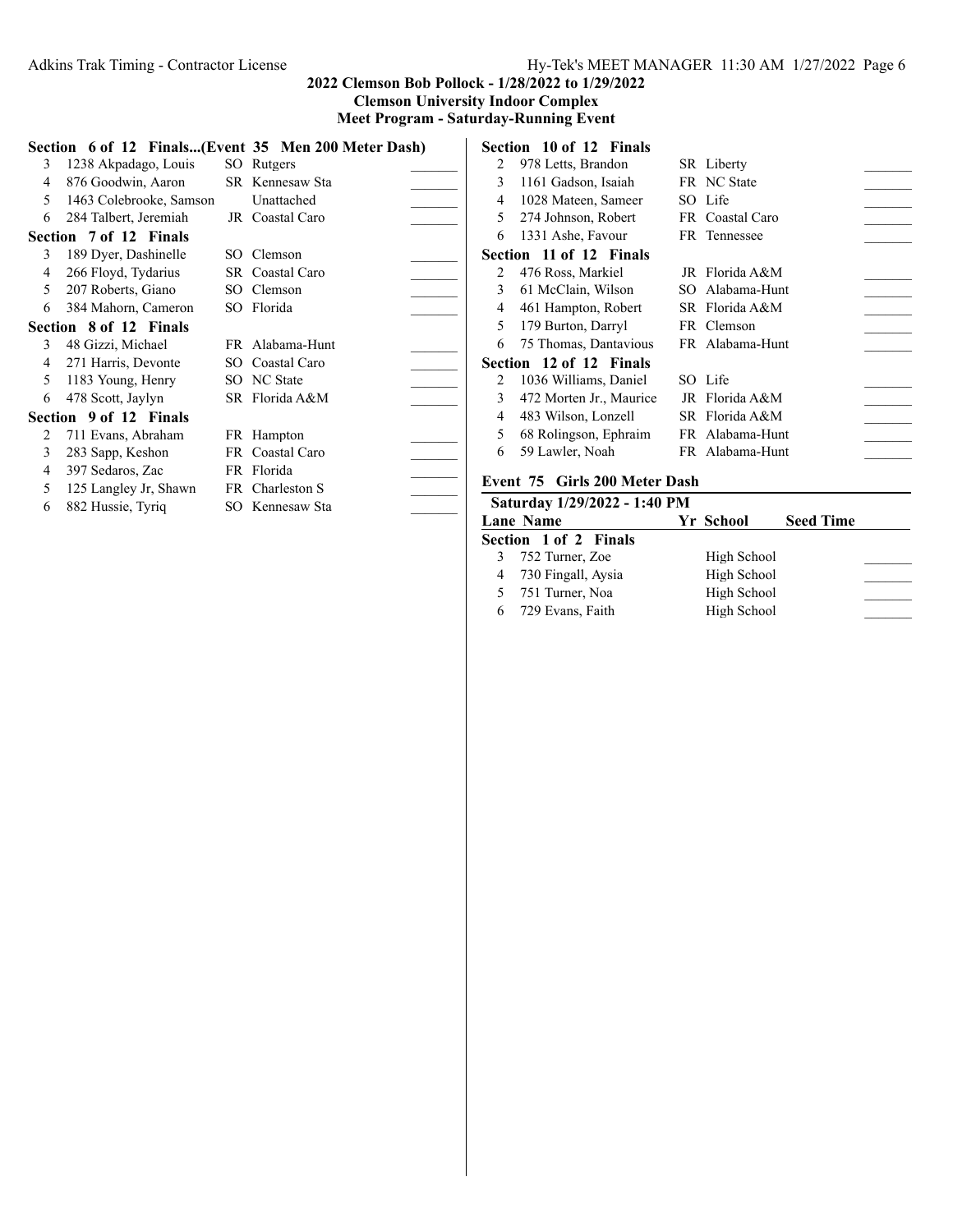## Section 6 of 12 Finals...(Event 35 Men 200 Meter Dash)

| Lane | Name | Yr | School | Seed Time |
|---|---|---|---|---|
| 3 | 1238 Akpadago, Louis | SO | Rutgers | _______ |
| 4 | 876 Goodwin, Aaron | SR | Kennesaw Sta | _______ |
| 5 | 1463 Colebrooke, Samson | | Unattached | _______ |
| 6 | 284 Talbert, Jeremiah | JR | Coastal Caro | _______ |

## Section 7 of 12 Finals

| Lane | Name | Yr | School | Seed Time |
|---|---|---|---|---|
| 3 | 189 Dyer, Dashinelle | SO | Clemson | _______ |
| 4 | 266 Floyd, Tydarius | SR | Coastal Caro | _______ |
| 5 | 207 Roberts, Giano | SO | Clemson | _______ |
| 6 | 384 Mahorn, Cameron | SO | Florida | _______ |

## Section 8 of 12 Finals

| Lane | Name | Yr | School | Seed Time |
|---|---|---|---|---|
| 3 | 48 Gizzi, Michael | FR | Alabama-Hunt | _______ |
| 4 | 271 Harris, Devonte | SO | Coastal Caro | _______ |
| 5 | 1183 Young, Henry | SO | NC State | _______ |
| 6 | 478 Scott, Jaylyn | SR | Florida A&M | _______ |

## Section 9 of 12 Finals

| Lane | Name | Yr | School | Seed Time |
|---|---|---|---|---|
| 2 | 711 Evans, Abraham | FR | Hampton | _______ |
| 3 | 283 Sapp, Keshon | FR | Coastal Caro | _______ |
| 4 | 397 Sedaros, Zac | FR | Florida | _______ |
| 5 | 125 Langley Jr, Shawn | FR | Charleston S | _______ |
| 6 | 882 Hussie, Tyriq | SO | Kennesaw Sta | _______ |

## Section 10 of 12 Finals

| Lane | Name | Yr | School | Seed Time |
|---|---|---|---|---|
| 2 | 978 Letts, Brandon | SR | Liberty | _______ |
| 3 | 1161 Gadson, Isaiah | FR | NC State | _______ |
| 4 | 1028 Mateen, Sameer | SO | Life | _______ |
| 5 | 274 Johnson, Robert | FR | Coastal Caro | _______ |
| 6 | 1331 Ashe, Favour | FR | Tennessee | _______ |

## Section 11 of 12 Finals

| Lane | Name | Yr | School | Seed Time |
|---|---|---|---|---|
| 2 | 476 Ross, Markiel | JR | Florida A&M | _______ |
| 3 | 61 McClain, Wilson | SO | Alabama-Hunt | _______ |
| 4 | 461 Hampton, Robert | SR | Florida A&M | _______ |
| 5 | 179 Burton, Darryl | FR | Clemson | _______ |
| 6 | 75 Thomas, Dantavious | FR | Alabama-Hunt | _______ |

## Section 12 of 12 Finals

| Lane | Name | Yr | School | Seed Time |
|---|---|---|---|---|
| 2 | 1036 Williams, Daniel | SO | Life | _______ |
| 3 | 472 Morten Jr., Maurice | JR | Florida A&M | _______ |
| 4 | 483 Wilson, Lonzell | SR | Florida A&M | _______ |
| 5 | 68 Rolingson, Ephraim | FR | Alabama-Hunt | _______ |
| 6 | 59 Lawler, Noah | FR | Alabama-Hunt | _______ |

# Event 75 Girls 200 Meter Dash

**Saturday 1/29/2022 - 1:40 PM**

## Section 1 of 2 Finals

| Lane | Name | Yr | School | Seed Time |
|---|---|---|---|---|
| 3 | 752 Turner, Zoe | | High School | _______ |
| 4 | 730 Fingall, Aysia | | High School | _______ |
| 5 | 751 Turner, Noa | | High School | _______ |
| 6 | 729 Evans, Faith | | High School | _______ |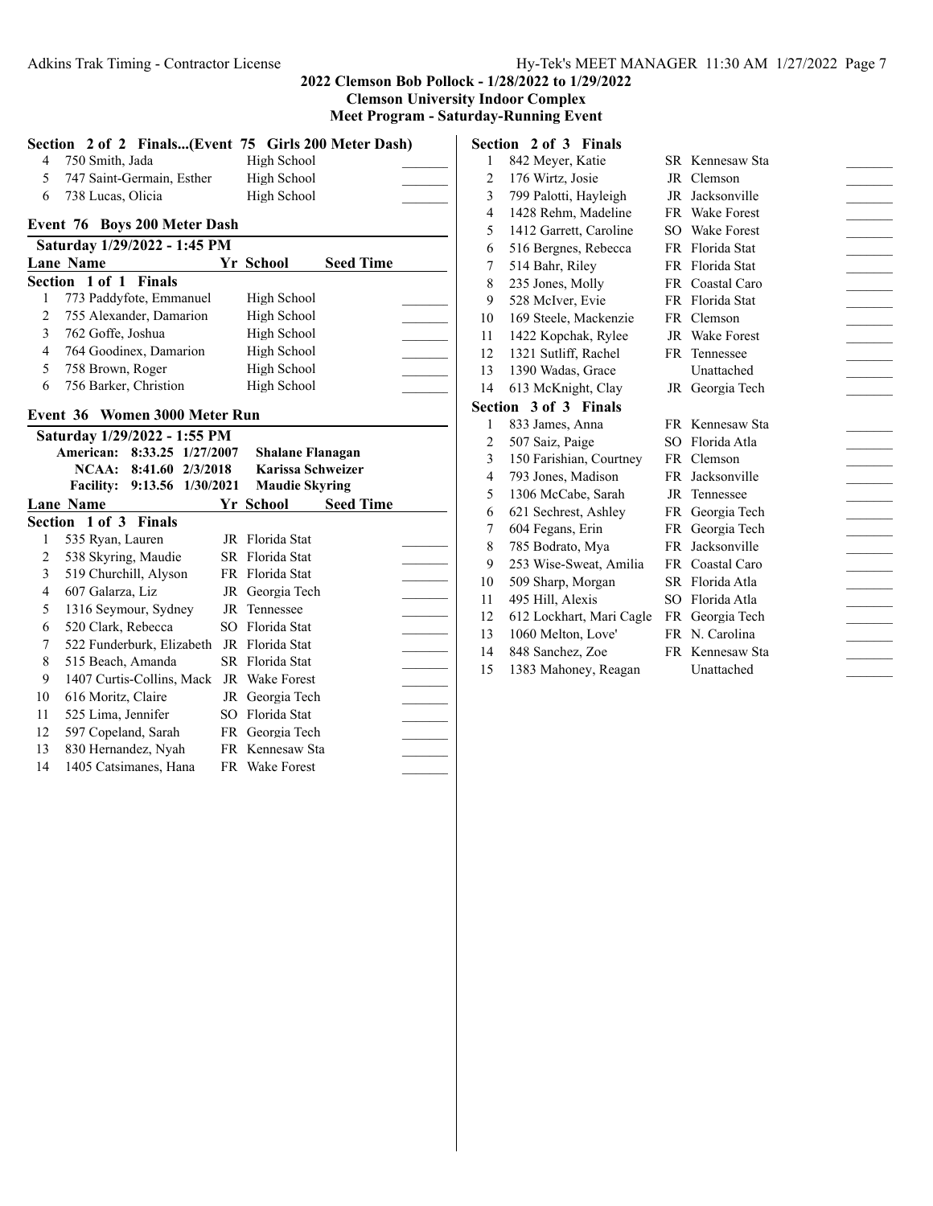## 2022 Clemson Bob Pollock - 1/28/2022 to 1/29/2022
### Clemson University Indoor Complex
### Meet Program - Saturday-Running Event

**Section 2 of 2 Finals...(Event 75 Girls 200 Meter Dash)**

| Lane | Name | Yr | School | Seed Time |
|---|---|---|---|---|
| 4 | 750 Smith, Jada | | High School | |
| 5 | 747 Saint-Germain, Esther | | High School | |
| 6 | 738 Lucas, Olicia | | High School | |

### Event 76 Boys 200 Meter Dash

**Saturday 1/29/2022 - 1:45 PM**

| Lane | Name | Yr | School | Seed Time |
|---|---|---|---|---|
| **Section 1 of 1 Finals** | | | | |
| 1 | 773 Paddyfote, Emmanuel | | High School | |
| 2 | 755 Alexander, Damarion | | High School | |
| 3 | 762 Goffe, Joshua | | High School | |
| 4 | 764 Goodinex, Damarion | | High School | |
| 5 | 758 Brown, Roger | | High School | |
| 6 | 756 Barker, Christion | | High School | |

### Event 36 Women 3000 Meter Run

**Saturday 1/29/2022 - 1:55 PM**

| | | | |
|---|---|---|---|
| American: | 8:33.25 | 1/27/2007 | Shalane Flanagan |
| NCAA: | 8:41.60 | 2/3/2018 | Karissa Schweizer |
| Facility: | 9:13.56 | 1/30/2021 | Maudie Skyring |

| Lane | Name | Yr | School | Seed Time |
|---|---|---|---|---|
| **Section 1 of 3 Finals** | | | | |
| 1 | 535 Ryan, Lauren | JR | Florida Stat | |
| 2 | 538 Skyring, Maudie | SR | Florida Stat | |
| 3 | 519 Churchill, Alyson | FR | Florida Stat | |
| 4 | 607 Galarza, Liz | JR | Georgia Tech | |
| 5 | 1316 Seymour, Sydney | JR | Tennessee | |
| 6 | 520 Clark, Rebecca | SO | Florida Stat | |
| 7 | 522 Funderburk, Elizabeth | JR | Florida Stat | |
| 8 | 515 Beach, Amanda | SR | Florida Stat | |
| 9 | 1407 Curtis-Collins, Mack | JR | Wake Forest | |
| 10 | 616 Moritz, Claire | JR | Georgia Tech | |
| 11 | 525 Lima, Jennifer | SO | Florida Stat | |
| 12 | 597 Copeland, Sarah | FR | Georgia Tech | |
| 13 | 830 Hernandez, Nyah | FR | Kennesaw Sta | |
| 14 | 1405 Catsimanes, Hana | FR | Wake Forest | |
| **Section 2 of 3 Finals** | | | | |
| 1 | 842 Meyer, Katie | SR | Kennesaw Sta | |
| 2 | 176 Wirtz, Josie | JR | Clemson | |
| 3 | 799 Palotti, Hayleigh | JR | Jacksonville | |
| 4 | 1428 Rehm, Madeline | FR | Wake Forest | |
| 5 | 1412 Garrett, Caroline | SO | Wake Forest | |
| 6 | 516 Bergnes, Rebecca | FR | Florida Stat | |
| 7 | 514 Bahr, Riley | FR | Florida Stat | |
| 8 | 235 Jones, Molly | FR | Coastal Caro | |
| 9 | 528 McIver, Evie | FR | Florida Stat | |
| 10 | 169 Steele, Mackenzie | FR | Clemson | |
| 11 | 1422 Kopchak, Rylee | JR | Wake Forest | |
| 12 | 1321 Sutliff, Rachel | FR | Tennessee | |
| 13 | 1390 Wadas, Grace | | Unattached | |
| 14 | 613 McKnight, Clay | JR | Georgia Tech | |
| **Section 3 of 3 Finals** | | | | |
| 1 | 833 James, Anna | FR | Kennesaw Sta | |
| 2 | 507 Saiz, Paige | SO | Florida Atla | |
| 3 | 150 Farishian, Courtney | FR | Clemson | |
| 4 | 793 Jones, Madison | FR | Jacksonville | |
| 5 | 1306 McCabe, Sarah | JR | Tennessee | |
| 6 | 621 Sechrest, Ashley | FR | Georgia Tech | |
| 7 | 604 Fegans, Erin | FR | Georgia Tech | |
| 8 | 785 Bodrato, Mya | FR | Jacksonville | |
| 9 | 253 Wise-Sweat, Amilia | FR | Coastal Caro | |
| 10 | 509 Sharp, Morgan | SR | Florida Atla | |
| 11 | 495 Hill, Alexis | SO | Florida Atla | |
| 12 | 612 Lockhart, Mari Cagle | FR | Georgia Tech | |
| 13 | 1060 Melton, Love' | FR | N. Carolina | |
| 14 | 848 Sanchez, Zoe | FR | Kennesaw Sta | |
| 15 | 1383 Mahoney, Reagan | | Unattached | |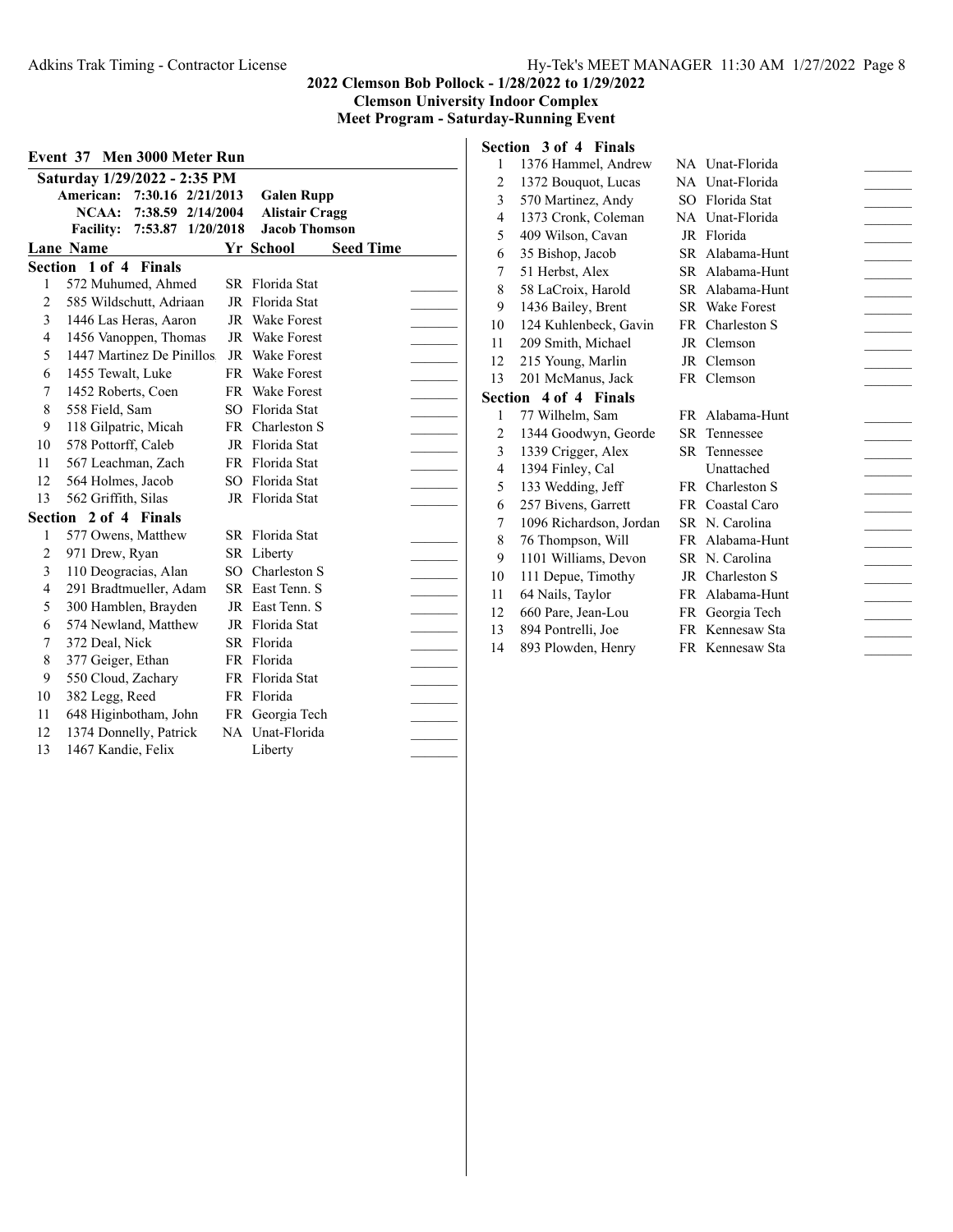## Event 37 Men 3000 Meter Run

**Saturday 1/29/2022 - 2:35 PM**

| | | | |
|---|---|---|---|
| American: | 7:30.16 | 2/21/2013 | Galen Rupp |
| NCAA: | 7:38.59 | 2/14/2004 | Alistair Cragg |
| Facility: | 7:53.87 | 1/20/2018 | Jacob Thomson |

### Section 1 of 4 Finals

| Lane | Name | Yr | School | Seed Time |
|---|---|---|---|---|
| 1 | 572 Muhumed, Ahmed | SR | Florida Stat | |
| 2 | 585 Wildschutt, Adriaan | JR | Florida Stat | |
| 3 | 1446 Las Heras, Aaron | JR | Wake Forest | |
| 4 | 1456 Vanoppen, Thomas | JR | Wake Forest | |
| 5 | 1447 Martinez De Pinillos | JR | Wake Forest | |
| 6 | 1455 Tewalt, Luke | FR | Wake Forest | |
| 7 | 1452 Roberts, Coen | FR | Wake Forest | |
| 8 | 558 Field, Sam | SO | Florida Stat | |
| 9 | 118 Gilpatric, Micah | FR | Charleston S | |
| 10 | 578 Pottorff, Caleb | JR | Florida Stat | |
| 11 | 567 Leachman, Zach | FR | Florida Stat | |
| 12 | 564 Holmes, Jacob | SO | Florida Stat | |
| 13 | 562 Griffith, Silas | JR | Florida Stat | |

### Section 2 of 4 Finals

| Lane | Name | Yr | School | Seed Time |
|---|---|---|---|---|
| 1 | 577 Owens, Matthew | SR | Florida Stat | |
| 2 | 971 Drew, Ryan | SR | Liberty | |
| 3 | 110 Deogracias, Alan | SO | Charleston S | |
| 4 | 291 Bradtmueller, Adam | SR | East Tenn. S | |
| 5 | 300 Hamblen, Brayden | JR | East Tenn. S | |
| 6 | 574 Newland, Matthew | JR | Florida Stat | |
| 7 | 372 Deal, Nick | SR | Florida | |
| 8 | 377 Geiger, Ethan | FR | Florida | |
| 9 | 550 Cloud, Zachary | FR | Florida Stat | |
| 10 | 382 Legg, Reed | FR | Florida | |
| 11 | 648 Higinbotham, John | FR | Georgia Tech | |
| 12 | 1374 Donnelly, Patrick | NA | Unat-Florida | |
| 13 | 1467 Kandie, Felix | | Liberty | |

### Section 3 of 4 Finals

| Lane | Name | Yr | School | Seed Time |
|---|---|---|---|---|
| 1 | 1376 Hammel, Andrew | NA | Unat-Florida | |
| 2 | 1372 Bouquot, Lucas | NA | Unat-Florida | |
| 3 | 570 Martinez, Andy | SO | Florida Stat | |
| 4 | 1373 Cronk, Coleman | NA | Unat-Florida | |
| 5 | 409 Wilson, Cavan | JR | Florida | |
| 6 | 35 Bishop, Jacob | SR | Alabama-Hunt | |
| 7 | 51 Herbst, Alex | SR | Alabama-Hunt | |
| 8 | 58 LaCroix, Harold | SR | Alabama-Hunt | |
| 9 | 1436 Bailey, Brent | SR | Wake Forest | |
| 10 | 124 Kuhlenbeck, Gavin | FR | Charleston S | |
| 11 | 209 Smith, Michael | JR | Clemson | |
| 12 | 215 Young, Marlin | JR | Clemson | |
| 13 | 201 McManus, Jack | FR | Clemson | |

### Section 4 of 4 Finals

| Lane | Name | Yr | School | Seed Time |
|---|---|---|---|---|
| 1 | 77 Wilhelm, Sam | FR | Alabama-Hunt | |
| 2 | 1344 Goodwyn, Georde | SR | Tennessee | |
| 3 | 1339 Crigger, Alex | SR | Tennessee | |
| 4 | 1394 Finley, Cal | | Unattached | |
| 5 | 133 Wedding, Jeff | FR | Charleston S | |
| 6 | 257 Bivens, Garrett | FR | Coastal Caro | |
| 7 | 1096 Richardson, Jordan | SR | N. Carolina | |
| 8 | 76 Thompson, Will | FR | Alabama-Hunt | |
| 9 | 1101 Williams, Devon | SR | N. Carolina | |
| 10 | 111 Depue, Timothy | JR | Charleston S | |
| 11 | 64 Nails, Taylor | FR | Alabama-Hunt | |
| 12 | 660 Pare, Jean-Lou | FR | Georgia Tech | |
| 13 | 894 Pontrelli, Joe | FR | Kennesaw Sta | |
| 14 | 893 Plowden, Henry | FR | Kennesaw Sta | |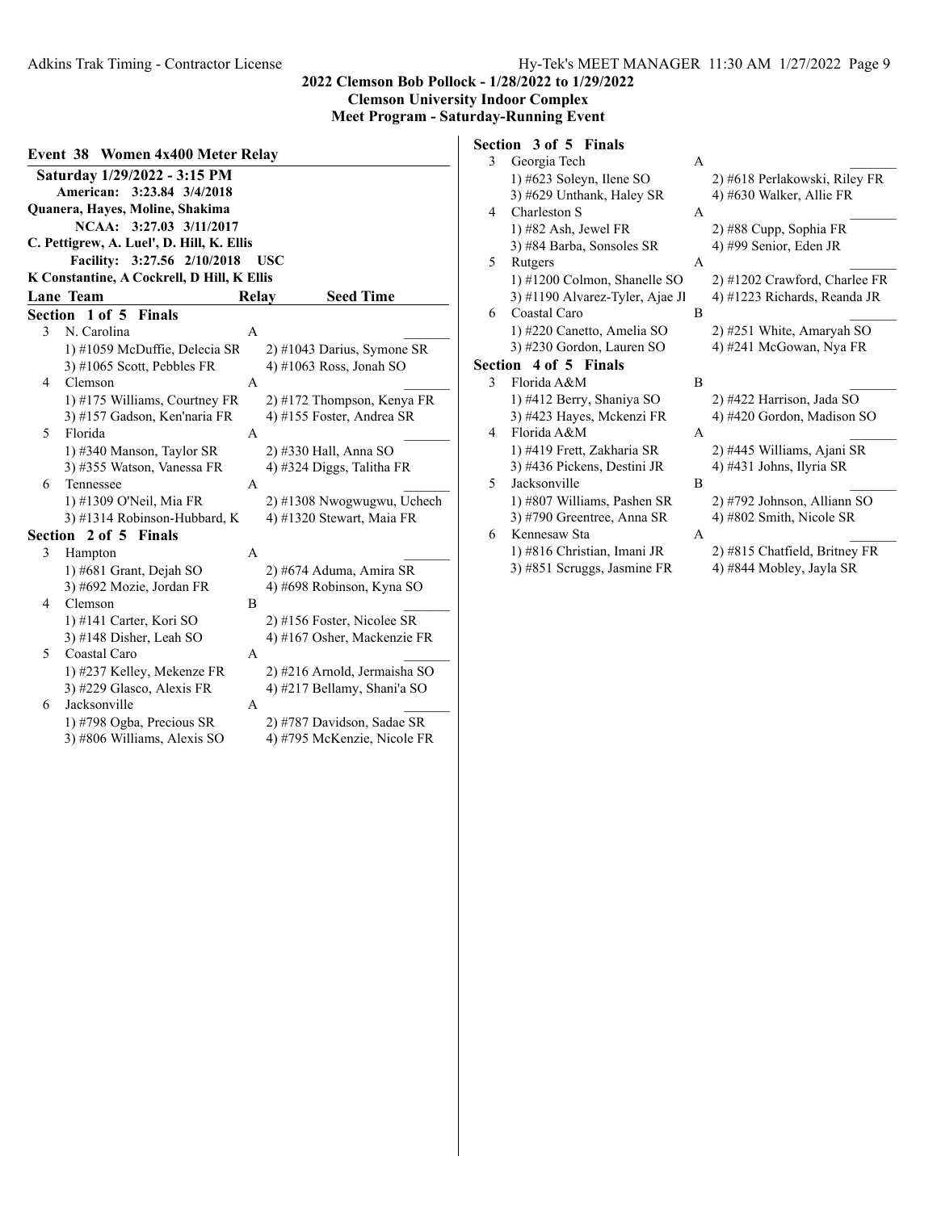**2022 Clemson Bob Pollock - 1/28/2022 to 1/29/2022**
**Clemson University Indoor Complex**
**Meet Program - Saturday-Running Event**

## Event 38 Women 4x400 Meter Relay

**Saturday 1/29/2022 - 3:15 PM**

**American: 3:23.84 3/4/2018**
**Quanera, Hayes, Moline, Shakima**

**NCAA: 3:27.03 3/11/2017**
**C. Pettigrew, A. Luel', D. Hill, K. Ellis**

**Facility: 3:27.56 2/10/2018 USC**
**K Constantine, A Cockrell, D Hill, K Ellis**

| Lane | Team | Relay | Seed Time |
|---|---|---|---|

### Section 1 of 5 Finals

| Lane | Team | Relay | Seed Time |
|---|---|---|---|
| 3 | N. Carolina | A | _______ |
| | 1) #1059 McDuffie, Delecia SR | 2) #1043 Darius, Symone SR | |
| | 3) #1065 Scott, Pebbles FR | 4) #1063 Ross, Jonah SO | |
| 4 | Clemson | A | _______ |
| | 1) #175 Williams, Courtney FR | 2) #172 Thompson, Kenya FR | |
| | 3) #157 Gadson, Ken'naria FR | 4) #155 Foster, Andrea SR | |
| 5 | Florida | A | _______ |
| | 1) #340 Manson, Taylor SR | 2) #330 Hall, Anna SO | |
| | 3) #355 Watson, Vanessa FR | 4) #324 Diggs, Talitha FR | |
| 6 | Tennessee | A | _______ |
| | 1) #1309 O'Neil, Mia FR | 2) #1308 Nwogwugwu, Uchech | |
| | 3) #1314 Robinson-Hubbard, K | 4) #1320 Stewart, Maia FR | |

### Section 2 of 5 Finals

| Lane | Team | Relay | Seed Time |
|---|---|---|---|
| 3 | Hampton | A | _______ |
| | 1) #681 Grant, Dejah SO | 2) #674 Aduma, Amira SR | |
| | 3) #692 Mozie, Jordan FR | 4) #698 Robinson, Kyna SO | |
| 4 | Clemson | B | _______ |
| | 1) #141 Carter, Kori SO | 2) #156 Foster, Nicolee SR | |
| | 3) #148 Disher, Leah SO | 4) #167 Osher, Mackenzie FR | |
| 5 | Coastal Caro | A | _______ |
| | 1) #237 Kelley, Mekenze FR | 2) #216 Arnold, Jermaisha SO | |
| | 3) #229 Glasco, Alexis FR | 4) #217 Bellamy, Shani'a SO | |
| 6 | Jacksonville | A | _______ |
| | 1) #798 Ogba, Precious SR | 2) #787 Davidson, Sadae SR | |
| | 3) #806 Williams, Alexis SO | 4) #795 McKenzie, Nicole FR | |

### Section 3 of 5 Finals

| Lane | Team | Relay | Seed Time |
|---|---|---|---|
| 3 | Georgia Tech | A | _______ |
| | 1) #623 Soleyn, Ilene SO | 2) #618 Perlakowski, Riley FR | |
| | 3) #629 Unthank, Haley SR | 4) #630 Walker, Allie FR | |
| 4 | Charleston S | A | _______ |
| | 1) #82 Ash, Jewel FR | 2) #88 Cupp, Sophia FR | |
| | 3) #84 Barba, Sonsoles SR | 4) #99 Senior, Eden JR | |
| 5 | Rutgers | A | _______ |
| | 1) #1200 Colmon, Shanelle SO | 2) #1202 Crawford, Charlee FR | |
| | 3) #1190 Alvarez-Tyler, Ajae JI | 4) #1223 Richards, Reanda JR | |
| 6 | Coastal Caro | B | _______ |
| | 1) #220 Canetto, Amelia SO | 2) #251 White, Amaryah SO | |
| | 3) #230 Gordon, Lauren SO | 4) #241 McGowan, Nya FR | |

### Section 4 of 5 Finals

| Lane | Team | Relay | Seed Time |
|---|---|---|---|
| 3 | Florida A&M | B | _______ |
| | 1) #412 Berry, Shaniya SO | 2) #422 Harrison, Jada SO | |
| | 3) #423 Hayes, Mckenzi FR | 4) #420 Gordon, Madison SO | |
| 4 | Florida A&M | A | _______ |
| | 1) #419 Frett, Zakharia SR | 2) #445 Williams, Ajani SR | |
| | 3) #436 Pickens, Destini JR | 4) #431 Johns, Ilyria SR | |
| 5 | Jacksonville | B | _______ |
| | 1) #807 Williams, Pashen SR | 2) #792 Johnson, Alliann SO | |
| | 3) #790 Greentree, Anna SR | 4) #802 Smith, Nicole SR | |
| 6 | Kennesaw Sta | A | _______ |
| | 1) #816 Christian, Imani JR | 2) #815 Chatfield, Britney FR | |
| | 3) #851 Scruggs, Jasmine FR | 4) #844 Mobley, Jayla SR | |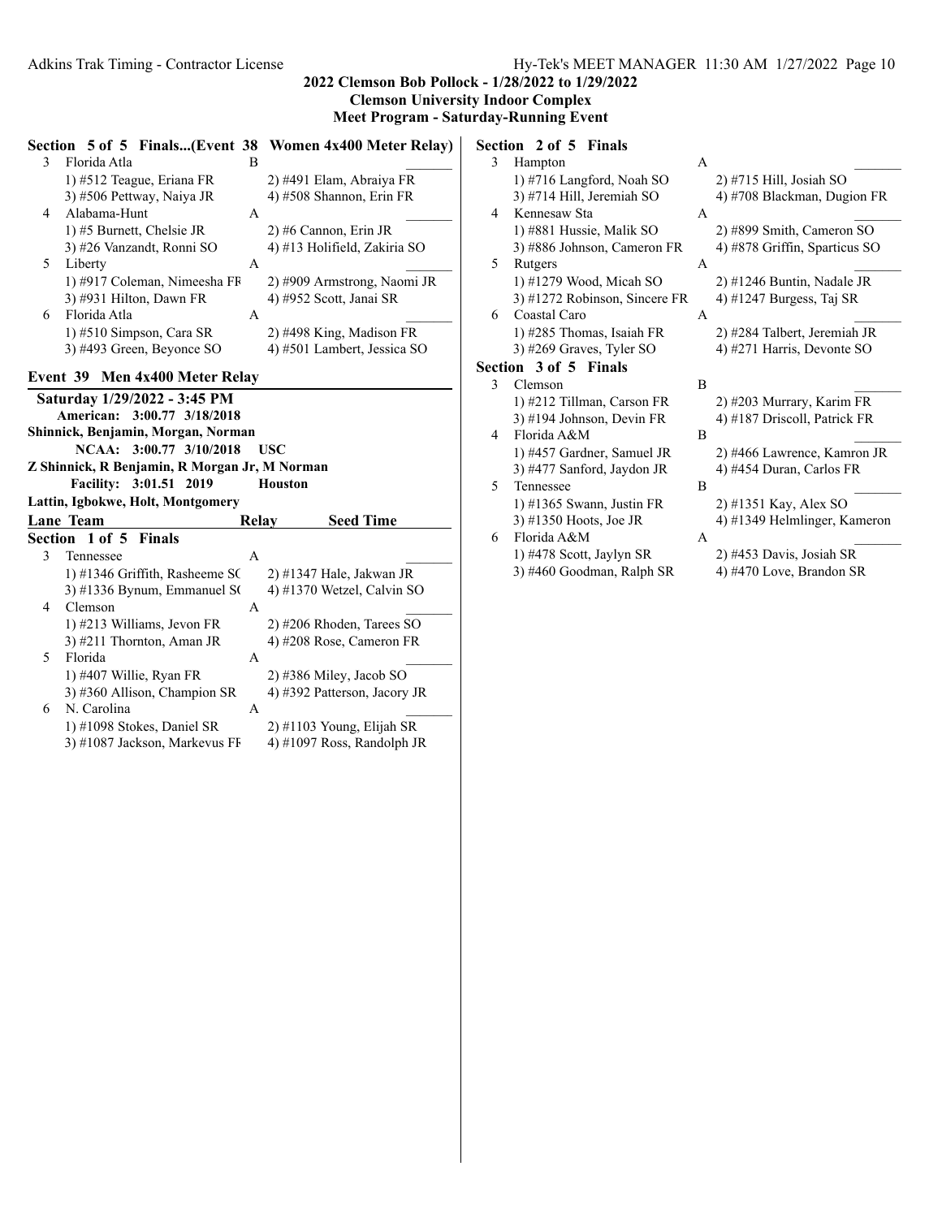## 2022 Clemson Bob Pollock - 1/28/2022 to 1/29/2022
**Clemson University Indoor Complex**
**Meet Program - Saturday-Running Event**

### Section 5 of 5 Finals...(Event 38 Women 4x400 Meter Relay)

| Lane | Team | Relay | Seed Time |
|---|---|---|---|
| 3 | Florida Atla | B | _______ |
| | 1) #512 Teague, Eriana FR | 2) #491 Elam, Abraiya FR | |
| | 3) #506 Pettway, Naiya JR | 4) #508 Shannon, Erin FR | |
| 4 | Alabama-Hunt | A | _______ |
| | 1) #5 Burnett, Chelsie JR | 2) #6 Cannon, Erin JR | |
| | 3) #26 Vanzandt, Ronni SO | 4) #13 Holifield, Zakiria SO | |
| 5 | Liberty | A | _______ |
| | 1) #917 Coleman, Nimeesha FR | 2) #909 Armstrong, Naomi JR | |
| | 3) #931 Hilton, Dawn FR | 4) #952 Scott, Janai SR | |
| 6 | Florida Atla | A | _______ |
| | 1) #510 Simpson, Cara SR | 2) #498 King, Madison FR | |
| | 3) #493 Green, Beyonce SO | 4) #501 Lambert, Jessica SO | |

### Event 39 Men 4x400 Meter Relay

**Saturday 1/29/2022 - 3:45 PM**
**American: 3:00.77 3/18/2018**
**Shinnick, Benjamin, Morgan, Norman**
**NCAA: 3:00.77 3/10/2018 USC**
**Z Shinnick, R Benjamin, R Morgan Jr, M Norman**
**Facility: 3:01.51 2019 Houston**
**Lattin, Igbokwe, Holt, Montgomery**

#### Section 1 of 5 Finals

| Lane | Team | Relay | Seed Time |
|---|---|---|---|
| 3 | Tennessee | A | _______ |
| | 1) #1346 Griffith, Rasheeme SO | 2) #1347 Hale, Jakwan JR | |
| | 3) #1336 Bynum, Emmanuel SO | 4) #1370 Wetzel, Calvin SO | |
| 4 | Clemson | A | _______ |
| | 1) #213 Williams, Jevon FR | 2) #206 Rhoden, Tarees SO | |
| | 3) #211 Thornton, Aman JR | 4) #208 Rose, Cameron FR | |
| 5 | Florida | A | _______ |
| | 1) #407 Willie, Ryan FR | 2) #386 Miley, Jacob SO | |
| | 3) #360 Allison, Champion SR | 4) #392 Patterson, Jacory JR | |
| 6 | N. Carolina | A | _______ |
| | 1) #1098 Stokes, Daniel SR | 2) #1103 Young, Elijah SR | |
| | 3) #1087 Jackson, Markevus FR | 4) #1097 Ross, Randolph JR | |

#### Section 2 of 5 Finals

| Lane | Team | Relay | Seed Time |
|---|---|---|---|
| 3 | Hampton | A | _______ |
| | 1) #716 Langford, Noah SO | 2) #715 Hill, Josiah SO | |
| | 3) #714 Hill, Jeremiah SO | 4) #708 Blackman, Dugion FR | |
| 4 | Kennesaw Sta | A | _______ |
| | 1) #881 Hussie, Malik SO | 2) #899 Smith, Cameron SO | |
| | 3) #886 Johnson, Cameron FR | 4) #878 Griffin, Sparticus SO | |
| 5 | Rutgers | A | _______ |
| | 1) #1279 Wood, Micah SO | 2) #1246 Buntin, Nadale JR | |
| | 3) #1272 Robinson, Sincere FR | 4) #1247 Burgess, Taj SR | |
| 6 | Coastal Caro | A | _______ |
| | 1) #285 Thomas, Isaiah FR | 2) #284 Talbert, Jeremiah JR | |
| | 3) #269 Graves, Tyler SO | 4) #271 Harris, Devonte SO | |

#### Section 3 of 5 Finals

| Lane | Team | Relay | Seed Time |
|---|---|---|---|
| 3 | Clemson | B | _______ |
| | 1) #212 Tillman, Carson FR | 2) #203 Murrary, Karim FR | |
| | 3) #194 Johnson, Devin FR | 4) #187 Driscoll, Patrick FR | |
| 4 | Florida A&M | B | _______ |
| | 1) #457 Gardner, Samuel JR | 2) #466 Lawrence, Kamron JR | |
| | 3) #477 Sanford, Jaydon JR | 4) #454 Duran, Carlos FR | |
| 5 | Tennessee | B | _______ |
| | 1) #1365 Swann, Justin FR | 2) #1351 Kay, Alex SO | |
| | 3) #1350 Hoots, Joe JR | 4) #1349 Helmlinger, Kameron | |
| 6 | Florida A&M | A | _______ |
| | 1) #478 Scott, Jaylyn SR | 2) #453 Davis, Josiah SR | |
| | 3) #460 Goodman, Ralph SR | 4) #470 Love, Brandon SR | |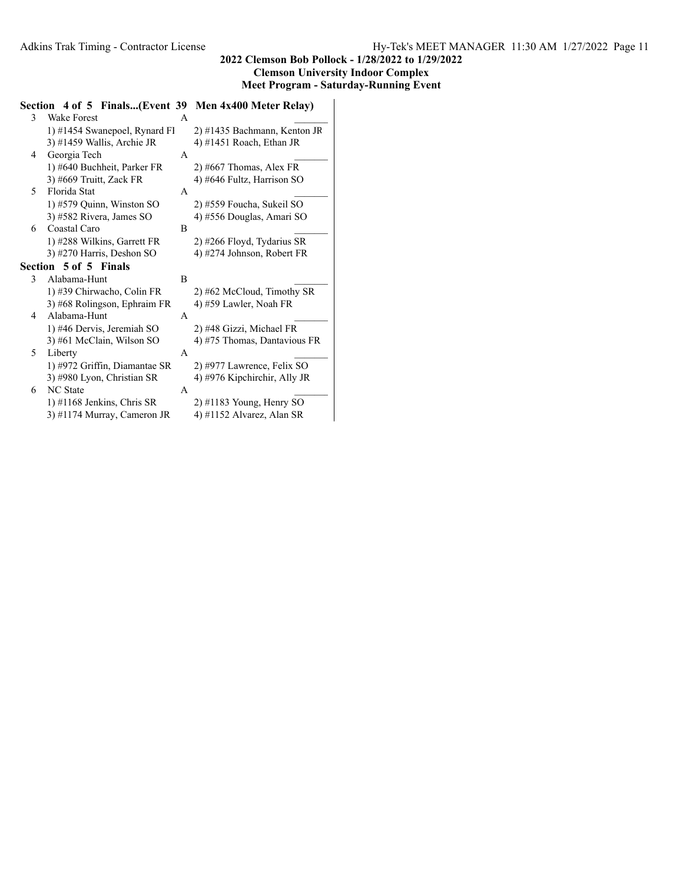## 2022 Clemson Bob Pollock - 1/28/2022 to 1/29/2022
## Clemson University Indoor Complex
## Meet Program - Saturday-Running Event

**Section 4 of 5 Finals...(Event 39 Men 4x400 Meter Relay)**

| | | | |
|---|---|---|---|
| 3 | Wake Forest | A | _______ |
| | 1) #1454 Swanepoel, Rynard FI | 2) #1435 Bachmann, Kenton JR | |
| | 3) #1459 Wallis, Archie JR | 4) #1451 Roach, Ethan JR | |
| 4 | Georgia Tech | A | _______ |
| | 1) #640 Buchheit, Parker FR | 2) #667 Thomas, Alex FR | |
| | 3) #669 Truitt, Zack FR | 4) #646 Fultz, Harrison SO | |
| 5 | Florida Stat | A | _______ |
| | 1) #579 Quinn, Winston SO | 2) #559 Foucha, Sukeil SO | |
| | 3) #582 Rivera, James SO | 4) #556 Douglas, Amari SO | |
| 6 | Coastal Caro | B | _______ |
| | 1) #288 Wilkins, Garrett FR | 2) #266 Floyd, Tydarius SR | |
| | 3) #270 Harris, Deshon SO | 4) #274 Johnson, Robert FR | |

**Section 5 of 5 Finals**

| | | | |
|---|---|---|---|
| 3 | Alabama-Hunt | B | _______ |
| | 1) #39 Chirwacho, Colin FR | 2) #62 McCloud, Timothy SR | |
| | 3) #68 Rolingson, Ephraim FR | 4) #59 Lawler, Noah FR | |
| 4 | Alabama-Hunt | A | _______ |
| | 1) #46 Dervis, Jeremiah SO | 2) #48 Gizzi, Michael FR | |
| | 3) #61 McClain, Wilson SO | 4) #75 Thomas, Dantavious FR | |
| 5 | Liberty | A | _______ |
| | 1) #972 Griffin, Diamantae SR | 2) #977 Lawrence, Felix SO | |
| | 3) #980 Lyon, Christian SR | 4) #976 Kipchirchir, Ally JR | |
| 6 | NC State | A | _______ |
| | 1) #1168 Jenkins, Chris SR | 2) #1183 Young, Henry SO | |
| | 3) #1174 Murray, Cameron JR | 4) #1152 Alvarez, Alan SR | |